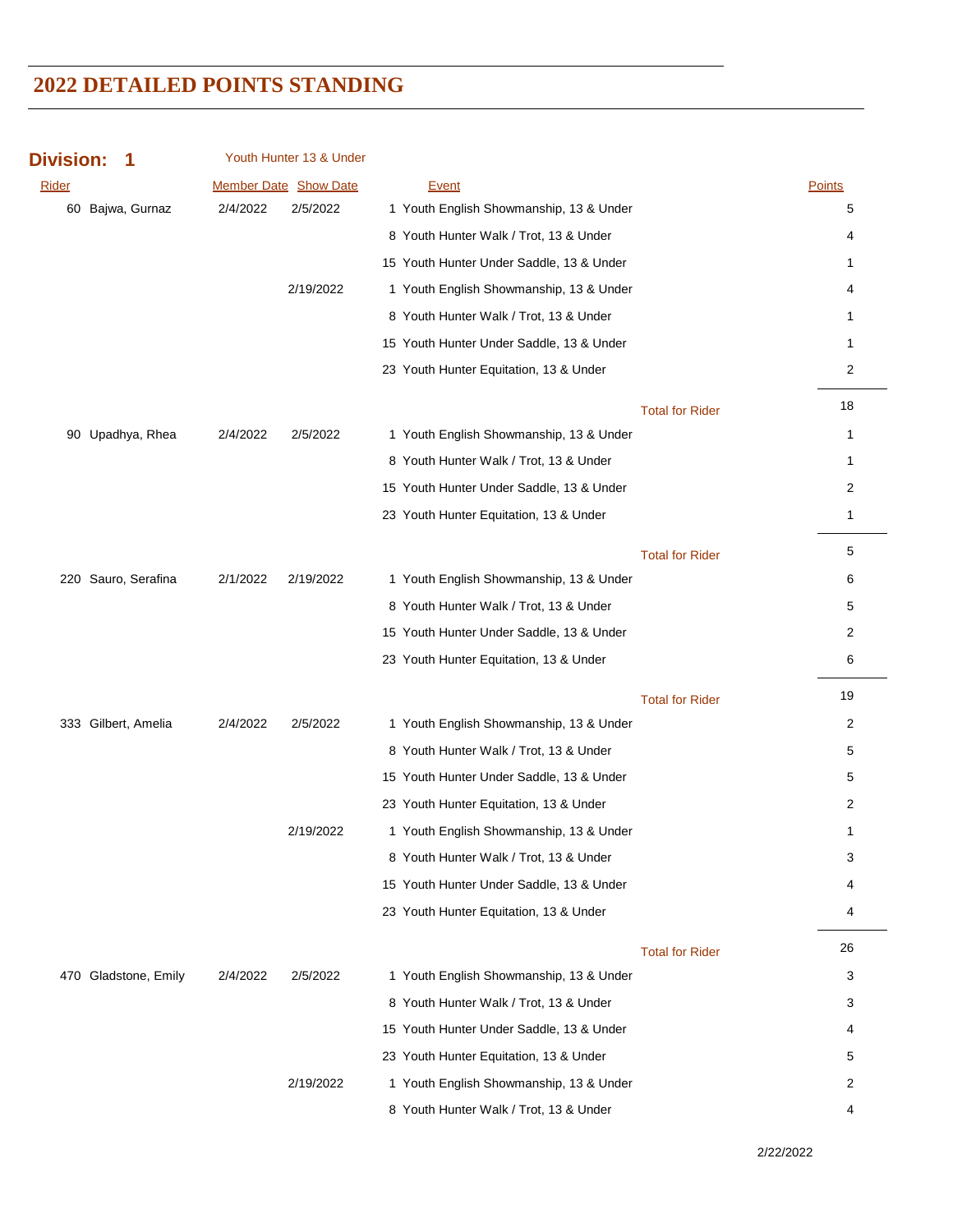# 2022 DETAILED POINTS STANDING

## Division: 1 — Youth Hunter 13 & Under

| Rider | | Member Date | Show Date | Event | | Points |
|---|---|---|---|---|---|---|
| 60 | Bajwa, Gurnaz | 2/4/2022 | 2/5/2022 | 1 | Youth English Showmanship, 13 & Under | 5 |
| | | | | 8 | Youth Hunter Walk / Trot, 13 & Under | 4 |
| | | | | 15 | Youth Hunter Under Saddle, 13 & Under | 1 |
| | | | 2/19/2022 | 1 | Youth English Showmanship, 13 & Under | 4 |
| | | | | 8 | Youth Hunter Walk / Trot, 13 & Under | 1 |
| | | | | 15 | Youth Hunter Under Saddle, 13 & Under | 1 |
| | | | | 23 | Youth Hunter Equitation, 13 & Under | 2 |
| | | | | | Total for Rider | 18 |
| 90 | Upadhya, Rhea | 2/4/2022 | 2/5/2022 | 1 | Youth English Showmanship, 13 & Under | 1 |
| | | | | 8 | Youth Hunter Walk / Trot, 13 & Under | 1 |
| | | | | 15 | Youth Hunter Under Saddle, 13 & Under | 2 |
| | | | | 23 | Youth Hunter Equitation, 13 & Under | 1 |
| | | | | | Total for Rider | 5 |
| 220 | Sauro, Serafina | 2/1/2022 | 2/19/2022 | 1 | Youth English Showmanship, 13 & Under | 6 |
| | | | | 8 | Youth Hunter Walk / Trot, 13 & Under | 5 |
| | | | | 15 | Youth Hunter Under Saddle, 13 & Under | 2 |
| | | | | 23 | Youth Hunter Equitation, 13 & Under | 6 |
| | | | | | Total for Rider | 19 |
| 333 | Gilbert, Amelia | 2/4/2022 | 2/5/2022 | 1 | Youth English Showmanship, 13 & Under | 2 |
| | | | | 8 | Youth Hunter Walk / Trot, 13 & Under | 5 |
| | | | | 15 | Youth Hunter Under Saddle, 13 & Under | 5 |
| | | | | 23 | Youth Hunter Equitation, 13 & Under | 2 |
| | | | 2/19/2022 | 1 | Youth English Showmanship, 13 & Under | 1 |
| | | | | 8 | Youth Hunter Walk / Trot, 13 & Under | 3 |
| | | | | 15 | Youth Hunter Under Saddle, 13 & Under | 4 |
| | | | | 23 | Youth Hunter Equitation, 13 & Under | 4 |
| | | | | | Total for Rider | 26 |
| 470 | Gladstone, Emily | 2/4/2022 | 2/5/2022 | 1 | Youth English Showmanship, 13 & Under | 3 |
| | | | | 8 | Youth Hunter Walk / Trot, 13 & Under | 3 |
| | | | | 15 | Youth Hunter Under Saddle, 13 & Under | 4 |
| | | | | 23 | Youth Hunter Equitation, 13 & Under | 5 |
| | | | 2/19/2022 | 1 | Youth English Showmanship, 13 & Under | 2 |
| | | | | 8 | Youth Hunter Walk / Trot, 13 & Under | 4 |

2/22/2022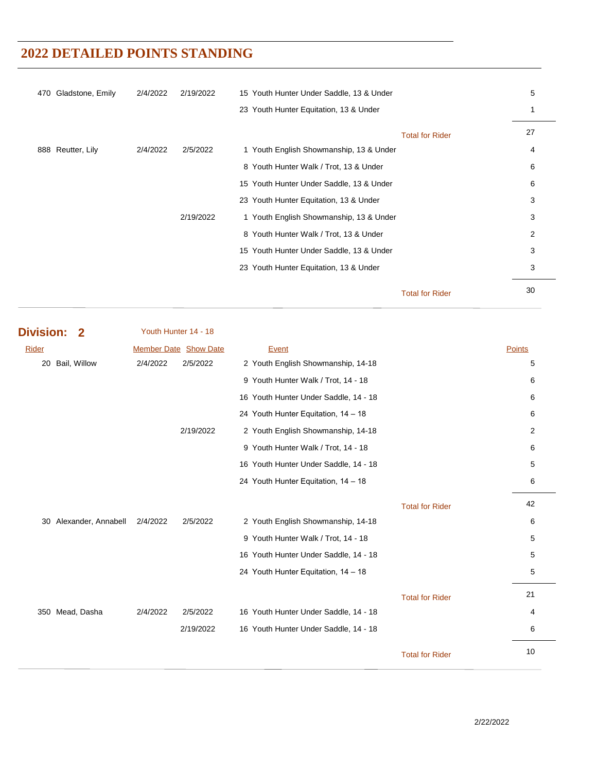# 2022 DETAILED POINTS STANDING

| Rider | Member Date | Show Date | Event | Points |
|---|---|---|---|---|
| 470 Gladstone, Emily | 2/4/2022 | 2/19/2022 | 15 Youth Hunter Under Saddle, 13 & Under | 5 |
| | | | 23 Youth Hunter Equitation, 13 & Under | 1 |
| | | | Total for Rider | 27 |
| 888 Reutter, Lily | 2/4/2022 | 2/5/2022 | 1 Youth English Showmanship, 13 & Under | 4 |
| | | | 8 Youth Hunter Walk / Trot, 13 & Under | 6 |
| | | | 15 Youth Hunter Under Saddle, 13 & Under | 6 |
| | | | 23 Youth Hunter Equitation, 13 & Under | 3 |
| | | 2/19/2022 | 1 Youth English Showmanship, 13 & Under | 3 |
| | | | 8 Youth Hunter Walk / Trot, 13 & Under | 2 |
| | | | 15 Youth Hunter Under Saddle, 13 & Under | 3 |
| | | | 23 Youth Hunter Equitation, 13 & Under | 3 |
| | | | Total for Rider | 30 |

## Division: 2 — Youth Hunter 14 - 18

| Rider | Member Date | Show Date | Event | Points |
|---|---|---|---|---|
| 20 Bail, Willow | 2/4/2022 | 2/5/2022 | 2 Youth English Showmanship, 14-18 | 5 |
| | | | 9 Youth Hunter Walk / Trot, 14 - 18 | 6 |
| | | | 16 Youth Hunter Under Saddle, 14 - 18 | 6 |
| | | | 24 Youth Hunter Equitation, 14 – 18 | 6 |
| | | 2/19/2022 | 2 Youth English Showmanship, 14-18 | 2 |
| | | | 9 Youth Hunter Walk / Trot, 14 - 18 | 6 |
| | | | 16 Youth Hunter Under Saddle, 14 - 18 | 5 |
| | | | 24 Youth Hunter Equitation, 14 – 18 | 6 |
| | | | Total for Rider | 42 |
| 30 Alexander, Annabell | 2/4/2022 | 2/5/2022 | 2 Youth English Showmanship, 14-18 | 6 |
| | | | 9 Youth Hunter Walk / Trot, 14 - 18 | 5 |
| | | | 16 Youth Hunter Under Saddle, 14 - 18 | 5 |
| | | | 24 Youth Hunter Equitation, 14 – 18 | 5 |
| | | | Total for Rider | 21 |
| 350 Mead, Dasha | 2/4/2022 | 2/5/2022 | 16 Youth Hunter Under Saddle, 14 - 18 | 4 |
| | | 2/19/2022 | 16 Youth Hunter Under Saddle, 14 - 18 | 6 |
| | | | Total for Rider | 10 |

2/22/2022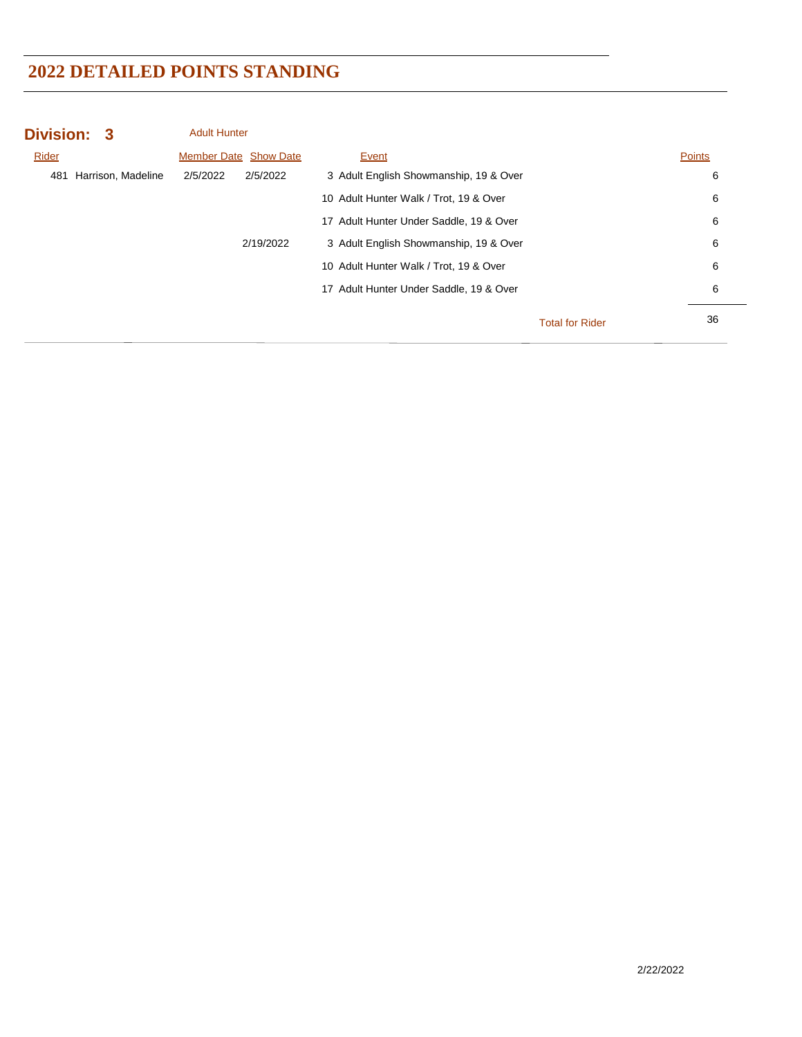# 2022 DETAILED POINTS STANDING

## Division: 3 Adult Hunter

| Rider | Member Date | Show Date | Event | Points |
|---|---|---|---|---|
| 481 Harrison, Madeline | 2/5/2022 | 2/5/2022 | 3 Adult English Showmanship, 19 & Over | 6 |
| | | | 10 Adult Hunter Walk / Trot, 19 & Over | 6 |
| | | | 17 Adult Hunter Under Saddle, 19 & Over | 6 |
| | | 2/19/2022 | 3 Adult English Showmanship, 19 & Over | 6 |
| | | | 10 Adult Hunter Walk / Trot, 19 & Over | 6 |
| | | | 17 Adult Hunter Under Saddle, 19 & Over | 6 |
| | | | Total for Rider | 36 |

2/22/2022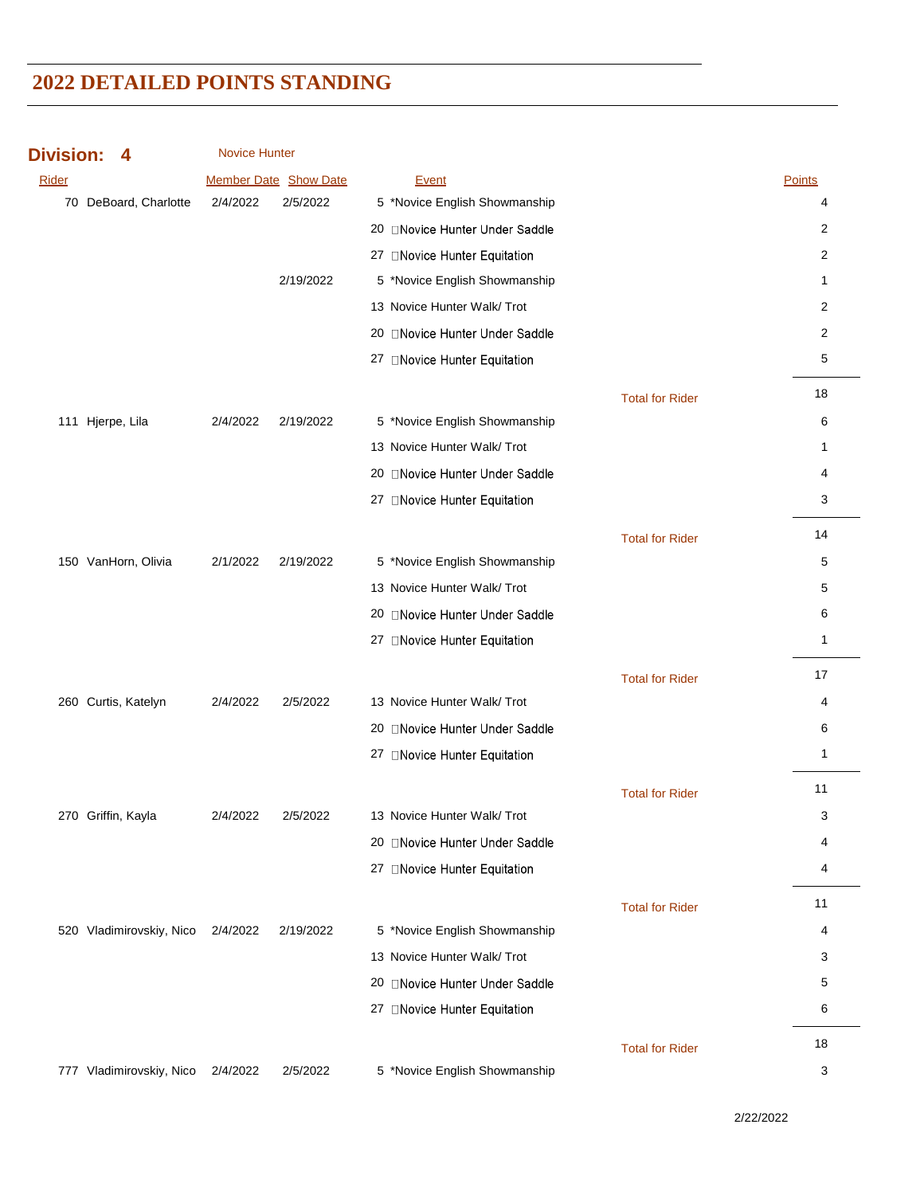# 2022 DETAILED POINTS STANDING

**Division: 4** Novice Hunter

| Rider | | Member Date | Show Date | Event | | Points |
|---|---|---|---|---|---|---|
| 70 | DeBoard, Charlotte | 2/4/2022 | 2/5/2022 | 5 | *Novice English Showmanship | 4 |
| | | | | 20 | Novice Hunter Under Saddle | 2 |
| | | | | 27 | Novice Hunter Equitation | 2 |
| | | | 2/19/2022 | 5 | *Novice English Showmanship | 1 |
| | | | | 13 | Novice Hunter Walk/ Trot | 2 |
| | | | | 20 | Novice Hunter Under Saddle | 2 |
| | | | | 27 | Novice Hunter Equitation | 5 |
| | | | | | Total for Rider | 18 |
| 111 | Hjerpe, Lila | 2/4/2022 | 2/19/2022 | 5 | *Novice English Showmanship | 6 |
| | | | | 13 | Novice Hunter Walk/ Trot | 1 |
| | | | | 20 | Novice Hunter Under Saddle | 4 |
| | | | | 27 | Novice Hunter Equitation | 3 |
| | | | | | Total for Rider | 14 |
| 150 | VanHorn, Olivia | 2/1/2022 | 2/19/2022 | 5 | *Novice English Showmanship | 5 |
| | | | | 13 | Novice Hunter Walk/ Trot | 5 |
| | | | | 20 | Novice Hunter Under Saddle | 6 |
| | | | | 27 | Novice Hunter Equitation | 1 |
| | | | | | Total for Rider | 17 |
| 260 | Curtis, Katelyn | 2/4/2022 | 2/5/2022 | 13 | Novice Hunter Walk/ Trot | 4 |
| | | | | 20 | Novice Hunter Under Saddle | 6 |
| | | | | 27 | Novice Hunter Equitation | 1 |
| | | | | | Total for Rider | 11 |
| 270 | Griffin, Kayla | 2/4/2022 | 2/5/2022 | 13 | Novice Hunter Walk/ Trot | 3 |
| | | | | 20 | Novice Hunter Under Saddle | 4 |
| | | | | 27 | Novice Hunter Equitation | 4 |
| | | | | | Total for Rider | 11 |
| 520 | Vladimirovskiy, Nico | 2/4/2022 | 2/19/2022 | 5 | *Novice English Showmanship | 4 |
| | | | | 13 | Novice Hunter Walk/ Trot | 3 |
| | | | | 20 | Novice Hunter Under Saddle | 5 |
| | | | | 27 | Novice Hunter Equitation | 6 |
| | | | | | Total for Rider | 18 |
| 777 | Vladimirovskiy, Nico | 2/4/2022 | 2/5/2022 | 5 | *Novice English Showmanship | 3 |

2/22/2022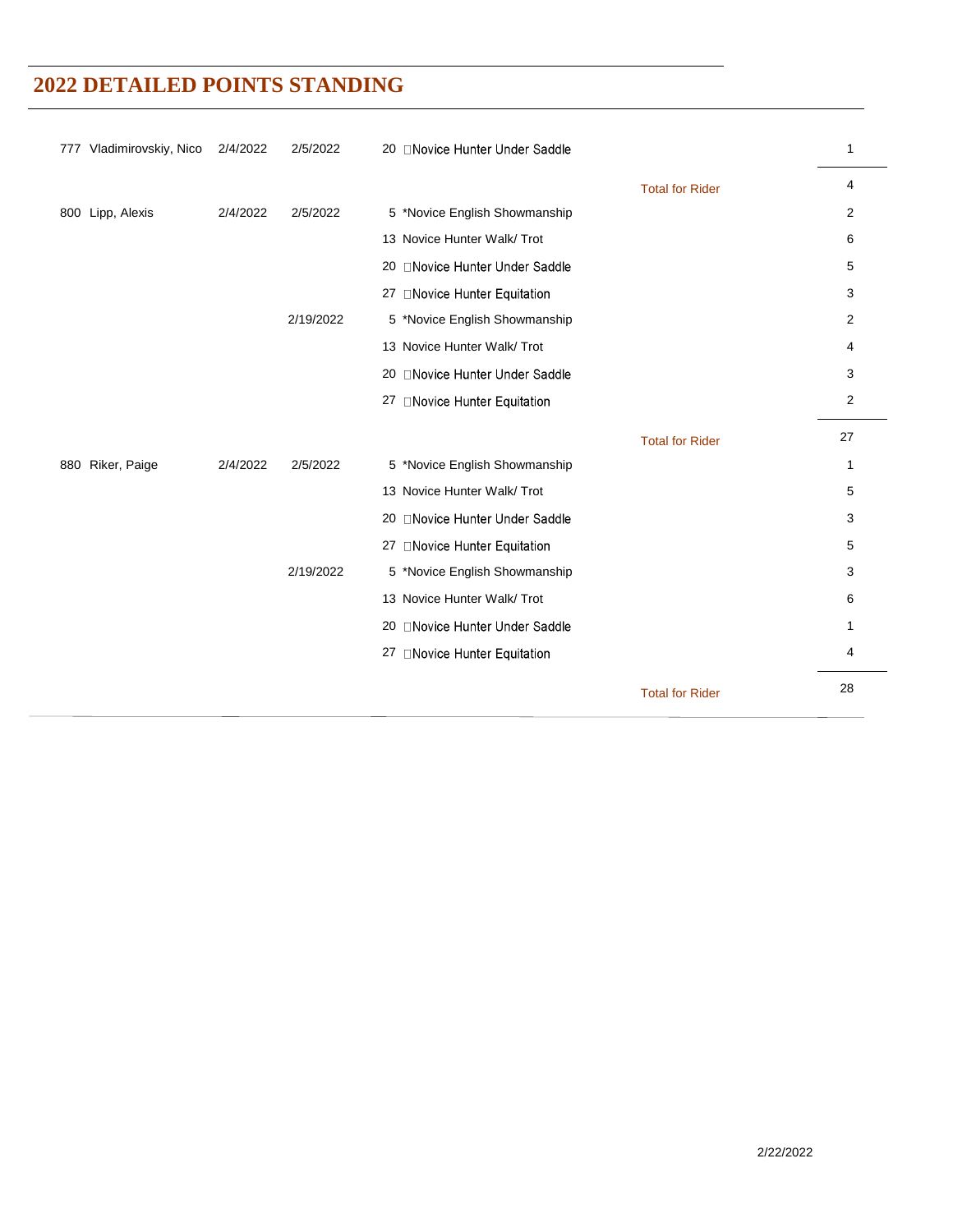## 2022 DETAILED POINTS STANDING

| | | | | | |
|---|---|---|---|---|---|
| 777 Vladimirovskiy, Nico | 2/4/2022 | 2/5/2022 | 20 Novice Hunter Under Saddle | | 1 |
| | | | | Total for Rider | 4 |
| 800 Lipp, Alexis | 2/4/2022 | 2/5/2022 | 5 *Novice English Showmanship | | 2 |
| | | | 13 Novice Hunter Walk/ Trot | | 6 |
| | | | 20 Novice Hunter Under Saddle | | 5 |
| | | | 27 Novice Hunter Equitation | | 3 |
| | | 2/19/2022 | 5 *Novice English Showmanship | | 2 |
| | | | 13 Novice Hunter Walk/ Trot | | 4 |
| | | | 20 Novice Hunter Under Saddle | | 3 |
| | | | 27 Novice Hunter Equitation | | 2 |
| | | | | Total for Rider | 27 |
| 880 Riker, Paige | 2/4/2022 | 2/5/2022 | 5 *Novice English Showmanship | | 1 |
| | | | 13 Novice Hunter Walk/ Trot | | 5 |
| | | | 20 Novice Hunter Under Saddle | | 3 |
| | | | 27 Novice Hunter Equitation | | 5 |
| | | 2/19/2022 | 5 *Novice English Showmanship | | 3 |
| | | | 13 Novice Hunter Walk/ Trot | | 6 |
| | | | 20 Novice Hunter Under Saddle | | 1 |
| | | | 27 Novice Hunter Equitation | | 4 |
| | | | | Total for Rider | 28 |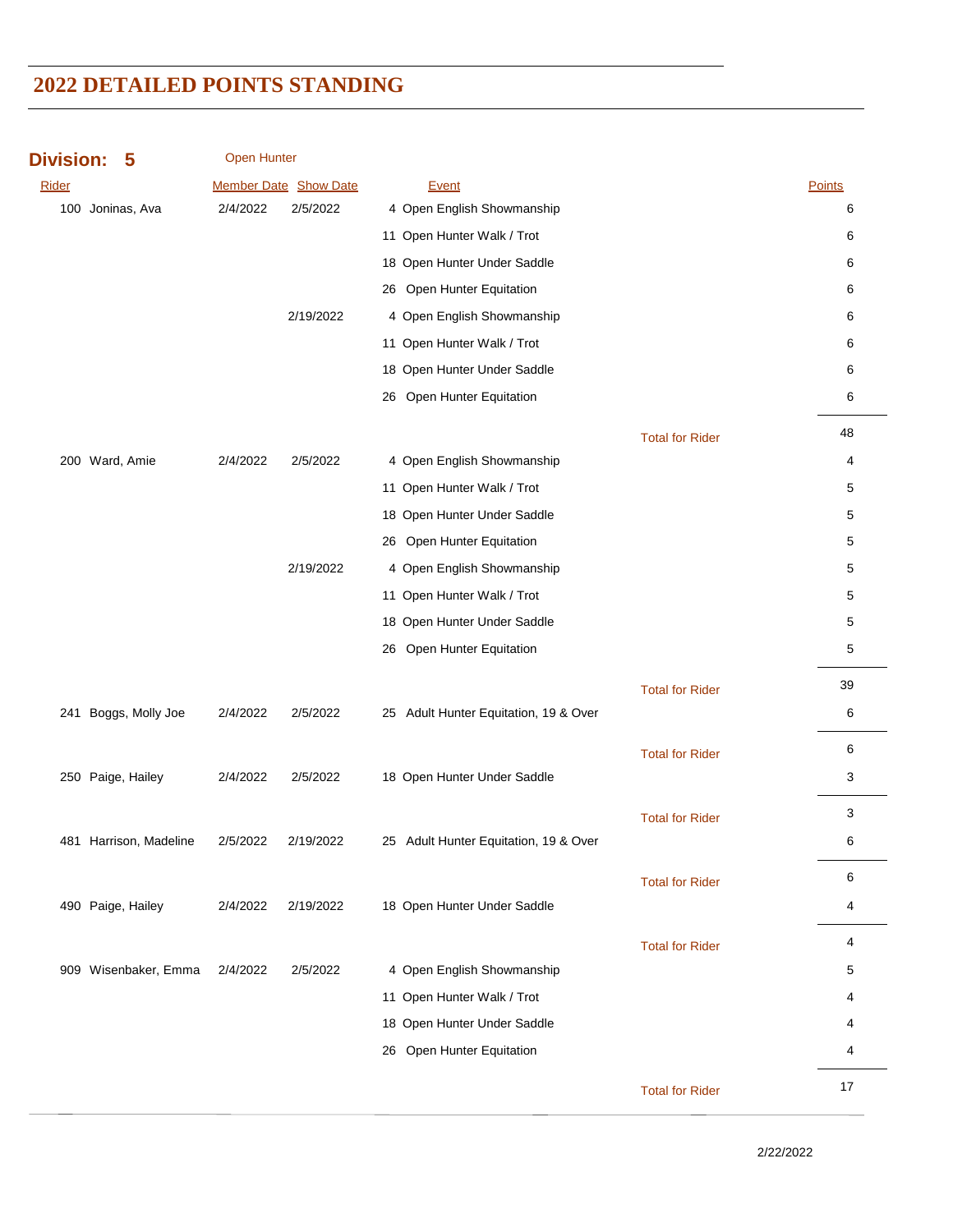# 2022 DETAILED POINTS STANDING

## Division: 5 Open Hunter

| Rider | Member Date | Show Date | Event | | Points |
|---|---|---|---|---|---|
| 100 Joninas, Ava | 2/4/2022 | 2/5/2022 | 4 Open English Showmanship | | 6 |
| | | | 11 Open Hunter Walk / Trot | | 6 |
| | | | 18 Open Hunter Under Saddle | | 6 |
| | | | 26 Open Hunter Equitation | | 6 |
| | | 2/19/2022 | 4 Open English Showmanship | | 6 |
| | | | 11 Open Hunter Walk / Trot | | 6 |
| | | | 18 Open Hunter Under Saddle | | 6 |
| | | | 26 Open Hunter Equitation | | 6 |
| | | | | Total for Rider | 48 |
| 200 Ward, Amie | 2/4/2022 | 2/5/2022 | 4 Open English Showmanship | | 4 |
| | | | 11 Open Hunter Walk / Trot | | 5 |
| | | | 18 Open Hunter Under Saddle | | 5 |
| | | | 26 Open Hunter Equitation | | 5 |
| | | 2/19/2022 | 4 Open English Showmanship | | 5 |
| | | | 11 Open Hunter Walk / Trot | | 5 |
| | | | 18 Open Hunter Under Saddle | | 5 |
| | | | 26 Open Hunter Equitation | | 5 |
| | | | | Total for Rider | 39 |
| 241 Boggs, Molly Joe | 2/4/2022 | 2/5/2022 | 25 Adult Hunter Equitation, 19 & Over | | 6 |
| | | | | Total for Rider | 6 |
| 250 Paige, Hailey | 2/4/2022 | 2/5/2022 | 18 Open Hunter Under Saddle | | 3 |
| | | | | Total for Rider | 3 |
| 481 Harrison, Madeline | 2/5/2022 | 2/19/2022 | 25 Adult Hunter Equitation, 19 & Over | | 6 |
| | | | | Total for Rider | 6 |
| 490 Paige, Hailey | 2/4/2022 | 2/19/2022 | 18 Open Hunter Under Saddle | | 4 |
| | | | | Total for Rider | 4 |
| 909 Wisenbaker, Emma | 2/4/2022 | 2/5/2022 | 4 Open English Showmanship | | 5 |
| | | | 11 Open Hunter Walk / Trot | | 4 |
| | | | 18 Open Hunter Under Saddle | | 4 |
| | | | 26 Open Hunter Equitation | | 4 |
| | | | | Total for Rider | 17 |

2/22/2022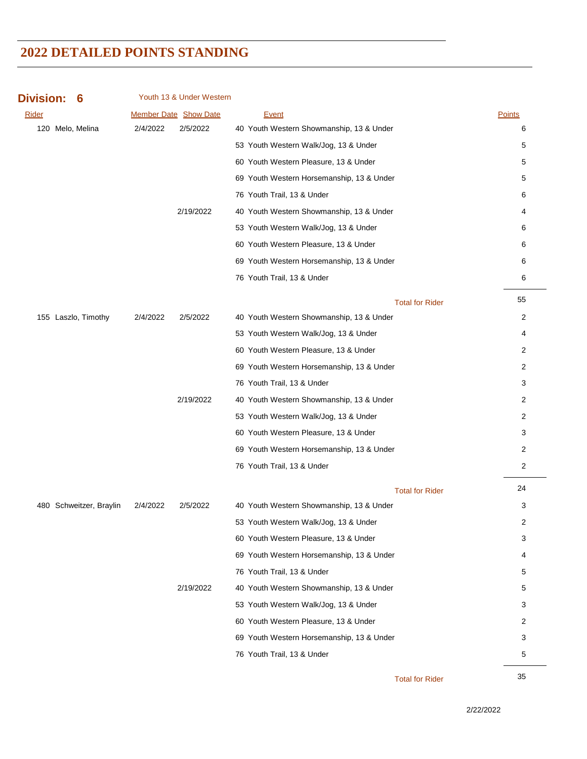# 2022 DETAILED POINTS STANDING

**Division: 6** Youth 13 & Under Western

| Rider | Member Date | Show Date | Event | Points |
|---|---|---|---|---|
| 120 Melo, Melina | 2/4/2022 | 2/5/2022 | 40 Youth Western Showmanship, 13 & Under | 6 |
| | | | 53 Youth Western Walk/Jog, 13 & Under | 5 |
| | | | 60 Youth Western Pleasure, 13 & Under | 5 |
| | | | 69 Youth Western Horsemanship, 13 & Under | 5 |
| | | | 76 Youth Trail, 13 & Under | 6 |
| | | 2/19/2022 | 40 Youth Western Showmanship, 13 & Under | 4 |
| | | | 53 Youth Western Walk/Jog, 13 & Under | 6 |
| | | | 60 Youth Western Pleasure, 13 & Under | 6 |
| | | | 69 Youth Western Horsemanship, 13 & Under | 6 |
| | | | 76 Youth Trail, 13 & Under | 6 |
| | | | Total for Rider | 55 |
| 155 Laszlo, Timothy | 2/4/2022 | 2/5/2022 | 40 Youth Western Showmanship, 13 & Under | 2 |
| | | | 53 Youth Western Walk/Jog, 13 & Under | 4 |
| | | | 60 Youth Western Pleasure, 13 & Under | 2 |
| | | | 69 Youth Western Horsemanship, 13 & Under | 2 |
| | | | 76 Youth Trail, 13 & Under | 3 |
| | | 2/19/2022 | 40 Youth Western Showmanship, 13 & Under | 2 |
| | | | 53 Youth Western Walk/Jog, 13 & Under | 2 |
| | | | 60 Youth Western Pleasure, 13 & Under | 3 |
| | | | 69 Youth Western Horsemanship, 13 & Under | 2 |
| | | | 76 Youth Trail, 13 & Under | 2 |
| | | | Total for Rider | 24 |
| 480 Schweitzer, Braylin | 2/4/2022 | 2/5/2022 | 40 Youth Western Showmanship, 13 & Under | 3 |
| | | | 53 Youth Western Walk/Jog, 13 & Under | 2 |
| | | | 60 Youth Western Pleasure, 13 & Under | 3 |
| | | | 69 Youth Western Horsemanship, 13 & Under | 4 |
| | | | 76 Youth Trail, 13 & Under | 5 |
| | | 2/19/2022 | 40 Youth Western Showmanship, 13 & Under | 5 |
| | | | 53 Youth Western Walk/Jog, 13 & Under | 3 |
| | | | 60 Youth Western Pleasure, 13 & Under | 2 |
| | | | 69 Youth Western Horsemanship, 13 & Under | 3 |
| | | | 76 Youth Trail, 13 & Under | 5 |
| | | | Total for Rider | 35 |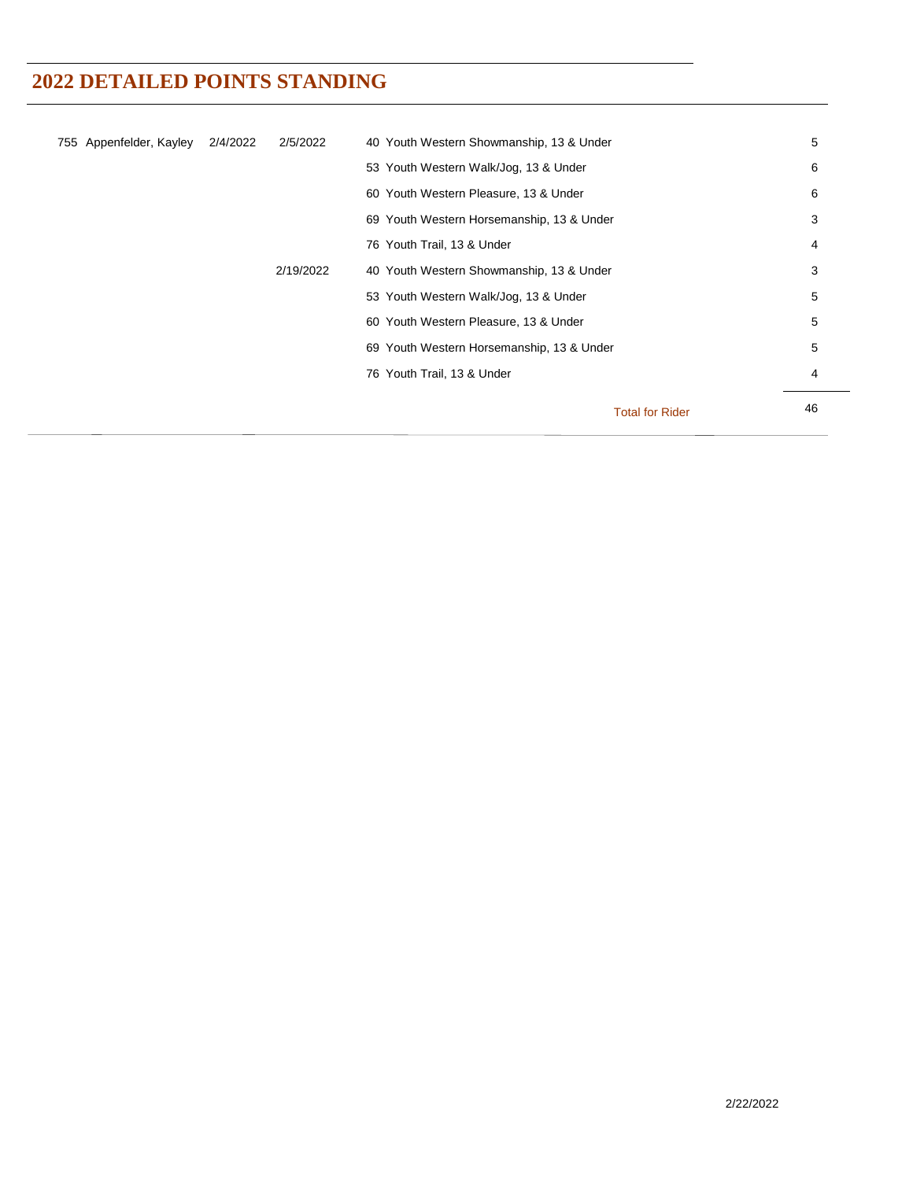## 2022 DETAILED POINTS STANDING

| | | | | |
|---|---|---|---|---|
| 755 Appenfelder, Kayley | 2/4/2022 | 2/5/2022 | 40 Youth Western Showmanship, 13 & Under | 5 |
| | | | 53 Youth Western Walk/Jog, 13 & Under | 6 |
| | | | 60 Youth Western Pleasure, 13 & Under | 6 |
| | | | 69 Youth Western Horsemanship, 13 & Under | 3 |
| | | | 76 Youth Trail, 13 & Under | 4 |
| | | 2/19/2022 | 40 Youth Western Showmanship, 13 & Under | 3 |
| | | | 53 Youth Western Walk/Jog, 13 & Under | 5 |
| | | | 60 Youth Western Pleasure, 13 & Under | 5 |
| | | | 69 Youth Western Horsemanship, 13 & Under | 5 |
| | | | 76 Youth Trail, 13 & Under | 4 |
| | | | Total for Rider | 46 |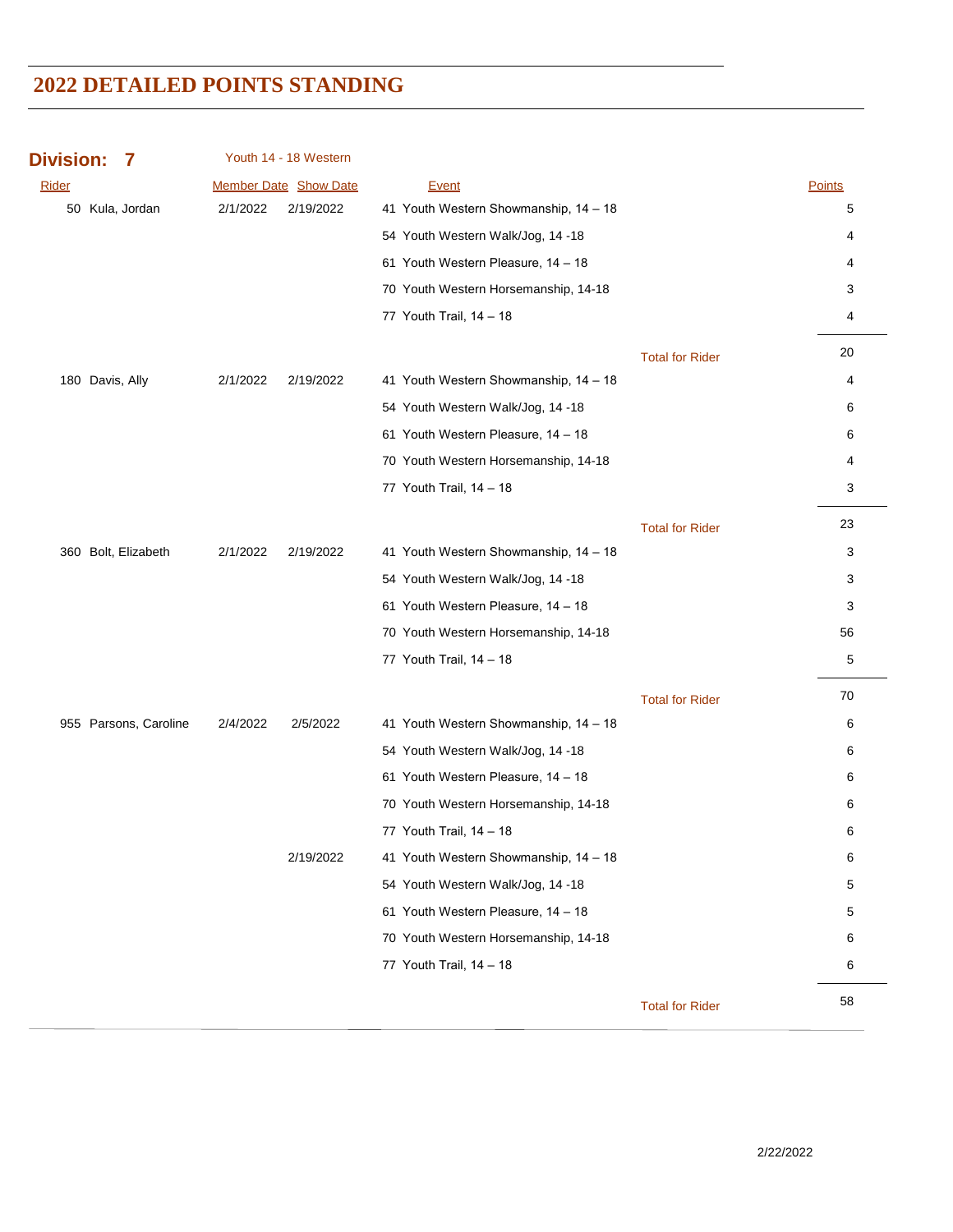# 2022 DETAILED POINTS STANDING

## Division: 7 Youth 14 - 18 Western

| Rider | Member Date | Show Date | Event | | Points |
|---|---|---|---|---|---|
| 50 Kula, Jordan | 2/1/2022 | 2/19/2022 | 41 Youth Western Showmanship, 14 – 18 | | 5 |
| | | | 54 Youth Western Walk/Jog, 14 -18 | | 4 |
| | | | 61 Youth Western Pleasure, 14 – 18 | | 4 |
| | | | 70 Youth Western Horsemanship, 14-18 | | 3 |
| | | | 77 Youth Trail, 14 – 18 | | 4 |
| | | | | Total for Rider | 20 |
| 180 Davis, Ally | 2/1/2022 | 2/19/2022 | 41 Youth Western Showmanship, 14 – 18 | | 4 |
| | | | 54 Youth Western Walk/Jog, 14 -18 | | 6 |
| | | | 61 Youth Western Pleasure, 14 – 18 | | 6 |
| | | | 70 Youth Western Horsemanship, 14-18 | | 4 |
| | | | 77 Youth Trail, 14 – 18 | | 3 |
| | | | | Total for Rider | 23 |
| 360 Bolt, Elizabeth | 2/1/2022 | 2/19/2022 | 41 Youth Western Showmanship, 14 – 18 | | 3 |
| | | | 54 Youth Western Walk/Jog, 14 -18 | | 3 |
| | | | 61 Youth Western Pleasure, 14 – 18 | | 3 |
| | | | 70 Youth Western Horsemanship, 14-18 | | 56 |
| | | | 77 Youth Trail, 14 – 18 | | 5 |
| | | | | Total for Rider | 70 |
| 955 Parsons, Caroline | 2/4/2022 | 2/5/2022 | 41 Youth Western Showmanship, 14 – 18 | | 6 |
| | | | 54 Youth Western Walk/Jog, 14 -18 | | 6 |
| | | | 61 Youth Western Pleasure, 14 – 18 | | 6 |
| | | | 70 Youth Western Horsemanship, 14-18 | | 6 |
| | | | 77 Youth Trail, 14 – 18 | | 6 |
| | | 2/19/2022 | 41 Youth Western Showmanship, 14 – 18 | | 6 |
| | | | 54 Youth Western Walk/Jog, 14 -18 | | 5 |
| | | | 61 Youth Western Pleasure, 14 – 18 | | 5 |
| | | | 70 Youth Western Horsemanship, 14-18 | | 6 |
| | | | 77 Youth Trail, 14 – 18 | | 6 |
| | | | | Total for Rider | 58 |

2/22/2022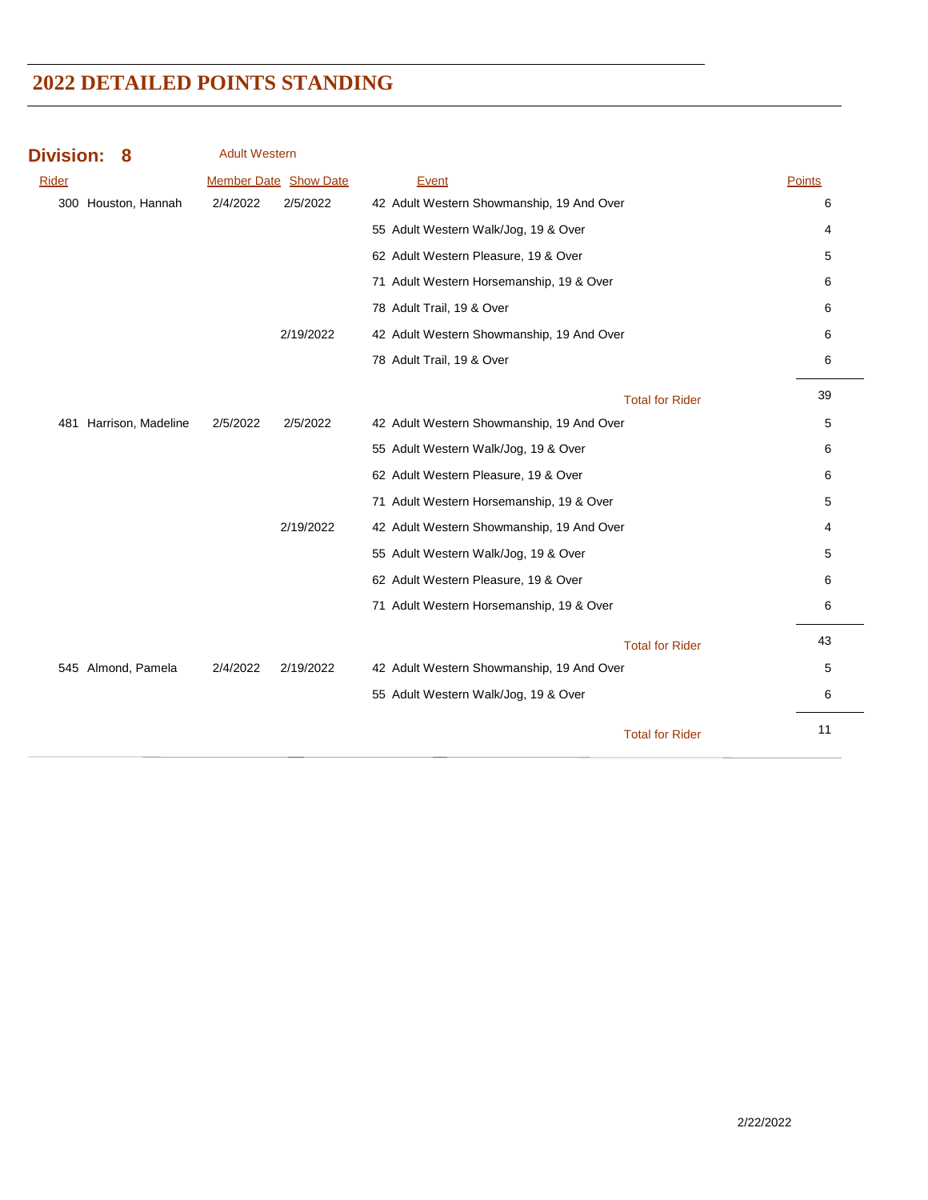# 2022 DETAILED POINTS STANDING

## Division: 8 — Adult Western

| Rider | Member Date | Show Date | Event | Points |
|---|---|---|---|---|
| 300 Houston, Hannah | 2/4/2022 | 2/5/2022 | 42 Adult Western Showmanship, 19 And Over | 6 |
| | | | 55 Adult Western Walk/Jog, 19 & Over | 4 |
| | | | 62 Adult Western Pleasure, 19 & Over | 5 |
| | | | 71 Adult Western Horsemanship, 19 & Over | 6 |
| | | | 78 Adult Trail, 19 & Over | 6 |
| | | 2/19/2022 | 42 Adult Western Showmanship, 19 And Over | 6 |
| | | | 78 Adult Trail, 19 & Over | 6 |
| | | | Total for Rider | 39 |
| 481 Harrison, Madeline | 2/5/2022 | 2/5/2022 | 42 Adult Western Showmanship, 19 And Over | 5 |
| | | | 55 Adult Western Walk/Jog, 19 & Over | 6 |
| | | | 62 Adult Western Pleasure, 19 & Over | 6 |
| | | | 71 Adult Western Horsemanship, 19 & Over | 5 |
| | | 2/19/2022 | 42 Adult Western Showmanship, 19 And Over | 4 |
| | | | 55 Adult Western Walk/Jog, 19 & Over | 5 |
| | | | 62 Adult Western Pleasure, 19 & Over | 6 |
| | | | 71 Adult Western Horsemanship, 19 & Over | 6 |
| | | | Total for Rider | 43 |
| 545 Almond, Pamela | 2/4/2022 | 2/19/2022 | 42 Adult Western Showmanship, 19 And Over | 5 |
| | | | 55 Adult Western Walk/Jog, 19 & Over | 6 |
| | | | Total for Rider | 11 |

2/22/2022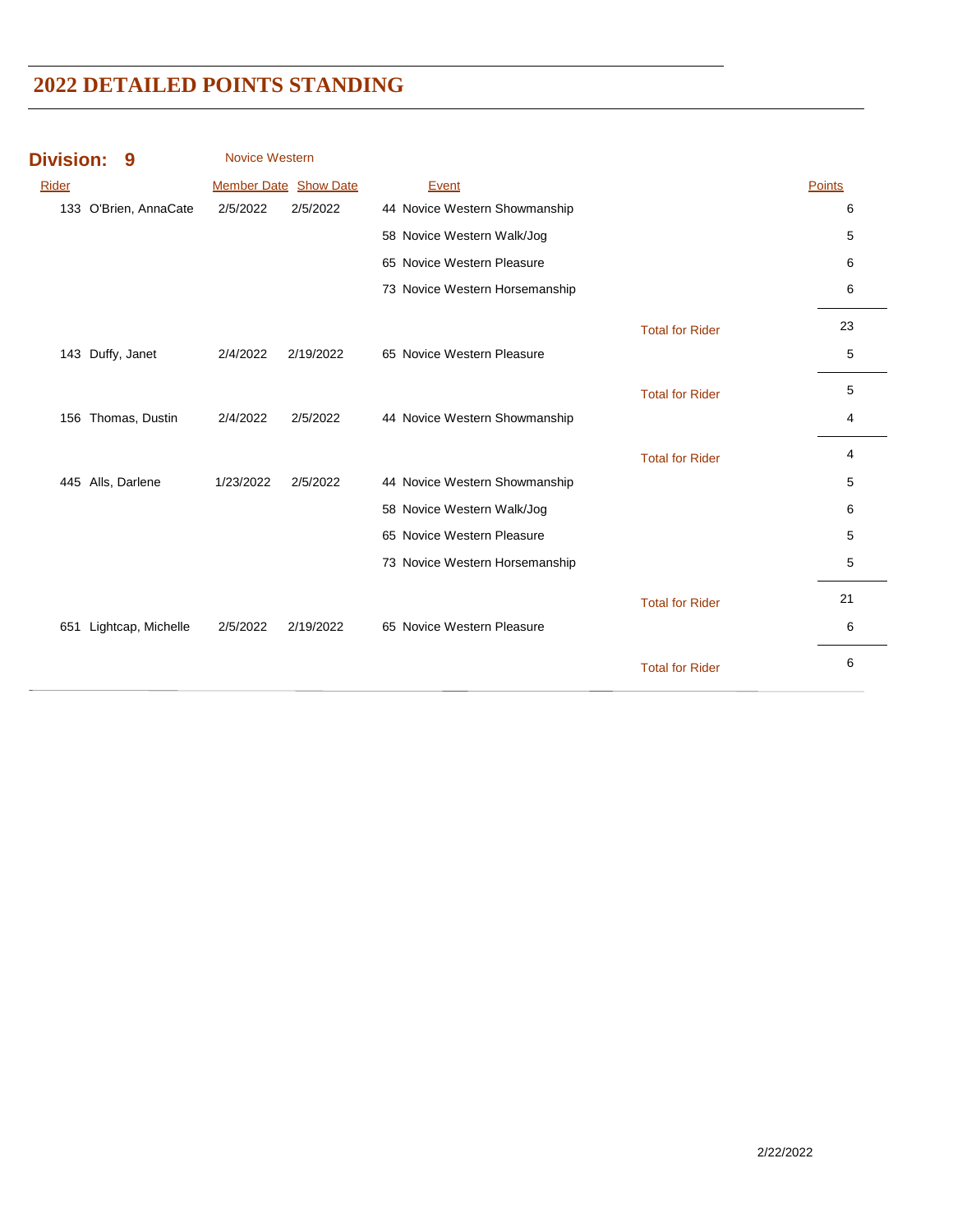# 2022 DETAILED POINTS STANDING

**Division: 9** Novice Western

| Rider | Member Date | Show Date | Event | | Points |
|---|---|---|---|---|---|
| 133 O'Brien, AnnaCate | 2/5/2022 | 2/5/2022 | 44 Novice Western Showmanship | | 6 |
| | | | 58 Novice Western Walk/Jog | | 5 |
| | | | 65 Novice Western Pleasure | | 6 |
| | | | 73 Novice Western Horsemanship | | 6 |
| | | | | Total for Rider | 23 |
| 143 Duffy, Janet | 2/4/2022 | 2/19/2022 | 65 Novice Western Pleasure | | 5 |
| | | | | Total for Rider | 5 |
| 156 Thomas, Dustin | 2/4/2022 | 2/5/2022 | 44 Novice Western Showmanship | | 4 |
| | | | | Total for Rider | 4 |
| 445 Alls, Darlene | 1/23/2022 | 2/5/2022 | 44 Novice Western Showmanship | | 5 |
| | | | 58 Novice Western Walk/Jog | | 6 |
| | | | 65 Novice Western Pleasure | | 5 |
| | | | 73 Novice Western Horsemanship | | 5 |
| | | | | Total for Rider | 21 |
| 651 Lightcap, Michelle | 2/5/2022 | 2/19/2022 | 65 Novice Western Pleasure | | 6 |
| | | | | Total for Rider | 6 |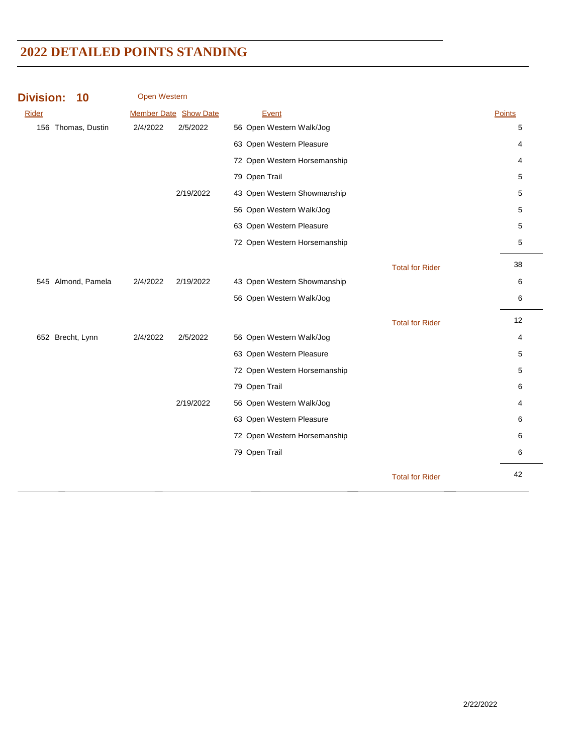# 2022 DETAILED POINTS STANDING

## Division: 10 Open Western

| Rider | Member Date | Show Date | Event | | Points |
|---|---|---|---|---|---|
| 156 Thomas, Dustin | 2/4/2022 | 2/5/2022 | 56 Open Western Walk/Jog | | 5 |
| | | | 63 Open Western Pleasure | | 4 |
| | | | 72 Open Western Horsemanship | | 4 |
| | | | 79 Open Trail | | 5 |
| | | 2/19/2022 | 43 Open Western Showmanship | | 5 |
| | | | 56 Open Western Walk/Jog | | 5 |
| | | | 63 Open Western Pleasure | | 5 |
| | | | 72 Open Western Horsemanship | | 5 |
| | | | | Total for Rider | 38 |
| 545 Almond, Pamela | 2/4/2022 | 2/19/2022 | 43 Open Western Showmanship | | 6 |
| | | | 56 Open Western Walk/Jog | | 6 |
| | | | | Total for Rider | 12 |
| 652 Brecht, Lynn | 2/4/2022 | 2/5/2022 | 56 Open Western Walk/Jog | | 4 |
| | | | 63 Open Western Pleasure | | 5 |
| | | | 72 Open Western Horsemanship | | 5 |
| | | | 79 Open Trail | | 6 |
| | | 2/19/2022 | 56 Open Western Walk/Jog | | 4 |
| | | | 63 Open Western Pleasure | | 6 |
| | | | 72 Open Western Horsemanship | | 6 |
| | | | 79 Open Trail | | 6 |
| | | | | Total for Rider | 42 |

2/22/2022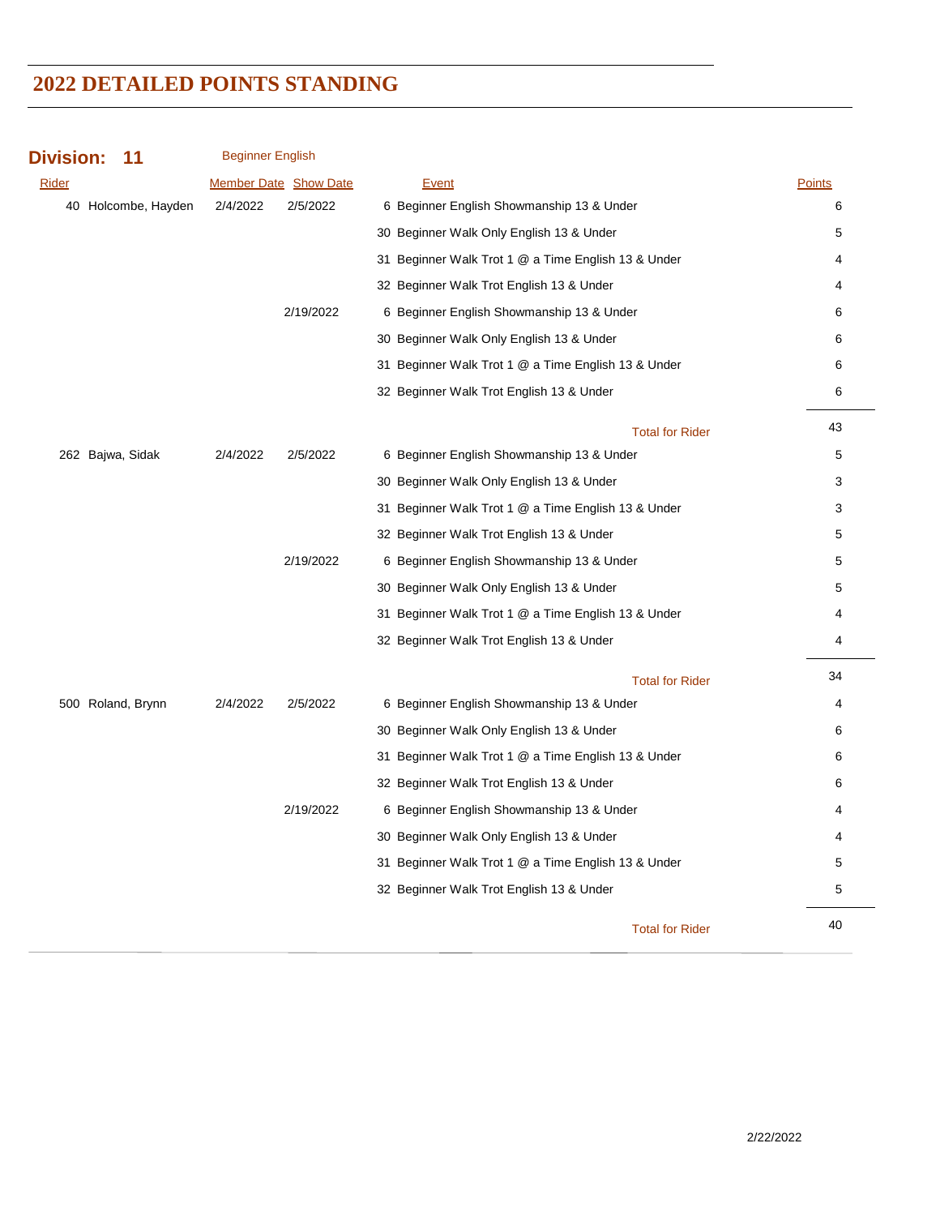# 2022 DETAILED POINTS STANDING

**Division: 11** Beginner English

| Rider | Member Date | Show Date | Event | Points |
|---|---|---|---|---|
| 40 Holcombe, Hayden | 2/4/2022 | 2/5/2022 | 6 Beginner English Showmanship 13 & Under | 6 |
| | | | 30 Beginner Walk Only English 13 & Under | 5 |
| | | | 31 Beginner Walk Trot 1 @ a Time English 13 & Under | 4 |
| | | | 32 Beginner Walk Trot English 13 & Under | 4 |
| | | 2/19/2022 | 6 Beginner English Showmanship 13 & Under | 6 |
| | | | 30 Beginner Walk Only English 13 & Under | 6 |
| | | | 31 Beginner Walk Trot 1 @ a Time English 13 & Under | 6 |
| | | | 32 Beginner Walk Trot English 13 & Under | 6 |
| | | | Total for Rider | 43 |
| 262 Bajwa, Sidak | 2/4/2022 | 2/5/2022 | 6 Beginner English Showmanship 13 & Under | 5 |
| | | | 30 Beginner Walk Only English 13 & Under | 3 |
| | | | 31 Beginner Walk Trot 1 @ a Time English 13 & Under | 3 |
| | | | 32 Beginner Walk Trot English 13 & Under | 5 |
| | | 2/19/2022 | 6 Beginner English Showmanship 13 & Under | 5 |
| | | | 30 Beginner Walk Only English 13 & Under | 5 |
| | | | 31 Beginner Walk Trot 1 @ a Time English 13 & Under | 4 |
| | | | 32 Beginner Walk Trot English 13 & Under | 4 |
| | | | Total for Rider | 34 |
| 500 Roland, Brynn | 2/4/2022 | 2/5/2022 | 6 Beginner English Showmanship 13 & Under | 4 |
| | | | 30 Beginner Walk Only English 13 & Under | 6 |
| | | | 31 Beginner Walk Trot 1 @ a Time English 13 & Under | 6 |
| | | | 32 Beginner Walk Trot English 13 & Under | 6 |
| | | 2/19/2022 | 6 Beginner English Showmanship 13 & Under | 4 |
| | | | 30 Beginner Walk Only English 13 & Under | 4 |
| | | | 31 Beginner Walk Trot 1 @ a Time English 13 & Under | 5 |
| | | | 32 Beginner Walk Trot English 13 & Under | 5 |
| | | | Total for Rider | 40 |

2/22/2022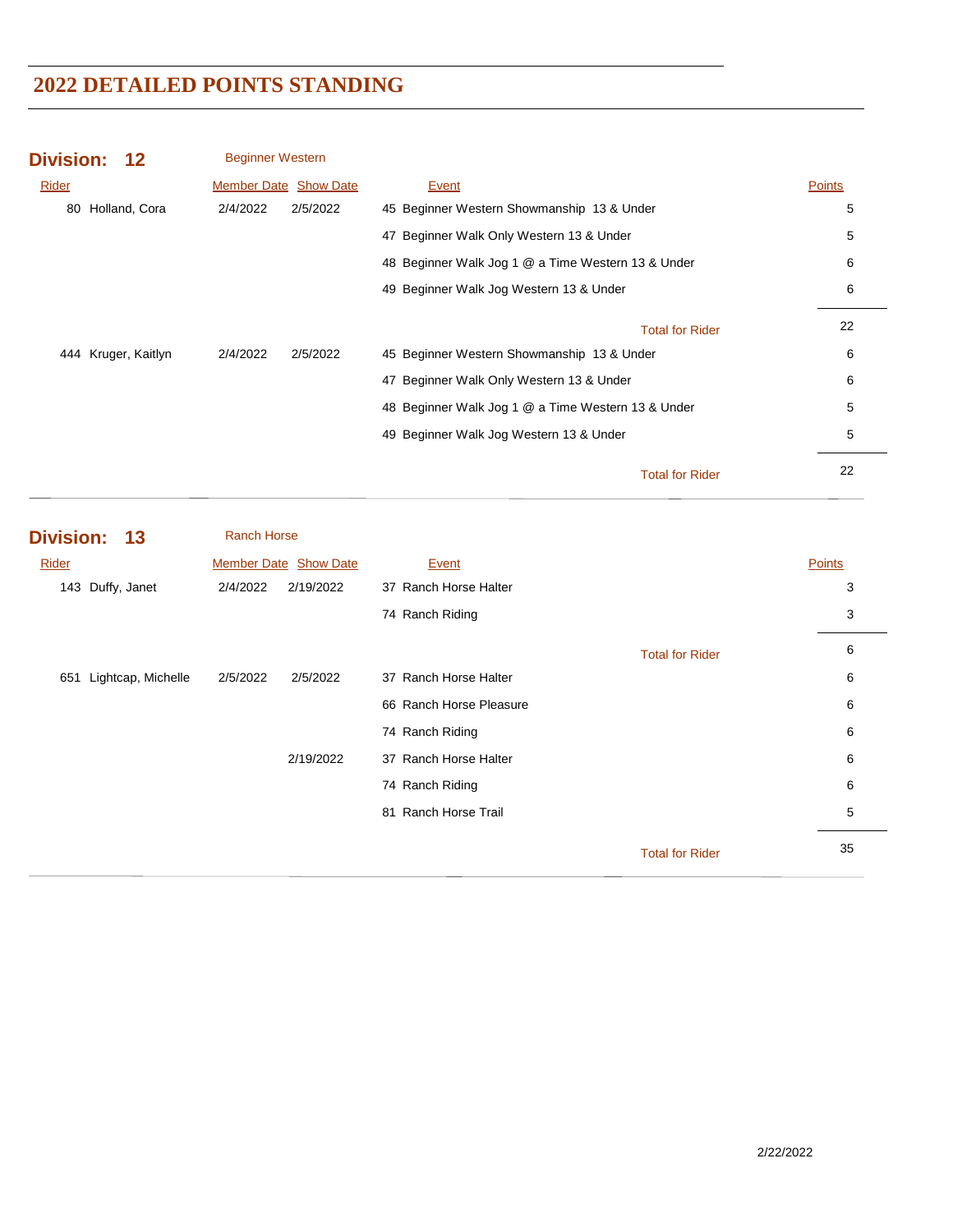# 2022 DETAILED POINTS STANDING

## Division: 12 Beginner Western

| Rider | Member Date | Show Date | Event | Points |
|---|---|---|---|---|
| 80 Holland, Cora | 2/4/2022 | 2/5/2022 | 45 Beginner Western Showmanship 13 & Under | 5 |
| | | | 47 Beginner Walk Only Western 13 & Under | 5 |
| | | | 48 Beginner Walk Jog 1 @ a Time Western 13 & Under | 6 |
| | | | 49 Beginner Walk Jog Western 13 & Under | 6 |
| | | | Total for Rider | 22 |
| 444 Kruger, Kaitlyn | 2/4/2022 | 2/5/2022 | 45 Beginner Western Showmanship 13 & Under | 6 |
| | | | 47 Beginner Walk Only Western 13 & Under | 6 |
| | | | 48 Beginner Walk Jog 1 @ a Time Western 13 & Under | 5 |
| | | | 49 Beginner Walk Jog Western 13 & Under | 5 |
| | | | Total for Rider | 22 |

## Division: 13 Ranch Horse

| Rider | Member Date | Show Date | Event | Points |
|---|---|---|---|---|
| 143 Duffy, Janet | 2/4/2022 | 2/19/2022 | 37 Ranch Horse Halter | 3 |
| | | | 74 Ranch Riding | 3 |
| | | | Total for Rider | 6 |
| 651 Lightcap, Michelle | 2/5/2022 | 2/5/2022 | 37 Ranch Horse Halter | 6 |
| | | | 66 Ranch Horse Pleasure | 6 |
| | | | 74 Ranch Riding | 6 |
| | | 2/19/2022 | 37 Ranch Horse Halter | 6 |
| | | | 74 Ranch Riding | 6 |
| | | | 81 Ranch Horse Trail | 5 |
| | | | Total for Rider | 35 |

2/22/2022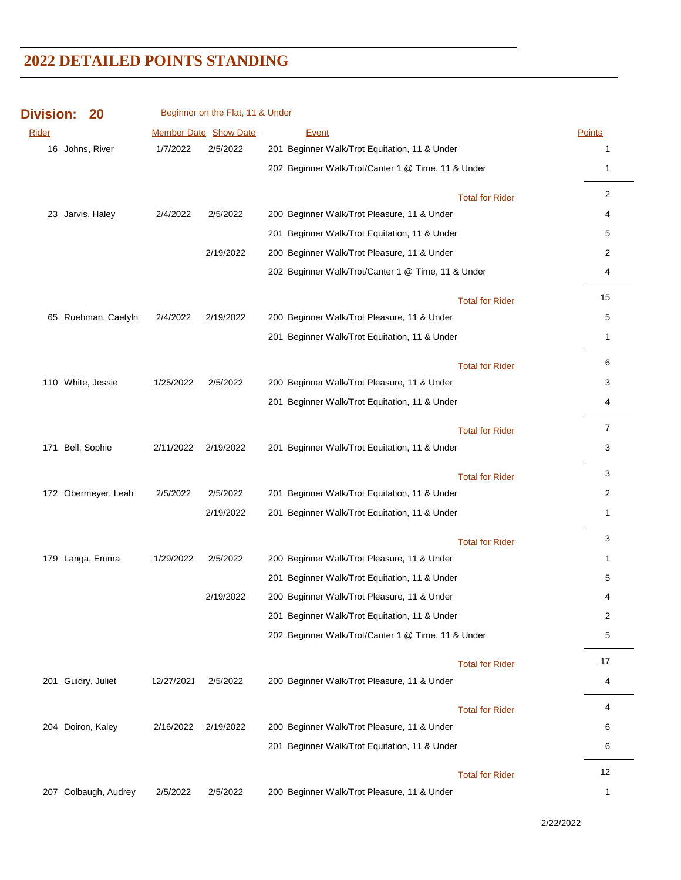## 2022 DETAILED POINTS STANDING

**Division: 20** Beginner on the Flat, 11 & Under

| Rider | Member Date | Show Date | Event | Points |
|---|---|---|---|---|
| 16 Johns, River | 1/7/2022 | 2/5/2022 | 201 Beginner Walk/Trot Equitation, 11 & Under | 1 |
| | | | 202 Beginner Walk/Trot/Canter 1 @ Time, 11 & Under | 1 |
| | | | Total for Rider | 2 |
| 23 Jarvis, Haley | 2/4/2022 | 2/5/2022 | 200 Beginner Walk/Trot Pleasure, 11 & Under | 4 |
| | | | 201 Beginner Walk/Trot Equitation, 11 & Under | 5 |
| | | 2/19/2022 | 200 Beginner Walk/Trot Pleasure, 11 & Under | 2 |
| | | | 202 Beginner Walk/Trot/Canter 1 @ Time, 11 & Under | 4 |
| | | | Total for Rider | 15 |
| 65 Ruehman, Caetyln | 2/4/2022 | 2/19/2022 | 200 Beginner Walk/Trot Pleasure, 11 & Under | 5 |
| | | | 201 Beginner Walk/Trot Equitation, 11 & Under | 1 |
| | | | Total for Rider | 6 |
| 110 White, Jessie | 1/25/2022 | 2/5/2022 | 200 Beginner Walk/Trot Pleasure, 11 & Under | 3 |
| | | | 201 Beginner Walk/Trot Equitation, 11 & Under | 4 |
| | | | Total for Rider | 7 |
| 171 Bell, Sophie | 2/11/2022 | 2/19/2022 | 201 Beginner Walk/Trot Equitation, 11 & Under | 3 |
| | | | Total for Rider | 3 |
| 172 Obermeyer, Leah | 2/5/2022 | 2/5/2022 | 201 Beginner Walk/Trot Equitation, 11 & Under | 2 |
| | | 2/19/2022 | 201 Beginner Walk/Trot Equitation, 11 & Under | 1 |
| | | | Total for Rider | 3 |
| 179 Langa, Emma | 1/29/2022 | 2/5/2022 | 200 Beginner Walk/Trot Pleasure, 11 & Under | 1 |
| | | | 201 Beginner Walk/Trot Equitation, 11 & Under | 5 |
| | | 2/19/2022 | 200 Beginner Walk/Trot Pleasure, 11 & Under | 4 |
| | | | 201 Beginner Walk/Trot Equitation, 11 & Under | 2 |
| | | | 202 Beginner Walk/Trot/Canter 1 @ Time, 11 & Under | 5 |
| | | | Total for Rider | 17 |
| 201 Guidry, Juliet | 12/27/2021 | 2/5/2022 | 200 Beginner Walk/Trot Pleasure, 11 & Under | 4 |
| | | | Total for Rider | 4 |
| 204 Doiron, Kaley | 2/16/2022 | 2/19/2022 | 200 Beginner Walk/Trot Pleasure, 11 & Under | 6 |
| | | | 201 Beginner Walk/Trot Equitation, 11 & Under | 6 |
| | | | Total for Rider | 12 |
| 207 Colbaugh, Audrey | 2/5/2022 | 2/5/2022 | 200 Beginner Walk/Trot Pleasure, 11 & Under | 1 |

2/22/2022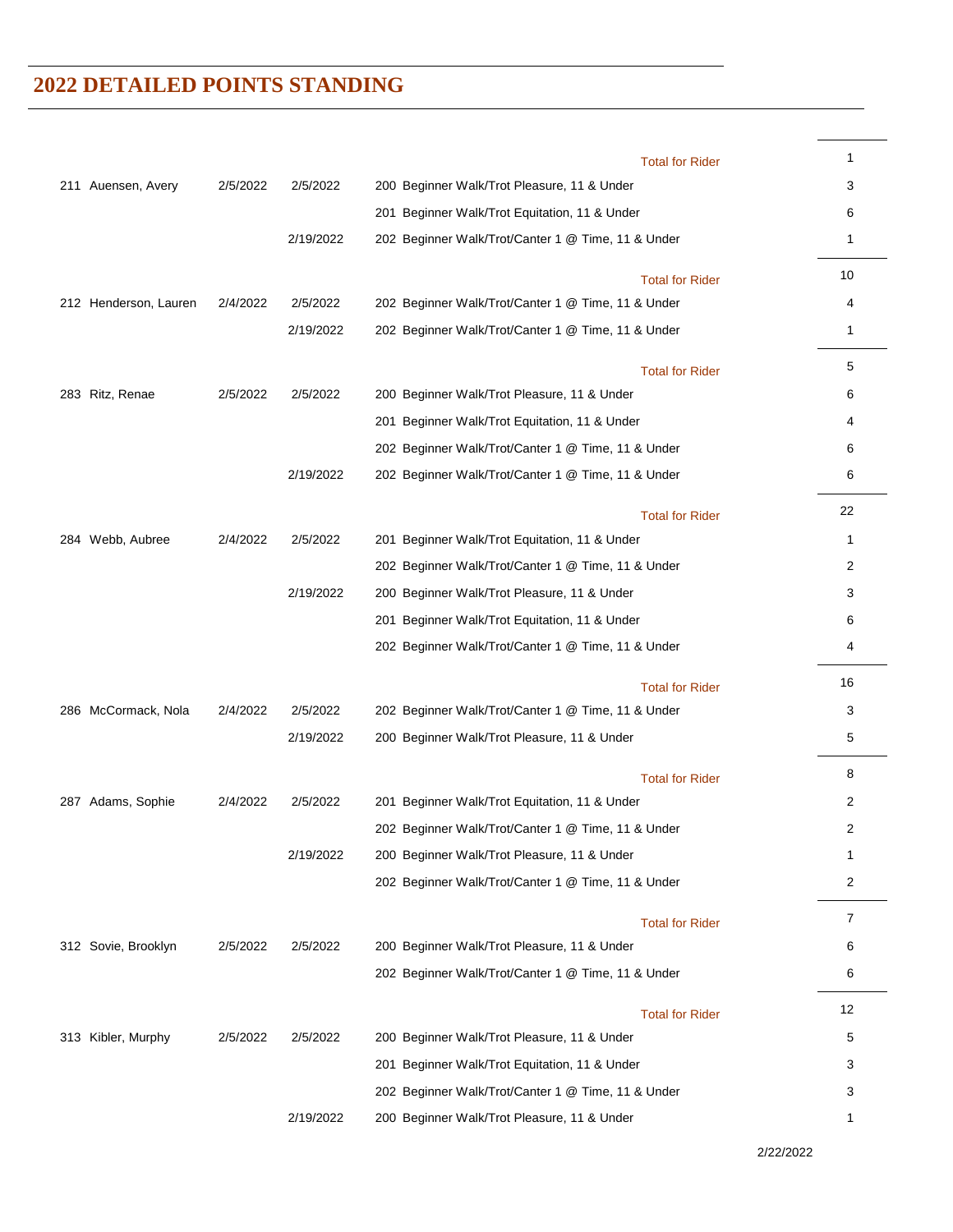# 2022 DETAILED POINTS STANDING

| | | | | |
|---|---|---|---|---|
| | | | Total for Rider | 1 |
| 211 Auensen, Avery | 2/5/2022 | 2/5/2022 | 200 Beginner Walk/Trot Pleasure, 11 & Under | 3 |
| | | | 201 Beginner Walk/Trot Equitation, 11 & Under | 6 |
| | | 2/19/2022 | 202 Beginner Walk/Trot/Canter 1 @ Time, 11 & Under | 1 |
| | | | Total for Rider | 10 |
| 212 Henderson, Lauren | 2/4/2022 | 2/5/2022 | 202 Beginner Walk/Trot/Canter 1 @ Time, 11 & Under | 4 |
| | | 2/19/2022 | 202 Beginner Walk/Trot/Canter 1 @ Time, 11 & Under | 1 |
| | | | Total for Rider | 5 |
| 283 Ritz, Renae | 2/5/2022 | 2/5/2022 | 200 Beginner Walk/Trot Pleasure, 11 & Under | 6 |
| | | | 201 Beginner Walk/Trot Equitation, 11 & Under | 4 |
| | | | 202 Beginner Walk/Trot/Canter 1 @ Time, 11 & Under | 6 |
| | | 2/19/2022 | 202 Beginner Walk/Trot/Canter 1 @ Time, 11 & Under | 6 |
| | | | Total for Rider | 22 |
| 284 Webb, Aubree | 2/4/2022 | 2/5/2022 | 201 Beginner Walk/Trot Equitation, 11 & Under | 1 |
| | | | 202 Beginner Walk/Trot/Canter 1 @ Time, 11 & Under | 2 |
| | | 2/19/2022 | 200 Beginner Walk/Trot Pleasure, 11 & Under | 3 |
| | | | 201 Beginner Walk/Trot Equitation, 11 & Under | 6 |
| | | | 202 Beginner Walk/Trot/Canter 1 @ Time, 11 & Under | 4 |
| | | | Total for Rider | 16 |
| 286 McCormack, Nola | 2/4/2022 | 2/5/2022 | 202 Beginner Walk/Trot/Canter 1 @ Time, 11 & Under | 3 |
| | | 2/19/2022 | 200 Beginner Walk/Trot Pleasure, 11 & Under | 5 |
| | | | Total for Rider | 8 |
| 287 Adams, Sophie | 2/4/2022 | 2/5/2022 | 201 Beginner Walk/Trot Equitation, 11 & Under | 2 |
| | | | 202 Beginner Walk/Trot/Canter 1 @ Time, 11 & Under | 2 |
| | | 2/19/2022 | 200 Beginner Walk/Trot Pleasure, 11 & Under | 1 |
| | | | 202 Beginner Walk/Trot/Canter 1 @ Time, 11 & Under | 2 |
| | | | Total for Rider | 7 |
| 312 Sovie, Brooklyn | 2/5/2022 | 2/5/2022 | 200 Beginner Walk/Trot Pleasure, 11 & Under | 6 |
| | | | 202 Beginner Walk/Trot/Canter 1 @ Time, 11 & Under | 6 |
| | | | Total for Rider | 12 |
| 313 Kibler, Murphy | 2/5/2022 | 2/5/2022 | 200 Beginner Walk/Trot Pleasure, 11 & Under | 5 |
| | | | 201 Beginner Walk/Trot Equitation, 11 & Under | 3 |
| | | | 202 Beginner Walk/Trot/Canter 1 @ Time, 11 & Under | 3 |
| | | 2/19/2022 | 200 Beginner Walk/Trot Pleasure, 11 & Under | 1 |

2/22/2022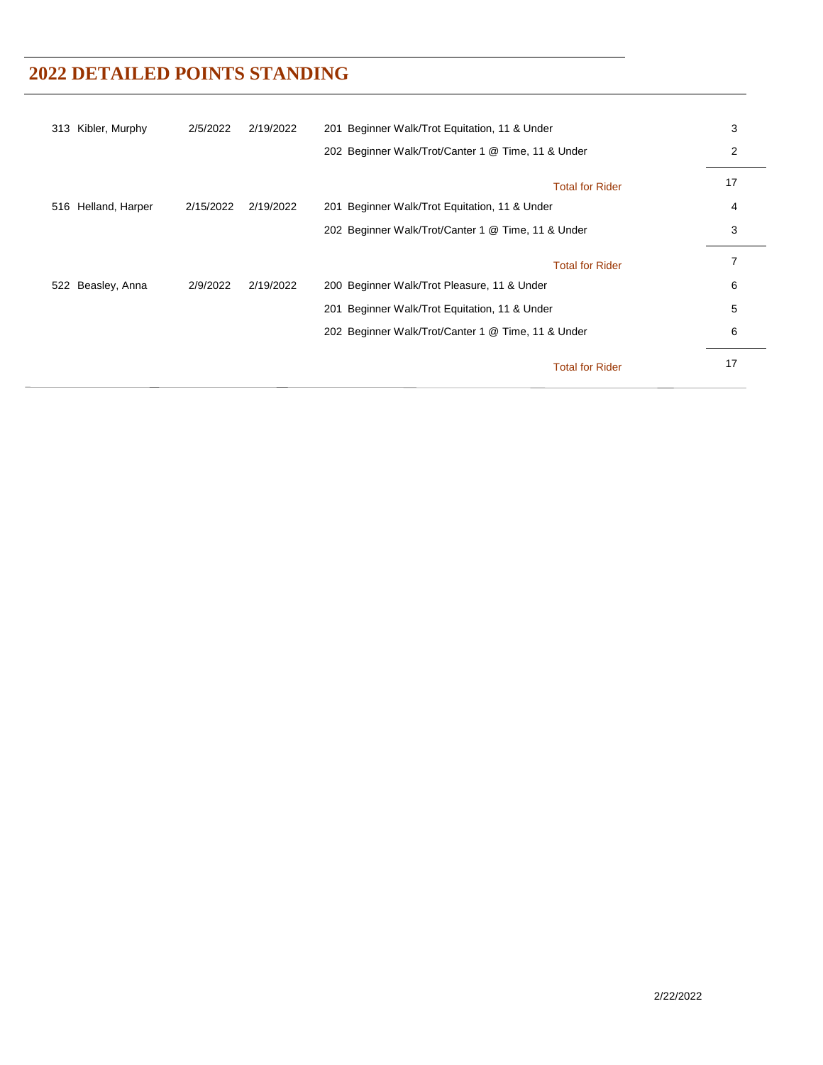## 2022 DETAILED POINTS STANDING

| Rider | | | Class | Points |
|---|---|---|---|---|
| 313 Kibler, Murphy | 2/5/2022 | 2/19/2022 | 201 Beginner Walk/Trot Equitation, 11 & Under | 3 |
| | | | 202 Beginner Walk/Trot/Canter 1 @ Time, 11 & Under | 2 |
| | | | Total for Rider | 17 |
| 516 Helland, Harper | 2/15/2022 | 2/19/2022 | 201 Beginner Walk/Trot Equitation, 11 & Under | 4 |
| | | | 202 Beginner Walk/Trot/Canter 1 @ Time, 11 & Under | 3 |
| | | | Total for Rider | 7 |
| 522 Beasley, Anna | 2/9/2022 | 2/19/2022 | 200 Beginner Walk/Trot Pleasure, 11 & Under | 6 |
| | | | 201 Beginner Walk/Trot Equitation, 11 & Under | 5 |
| | | | 202 Beginner Walk/Trot/Canter 1 @ Time, 11 & Under | 6 |
| | | | Total for Rider | 17 |

2/22/2022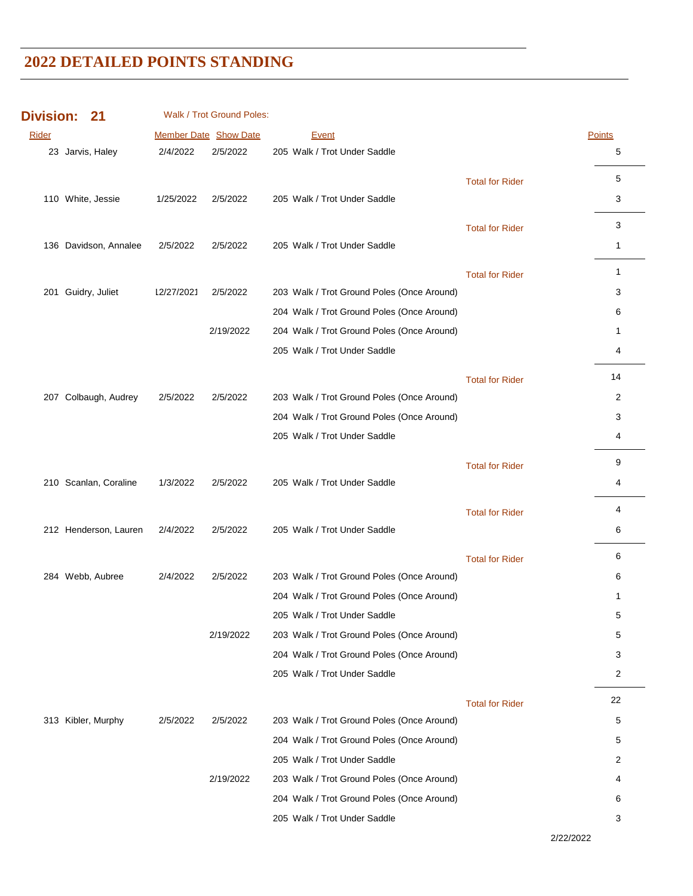# 2022 DETAILED POINTS STANDING

## Division: 21 Walk / Trot Ground Poles:

| Rider | Member Date | Show Date | Event | | Points |
|---|---|---|---|---|---|
| 23 Jarvis, Haley | 2/4/2022 | 2/5/2022 | 205 Walk / Trot Under Saddle | | 5 |
| | | | | Total for Rider | 5 |
| 110 White, Jessie | 1/25/2022 | 2/5/2022 | 205 Walk / Trot Under Saddle | | 3 |
| | | | | Total for Rider | 3 |
| 136 Davidson, Annalee | 2/5/2022 | 2/5/2022 | 205 Walk / Trot Under Saddle | | 1 |
| | | | | Total for Rider | 1 |
| 201 Guidry, Juliet | 12/27/2021 | 2/5/2022 | 203 Walk / Trot Ground Poles (Once Around) | | 3 |
| | | | 204 Walk / Trot Ground Poles (Once Around) | | 6 |
| | | 2/19/2022 | 204 Walk / Trot Ground Poles (Once Around) | | 1 |
| | | | 205 Walk / Trot Under Saddle | | 4 |
| | | | | Total for Rider | 14 |
| 207 Colbaugh, Audrey | 2/5/2022 | 2/5/2022 | 203 Walk / Trot Ground Poles (Once Around) | | 2 |
| | | | 204 Walk / Trot Ground Poles (Once Around) | | 3 |
| | | | 205 Walk / Trot Under Saddle | | 4 |
| | | | | Total for Rider | 9 |
| 210 Scanlan, Coraline | 1/3/2022 | 2/5/2022 | 205 Walk / Trot Under Saddle | | 4 |
| | | | | Total for Rider | 4 |
| 212 Henderson, Lauren | 2/4/2022 | 2/5/2022 | 205 Walk / Trot Under Saddle | | 6 |
| | | | | Total for Rider | 6 |
| 284 Webb, Aubree | 2/4/2022 | 2/5/2022 | 203 Walk / Trot Ground Poles (Once Around) | | 6 |
| | | | 204 Walk / Trot Ground Poles (Once Around) | | 1 |
| | | | 205 Walk / Trot Under Saddle | | 5 |
| | | 2/19/2022 | 203 Walk / Trot Ground Poles (Once Around) | | 5 |
| | | | 204 Walk / Trot Ground Poles (Once Around) | | 3 |
| | | | 205 Walk / Trot Under Saddle | | 2 |
| | | | | Total for Rider | 22 |
| 313 Kibler, Murphy | 2/5/2022 | 2/5/2022 | 203 Walk / Trot Ground Poles (Once Around) | | 5 |
| | | | 204 Walk / Trot Ground Poles (Once Around) | | 5 |
| | | | 205 Walk / Trot Under Saddle | | 2 |
| | | 2/19/2022 | 203 Walk / Trot Ground Poles (Once Around) | | 4 |
| | | | 204 Walk / Trot Ground Poles (Once Around) | | 6 |
| | | | 205 Walk / Trot Under Saddle | | 3 |

2/22/2022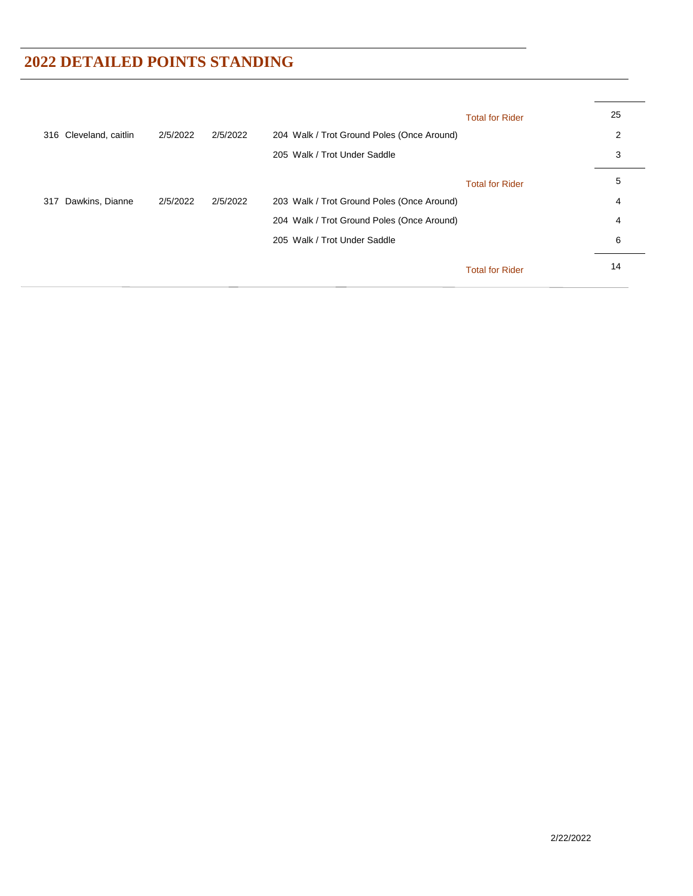## 2022 DETAILED POINTS STANDING

| | | | | | |
|---|---|---|---|---|---|
| | | | | Total for Rider | 25 |
| 316 Cleveland, caitlin | 2/5/2022 | 2/5/2022 | 204 Walk / Trot Ground Poles (Once Around) | | 2 |
| | | | 205 Walk / Trot Under Saddle | | 3 |
| | | | | Total for Rider | 5 |
| 317 Dawkins, Dianne | 2/5/2022 | 2/5/2022 | 203 Walk / Trot Ground Poles (Once Around) | | 4 |
| | | | 204 Walk / Trot Ground Poles (Once Around) | | 4 |
| | | | 205 Walk / Trot Under Saddle | | 6 |
| | | | | Total for Rider | 14 |

2/22/2022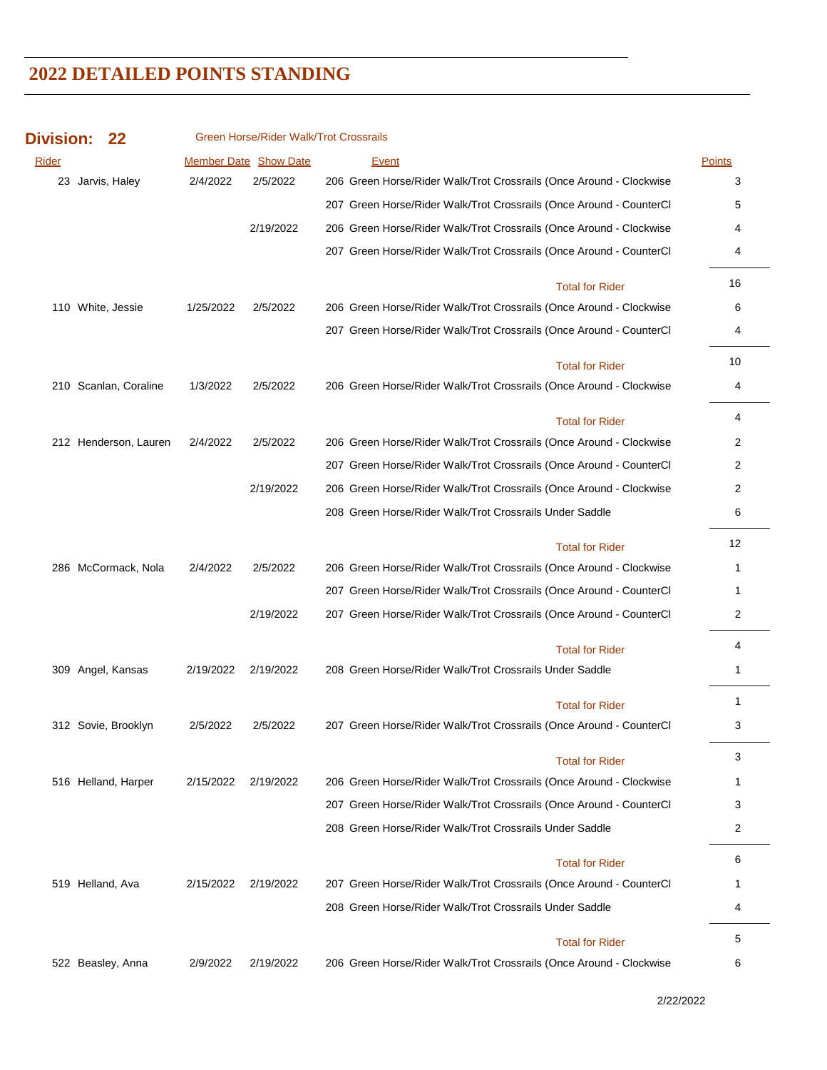# 2022 DETAILED POINTS STANDING

## Division: 22 — Green Horse/Rider Walk/Trot Crossrails

| Rider | Member Date | Show Date | Event | Points |
|---|---|---|---|---|
| 23 Jarvis, Haley | 2/4/2022 | 2/5/2022 | 206 Green Horse/Rider Walk/Trot Crossrails (Once Around - Clockwise | 3 |
| | | | 207 Green Horse/Rider Walk/Trot Crossrails (Once Around - CounterCl | 5 |
| | | 2/19/2022 | 206 Green Horse/Rider Walk/Trot Crossrails (Once Around - Clockwise | 4 |
| | | | 207 Green Horse/Rider Walk/Trot Crossrails (Once Around - CounterCl | 4 |
| | | | Total for Rider | 16 |
| 110 White, Jessie | 1/25/2022 | 2/5/2022 | 206 Green Horse/Rider Walk/Trot Crossrails (Once Around - Clockwise | 6 |
| | | | 207 Green Horse/Rider Walk/Trot Crossrails (Once Around - CounterCl | 4 |
| | | | Total for Rider | 10 |
| 210 Scanlan, Coraline | 1/3/2022 | 2/5/2022 | 206 Green Horse/Rider Walk/Trot Crossrails (Once Around - Clockwise | 4 |
| | | | Total for Rider | 4 |
| 212 Henderson, Lauren | 2/4/2022 | 2/5/2022 | 206 Green Horse/Rider Walk/Trot Crossrails (Once Around - Clockwise | 2 |
| | | | 207 Green Horse/Rider Walk/Trot Crossrails (Once Around - CounterCl | 2 |
| | | 2/19/2022 | 206 Green Horse/Rider Walk/Trot Crossrails (Once Around - Clockwise | 2 |
| | | | 208 Green Horse/Rider Walk/Trot Crossrails Under Saddle | 6 |
| | | | Total for Rider | 12 |
| 286 McCormack, Nola | 2/4/2022 | 2/5/2022 | 206 Green Horse/Rider Walk/Trot Crossrails (Once Around - Clockwise | 1 |
| | | | 207 Green Horse/Rider Walk/Trot Crossrails (Once Around - CounterCl | 1 |
| | | 2/19/2022 | 207 Green Horse/Rider Walk/Trot Crossrails (Once Around - CounterCl | 2 |
| | | | Total for Rider | 4 |
| 309 Angel, Kansas | 2/19/2022 | 2/19/2022 | 208 Green Horse/Rider Walk/Trot Crossrails Under Saddle | 1 |
| | | | Total for Rider | 1 |
| 312 Sovie, Brooklyn | 2/5/2022 | 2/5/2022 | 207 Green Horse/Rider Walk/Trot Crossrails (Once Around - CounterCl | 3 |
| | | | Total for Rider | 3 |
| 516 Helland, Harper | 2/15/2022 | 2/19/2022 | 206 Green Horse/Rider Walk/Trot Crossrails (Once Around - Clockwise | 1 |
| | | | 207 Green Horse/Rider Walk/Trot Crossrails (Once Around - CounterCl | 3 |
| | | | 208 Green Horse/Rider Walk/Trot Crossrails Under Saddle | 2 |
| | | | Total for Rider | 6 |
| 519 Helland, Ava | 2/15/2022 | 2/19/2022 | 207 Green Horse/Rider Walk/Trot Crossrails (Once Around - CounterCl | 1 |
| | | | 208 Green Horse/Rider Walk/Trot Crossrails Under Saddle | 4 |
| | | | Total for Rider | 5 |
| 522 Beasley, Anna | 2/9/2022 | 2/19/2022 | 206 Green Horse/Rider Walk/Trot Crossrails (Once Around - Clockwise | 6 |

2/22/2022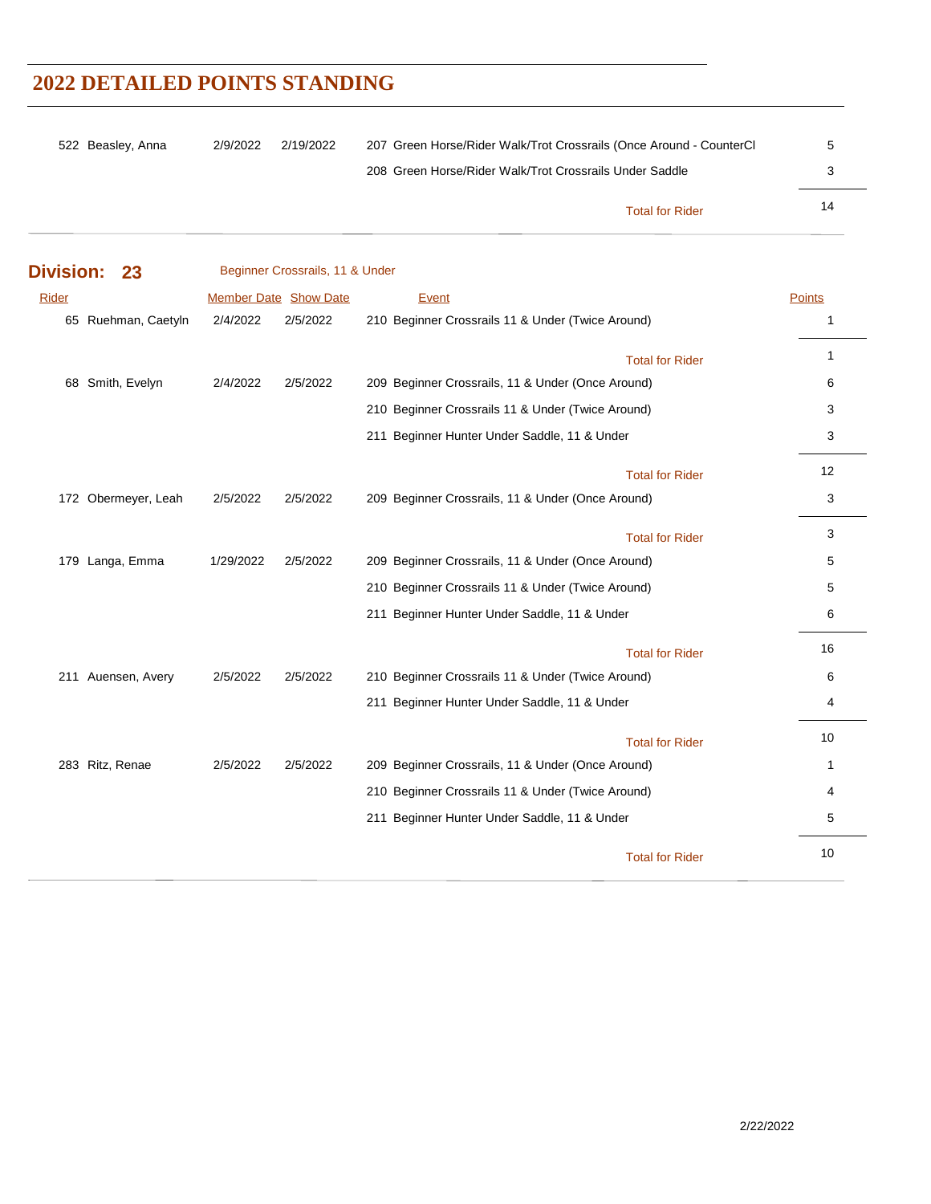# 2022 DETAILED POINTS STANDING

| Rider | Member Date | Show Date | Event | Points |
|---|---|---|---|---|
| 522 Beasley, Anna | 2/9/2022 | 2/19/2022 | 207 Green Horse/Rider Walk/Trot Crossrails (Once Around - CounterCl | 5 |
| | | | 208 Green Horse/Rider Walk/Trot Crossrails Under Saddle | 3 |
| | | | Total for Rider | 14 |

## Division: 23 Beginner Crossrails, 11 & Under

| Rider | Member Date | Show Date | Event | Points |
|---|---|---|---|---|
| 65 Ruehman, Caetyln | 2/4/2022 | 2/5/2022 | 210 Beginner Crossrails 11 & Under (Twice Around) | 1 |
| | | | Total for Rider | 1 |
| 68 Smith, Evelyn | 2/4/2022 | 2/5/2022 | 209 Beginner Crossrails, 11 & Under (Once Around) | 6 |
| | | | 210 Beginner Crossrails 11 & Under (Twice Around) | 3 |
| | | | 211 Beginner Hunter Under Saddle, 11 & Under | 3 |
| | | | Total for Rider | 12 |
| 172 Obermeyer, Leah | 2/5/2022 | 2/5/2022 | 209 Beginner Crossrails, 11 & Under (Once Around) | 3 |
| | | | Total for Rider | 3 |
| 179 Langa, Emma | 1/29/2022 | 2/5/2022 | 209 Beginner Crossrails, 11 & Under (Once Around) | 5 |
| | | | 210 Beginner Crossrails 11 & Under (Twice Around) | 5 |
| | | | 211 Beginner Hunter Under Saddle, 11 & Under | 6 |
| | | | Total for Rider | 16 |
| 211 Auensen, Avery | 2/5/2022 | 2/5/2022 | 210 Beginner Crossrails 11 & Under (Twice Around) | 6 |
| | | | 211 Beginner Hunter Under Saddle, 11 & Under | 4 |
| | | | Total for Rider | 10 |
| 283 Ritz, Renae | 2/5/2022 | 2/5/2022 | 209 Beginner Crossrails, 11 & Under (Once Around) | 1 |
| | | | 210 Beginner Crossrails 11 & Under (Twice Around) | 4 |
| | | | 211 Beginner Hunter Under Saddle, 11 & Under | 5 |
| | | | Total for Rider | 10 |

2/22/2022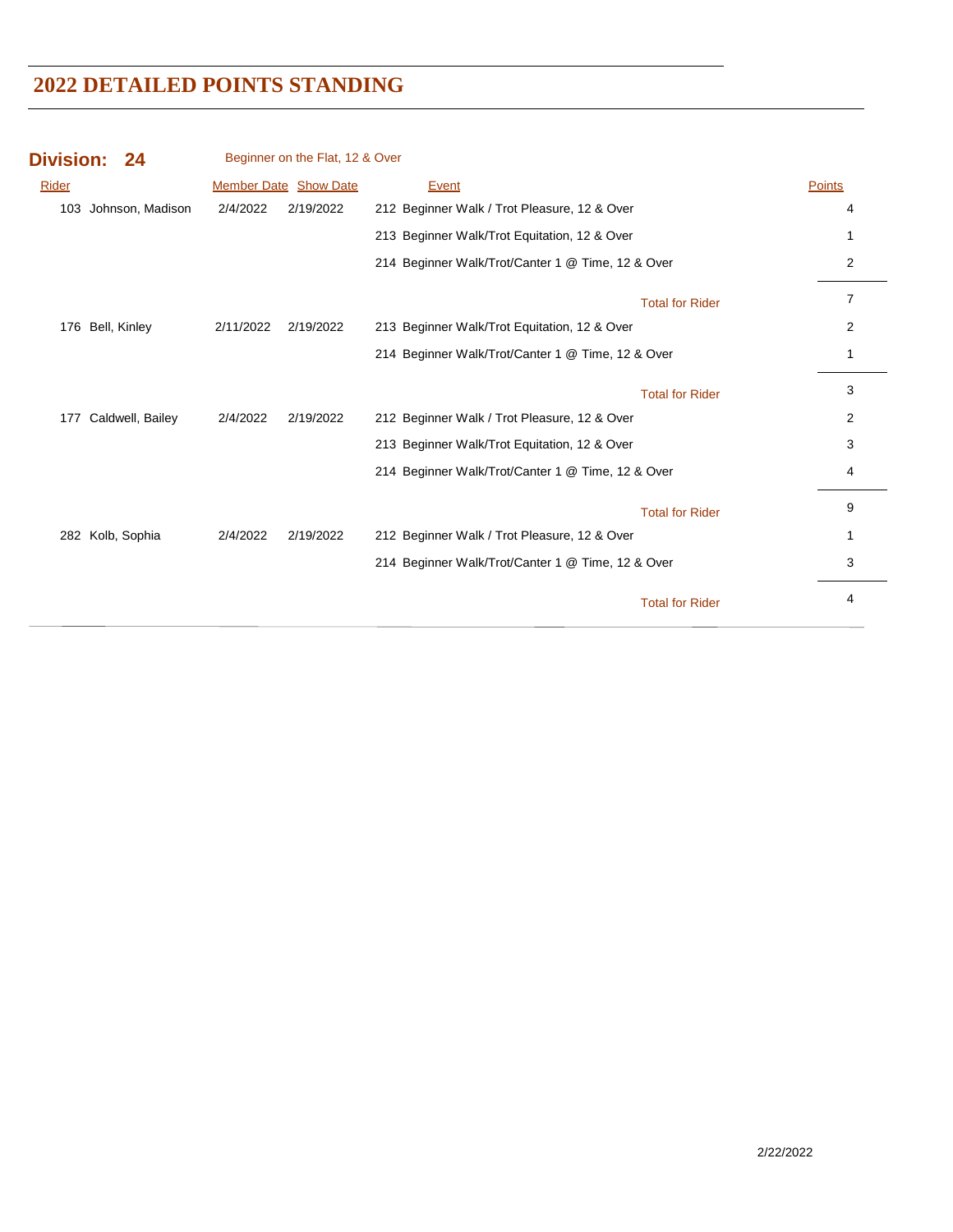# 2022 DETAILED POINTS STANDING

**Division: 24** Beginner on the Flat, 12 & Over

| Rider | Member Date | Show Date | Event | Points |
|---|---|---|---|---|
| 103 Johnson, Madison | 2/4/2022 | 2/19/2022 | 212 Beginner Walk / Trot Pleasure, 12 & Over | 4 |
| | | | 213 Beginner Walk/Trot Equitation, 12 & Over | 1 |
| | | | 214 Beginner Walk/Trot/Canter 1 @ Time, 12 & Over | 2 |
| | | | Total for Rider | 7 |
| 176 Bell, Kinley | 2/11/2022 | 2/19/2022 | 213 Beginner Walk/Trot Equitation, 12 & Over | 2 |
| | | | 214 Beginner Walk/Trot/Canter 1 @ Time, 12 & Over | 1 |
| | | | Total for Rider | 3 |
| 177 Caldwell, Bailey | 2/4/2022 | 2/19/2022 | 212 Beginner Walk / Trot Pleasure, 12 & Over | 2 |
| | | | 213 Beginner Walk/Trot Equitation, 12 & Over | 3 |
| | | | 214 Beginner Walk/Trot/Canter 1 @ Time, 12 & Over | 4 |
| | | | Total for Rider | 9 |
| 282 Kolb, Sophia | 2/4/2022 | 2/19/2022 | 212 Beginner Walk / Trot Pleasure, 12 & Over | 1 |
| | | | 214 Beginner Walk/Trot/Canter 1 @ Time, 12 & Over | 3 |
| | | | Total for Rider | 4 |

2/22/2022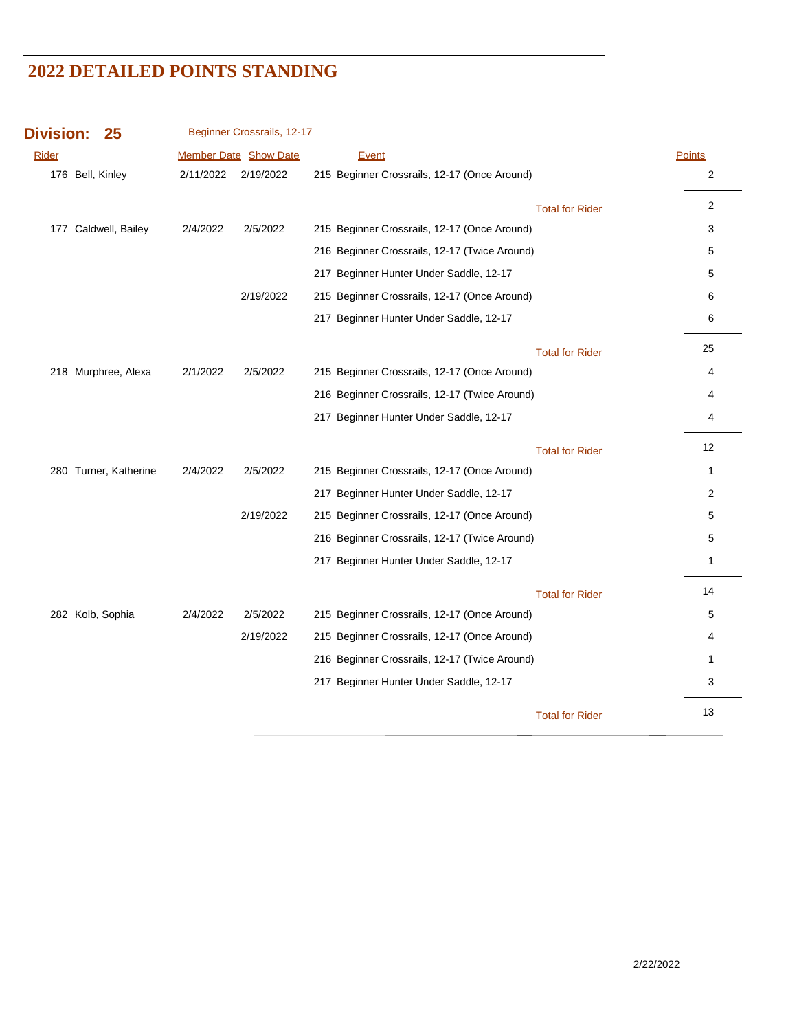# 2022 DETAILED POINTS STANDING

## Division: 25 — Beginner Crossrails, 12-17

| Rider | Member Date | Show Date | Event | Points |
|---|---|---|---|---|
| 176 Bell, Kinley | 2/11/2022 | 2/19/2022 | 215 Beginner Crossrails, 12-17 (Once Around) | 2 |
| | | | Total for Rider | 2 |
| 177 Caldwell, Bailey | 2/4/2022 | 2/5/2022 | 215 Beginner Crossrails, 12-17 (Once Around) | 3 |
| | | | 216 Beginner Crossrails, 12-17 (Twice Around) | 5 |
| | | | 217 Beginner Hunter Under Saddle, 12-17 | 5 |
| | | 2/19/2022 | 215 Beginner Crossrails, 12-17 (Once Around) | 6 |
| | | | 217 Beginner Hunter Under Saddle, 12-17 | 6 |
| | | | Total for Rider | 25 |
| 218 Murphree, Alexa | 2/1/2022 | 2/5/2022 | 215 Beginner Crossrails, 12-17 (Once Around) | 4 |
| | | | 216 Beginner Crossrails, 12-17 (Twice Around) | 4 |
| | | | 217 Beginner Hunter Under Saddle, 12-17 | 4 |
| | | | Total for Rider | 12 |
| 280 Turner, Katherine | 2/4/2022 | 2/5/2022 | 215 Beginner Crossrails, 12-17 (Once Around) | 1 |
| | | | 217 Beginner Hunter Under Saddle, 12-17 | 2 |
| | | 2/19/2022 | 215 Beginner Crossrails, 12-17 (Once Around) | 5 |
| | | | 216 Beginner Crossrails, 12-17 (Twice Around) | 5 |
| | | | 217 Beginner Hunter Under Saddle, 12-17 | 1 |
| | | | Total for Rider | 14 |
| 282 Kolb, Sophia | 2/4/2022 | 2/5/2022 | 215 Beginner Crossrails, 12-17 (Once Around) | 5 |
| | | 2/19/2022 | 215 Beginner Crossrails, 12-17 (Once Around) | 4 |
| | | | 216 Beginner Crossrails, 12-17 (Twice Around) | 1 |
| | | | 217 Beginner Hunter Under Saddle, 12-17 | 3 |
| | | | Total for Rider | 13 |

2/22/2022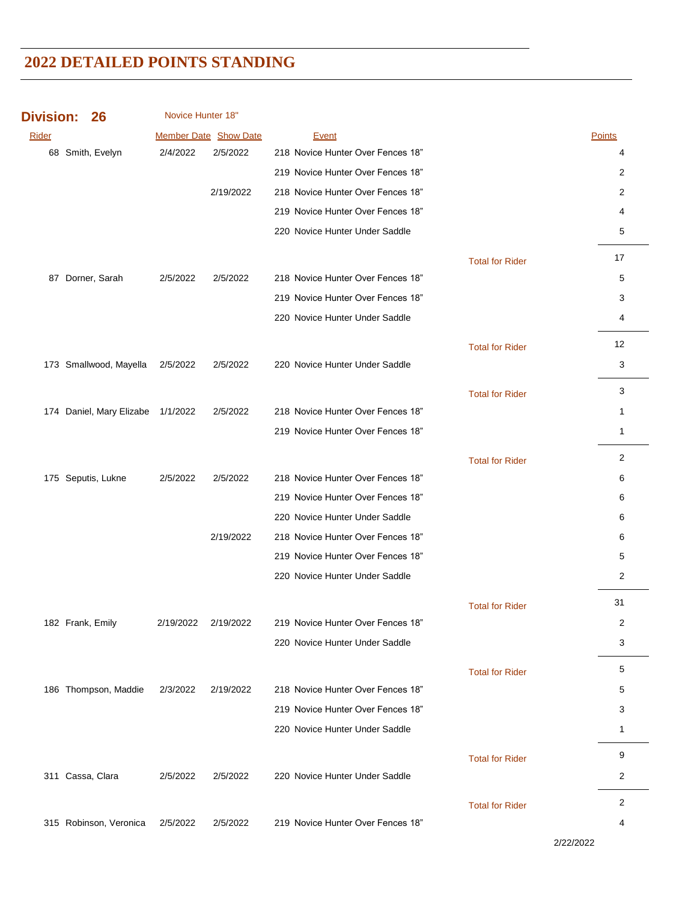# 2022 DETAILED POINTS STANDING

## Division: 26 Novice Hunter 18"

| Rider | | Member Date | Show Date | Event | | Points |
|---|---|---|---|---|---|---|
| 68 | Smith, Evelyn | 2/4/2022 | 2/5/2022 | 218 Novice Hunter Over Fences 18" | | 4 |
| | | | | 219 Novice Hunter Over Fences 18" | | 2 |
| | | | 2/19/2022 | 218 Novice Hunter Over Fences 18" | | 2 |
| | | | | 219 Novice Hunter Over Fences 18" | | 4 |
| | | | | 220 Novice Hunter Under Saddle | | 5 |
| | | | | | Total for Rider | 17 |
| 87 | Dorner, Sarah | 2/5/2022 | 2/5/2022 | 218 Novice Hunter Over Fences 18" | | 5 |
| | | | | 219 Novice Hunter Over Fences 18" | | 3 |
| | | | | 220 Novice Hunter Under Saddle | | 4 |
| | | | | | Total for Rider | 12 |
| 173 | Smallwood, Mayella | 2/5/2022 | 2/5/2022 | 220 Novice Hunter Under Saddle | | 3 |
| | | | | | Total for Rider | 3 |
| 174 | Daniel, Mary Elizabe | 1/1/2022 | 2/5/2022 | 218 Novice Hunter Over Fences 18" | | 1 |
| | | | | 219 Novice Hunter Over Fences 18" | | 1 |
| | | | | | Total for Rider | 2 |
| 175 | Seputis, Lukne | 2/5/2022 | 2/5/2022 | 218 Novice Hunter Over Fences 18" | | 6 |
| | | | | 219 Novice Hunter Over Fences 18" | | 6 |
| | | | | 220 Novice Hunter Under Saddle | | 6 |
| | | | 2/19/2022 | 218 Novice Hunter Over Fences 18" | | 6 |
| | | | | 219 Novice Hunter Over Fences 18" | | 5 |
| | | | | 220 Novice Hunter Under Saddle | | 2 |
| | | | | | Total for Rider | 31 |
| 182 | Frank, Emily | 2/19/2022 | 2/19/2022 | 219 Novice Hunter Over Fences 18" | | 2 |
| | | | | 220 Novice Hunter Under Saddle | | 3 |
| | | | | | Total for Rider | 5 |
| 186 | Thompson, Maddie | 2/3/2022 | 2/19/2022 | 218 Novice Hunter Over Fences 18" | | 5 |
| | | | | 219 Novice Hunter Over Fences 18" | | 3 |
| | | | | 220 Novice Hunter Under Saddle | | 1 |
| | | | | | Total for Rider | 9 |
| 311 | Cassa, Clara | 2/5/2022 | 2/5/2022 | 220 Novice Hunter Under Saddle | | 2 |
| | | | | | Total for Rider | 2 |
| 315 | Robinson, Veronica | 2/5/2022 | 2/5/2022 | 219 Novice Hunter Over Fences 18" | | 4 |

2/22/2022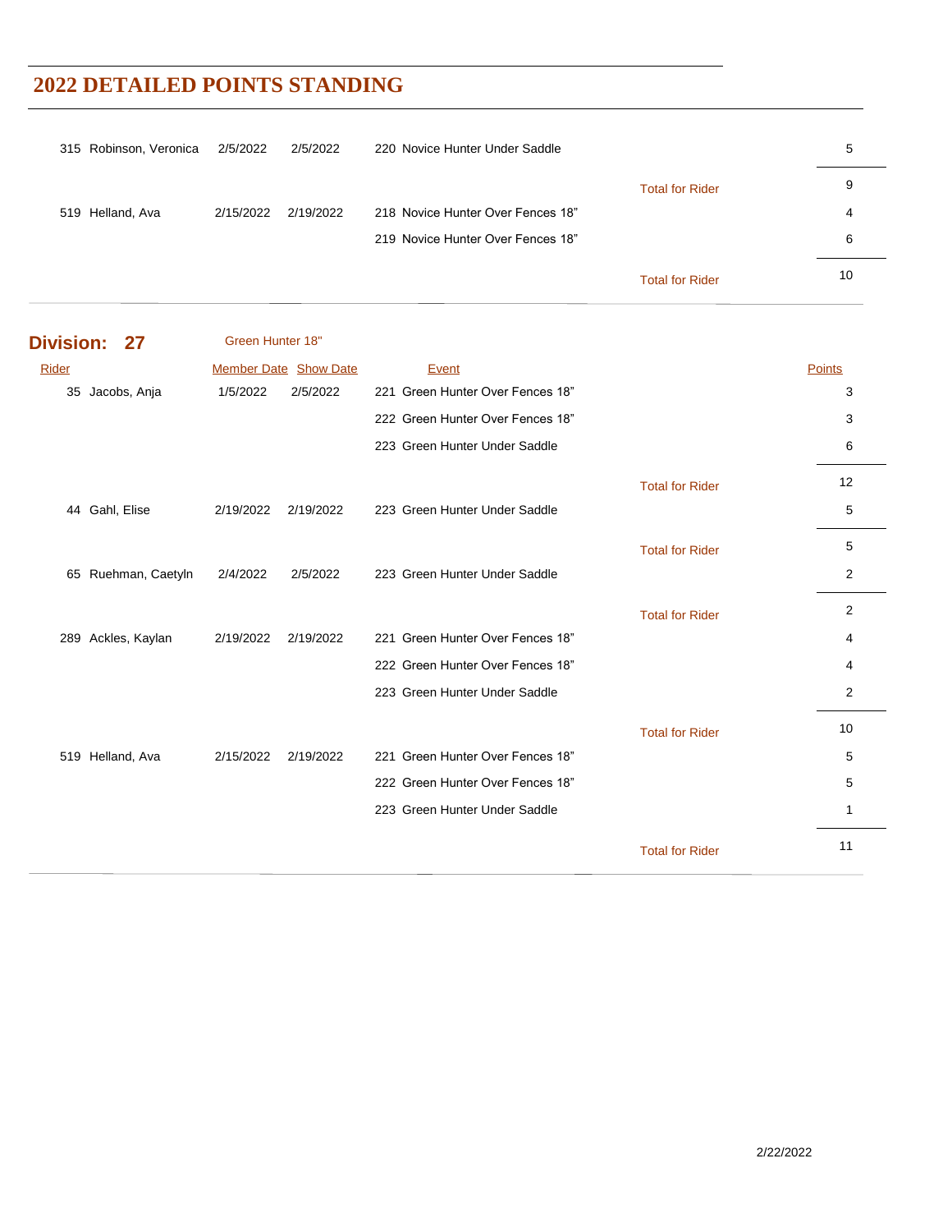# 2022 DETAILED POINTS STANDING

| Rider | Member Date | Show Date | Event | | Points |
|---|---|---|---|---|---|
| 315 Robinson, Veronica | 2/5/2022 | 2/5/2022 | 220 Novice Hunter Under Saddle | | 5 |
| | | | | Total for Rider | 9 |
| 519 Helland, Ava | 2/15/2022 | 2/19/2022 | 218 Novice Hunter Over Fences 18" | | 4 |
| | | | 219 Novice Hunter Over Fences 18" | | 6 |
| | | | | Total for Rider | 10 |

## Division: 27 Green Hunter 18"

| Rider | Member Date | Show Date | Event | | Points |
|---|---|---|---|---|---|
| 35 Jacobs, Anja | 1/5/2022 | 2/5/2022 | 221 Green Hunter Over Fences 18" | | 3 |
| | | | 222 Green Hunter Over Fences 18" | | 3 |
| | | | 223 Green Hunter Under Saddle | | 6 |
| | | | | Total for Rider | 12 |
| 44 Gahl, Elise | 2/19/2022 | 2/19/2022 | 223 Green Hunter Under Saddle | | 5 |
| | | | | Total for Rider | 5 |
| 65 Ruehman, Caetyln | 2/4/2022 | 2/5/2022 | 223 Green Hunter Under Saddle | | 2 |
| | | | | Total for Rider | 2 |
| 289 Ackles, Kaylan | 2/19/2022 | 2/19/2022 | 221 Green Hunter Over Fences 18" | | 4 |
| | | | 222 Green Hunter Over Fences 18" | | 4 |
| | | | 223 Green Hunter Under Saddle | | 2 |
| | | | | Total for Rider | 10 |
| 519 Helland, Ava | 2/15/2022 | 2/19/2022 | 221 Green Hunter Over Fences 18" | | 5 |
| | | | 222 Green Hunter Over Fences 18" | | 5 |
| | | | 223 Green Hunter Under Saddle | | 1 |
| | | | | Total for Rider | 11 |

2/22/2022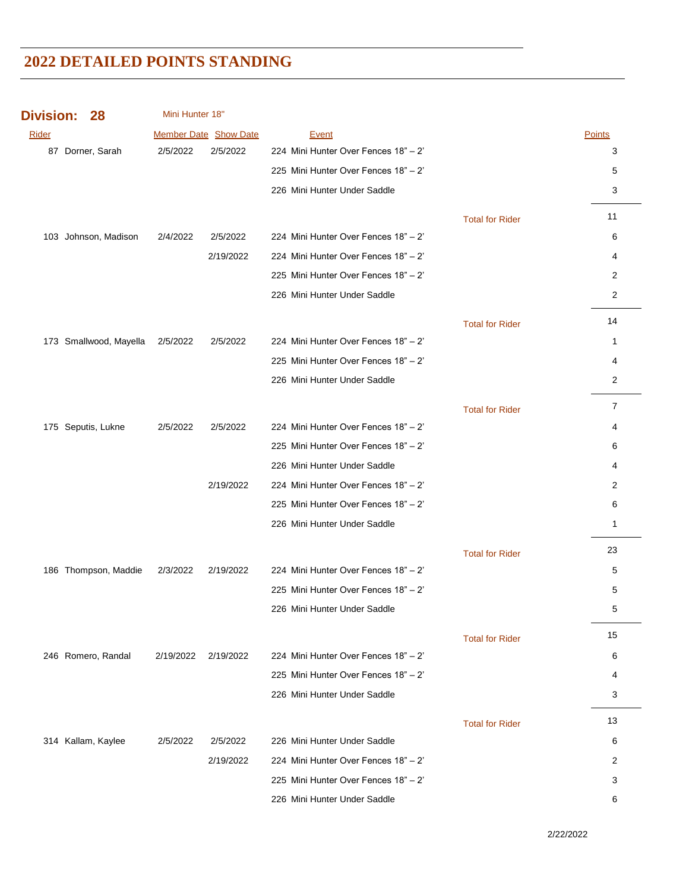# 2022 DETAILED POINTS STANDING

**Division: 28** Mini Hunter 18"

| Rider | Member Date | Show Date | Event | | Points |
|---|---|---|---|---|---|
| 87 Dorner, Sarah | 2/5/2022 | 2/5/2022 | 224 Mini Hunter Over Fences 18" – 2' | | 3 |
| | | | 225 Mini Hunter Over Fences 18" – 2' | | 5 |
| | | | 226 Mini Hunter Under Saddle | | 3 |
| | | | | Total for Rider | 11 |
| 103 Johnson, Madison | 2/4/2022 | 2/5/2022 | 224 Mini Hunter Over Fences 18" – 2' | | 6 |
| | | 2/19/2022 | 224 Mini Hunter Over Fences 18" – 2' | | 4 |
| | | | 225 Mini Hunter Over Fences 18" – 2' | | 2 |
| | | | 226 Mini Hunter Under Saddle | | 2 |
| | | | | Total for Rider | 14 |
| 173 Smallwood, Mayella | 2/5/2022 | 2/5/2022 | 224 Mini Hunter Over Fences 18" – 2' | | 1 |
| | | | 225 Mini Hunter Over Fences 18" – 2' | | 4 |
| | | | 226 Mini Hunter Under Saddle | | 2 |
| | | | | Total for Rider | 7 |
| 175 Seputis, Lukne | 2/5/2022 | 2/5/2022 | 224 Mini Hunter Over Fences 18" – 2' | | 4 |
| | | | 225 Mini Hunter Over Fences 18" – 2' | | 6 |
| | | | 226 Mini Hunter Under Saddle | | 4 |
| | | 2/19/2022 | 224 Mini Hunter Over Fences 18" – 2' | | 2 |
| | | | 225 Mini Hunter Over Fences 18" – 2' | | 6 |
| | | | 226 Mini Hunter Under Saddle | | 1 |
| | | | | Total for Rider | 23 |
| 186 Thompson, Maddie | 2/3/2022 | 2/19/2022 | 224 Mini Hunter Over Fences 18" – 2' | | 5 |
| | | | 225 Mini Hunter Over Fences 18" – 2' | | 5 |
| | | | 226 Mini Hunter Under Saddle | | 5 |
| | | | | Total for Rider | 15 |
| 246 Romero, Randal | 2/19/2022 | 2/19/2022 | 224 Mini Hunter Over Fences 18" – 2' | | 6 |
| | | | 225 Mini Hunter Over Fences 18" – 2' | | 4 |
| | | | 226 Mini Hunter Under Saddle | | 3 |
| | | | | Total for Rider | 13 |
| 314 Kallam, Kaylee | 2/5/2022 | 2/5/2022 | 226 Mini Hunter Under Saddle | | 6 |
| | | 2/19/2022 | 224 Mini Hunter Over Fences 18" – 2' | | 2 |
| | | | 225 Mini Hunter Over Fences 18" – 2' | | 3 |
| | | | 226 Mini Hunter Under Saddle | | 6 |

2/22/2022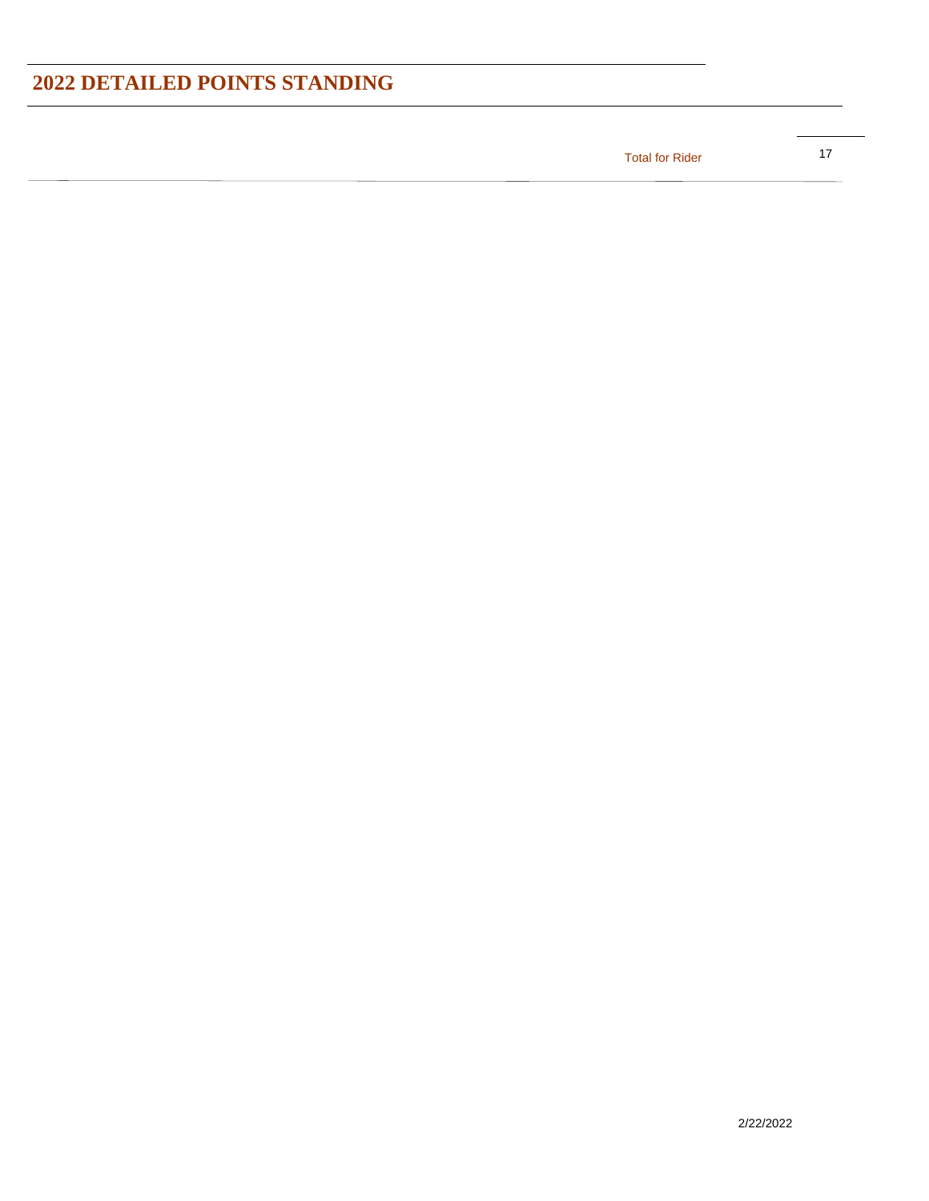## 2022 DETAILED POINTS STANDING

| | |
|---|---|
| Total for Rider | 17 |

2/22/2022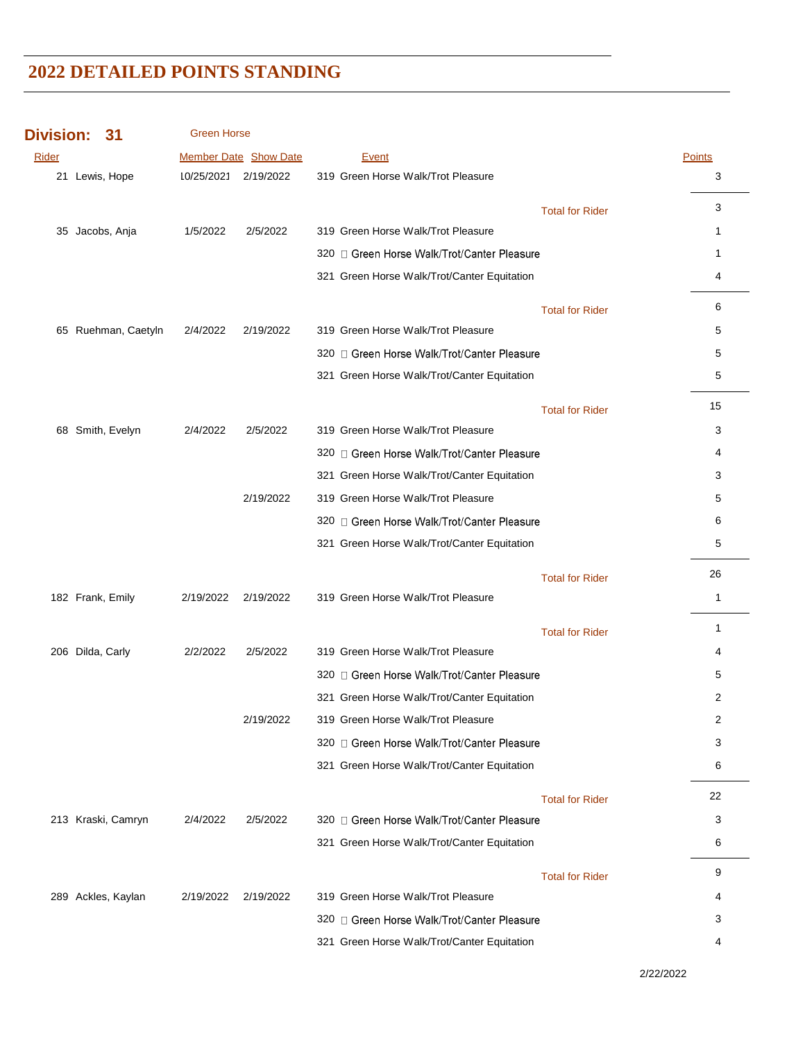# 2022 DETAILED POINTS STANDING

**Division: 31** Green Horse

| Rider | Member Date | Show Date | Event | Points |
|---|---|---|---|---|
| 21 Lewis, Hope | 10/25/2021 | 2/19/2022 | 319 Green Horse Walk/Trot Pleasure | 3 |
| | | | Total for Rider | 3 |
| 35 Jacobs, Anja | 1/5/2022 | 2/5/2022 | 319 Green Horse Walk/Trot Pleasure | 1 |
| | | | 320 Green Horse Walk/Trot/Canter Pleasure | 1 |
| | | | 321 Green Horse Walk/Trot/Canter Equitation | 4 |
| | | | Total for Rider | 6 |
| 65 Ruehman, Caetyln | 2/4/2022 | 2/19/2022 | 319 Green Horse Walk/Trot Pleasure | 5 |
| | | | 320 Green Horse Walk/Trot/Canter Pleasure | 5 |
| | | | 321 Green Horse Walk/Trot/Canter Equitation | 5 |
| | | | Total for Rider | 15 |
| 68 Smith, Evelyn | 2/4/2022 | 2/5/2022 | 319 Green Horse Walk/Trot Pleasure | 3 |
| | | | 320 Green Horse Walk/Trot/Canter Pleasure | 4 |
| | | | 321 Green Horse Walk/Trot/Canter Equitation | 3 |
| | | 2/19/2022 | 319 Green Horse Walk/Trot Pleasure | 5 |
| | | | 320 Green Horse Walk/Trot/Canter Pleasure | 6 |
| | | | 321 Green Horse Walk/Trot/Canter Equitation | 5 |
| | | | Total for Rider | 26 |
| 182 Frank, Emily | 2/19/2022 | 2/19/2022 | 319 Green Horse Walk/Trot Pleasure | 1 |
| | | | Total for Rider | 1 |
| 206 Dilda, Carly | 2/2/2022 | 2/5/2022 | 319 Green Horse Walk/Trot Pleasure | 4 |
| | | | 320 Green Horse Walk/Trot/Canter Pleasure | 5 |
| | | | 321 Green Horse Walk/Trot/Canter Equitation | 2 |
| | | 2/19/2022 | 319 Green Horse Walk/Trot Pleasure | 2 |
| | | | 320 Green Horse Walk/Trot/Canter Pleasure | 3 |
| | | | 321 Green Horse Walk/Trot/Canter Equitation | 6 |
| | | | Total for Rider | 22 |
| 213 Kraski, Camryn | 2/4/2022 | 2/5/2022 | 320 Green Horse Walk/Trot/Canter Pleasure | 3 |
| | | | 321 Green Horse Walk/Trot/Canter Equitation | 6 |
| | | | Total for Rider | 9 |
| 289 Ackles, Kaylan | 2/19/2022 | 2/19/2022 | 319 Green Horse Walk/Trot Pleasure | 4 |
| | | | 320 Green Horse Walk/Trot/Canter Pleasure | 3 |
| | | | 321 Green Horse Walk/Trot/Canter Equitation | 4 |

2/22/2022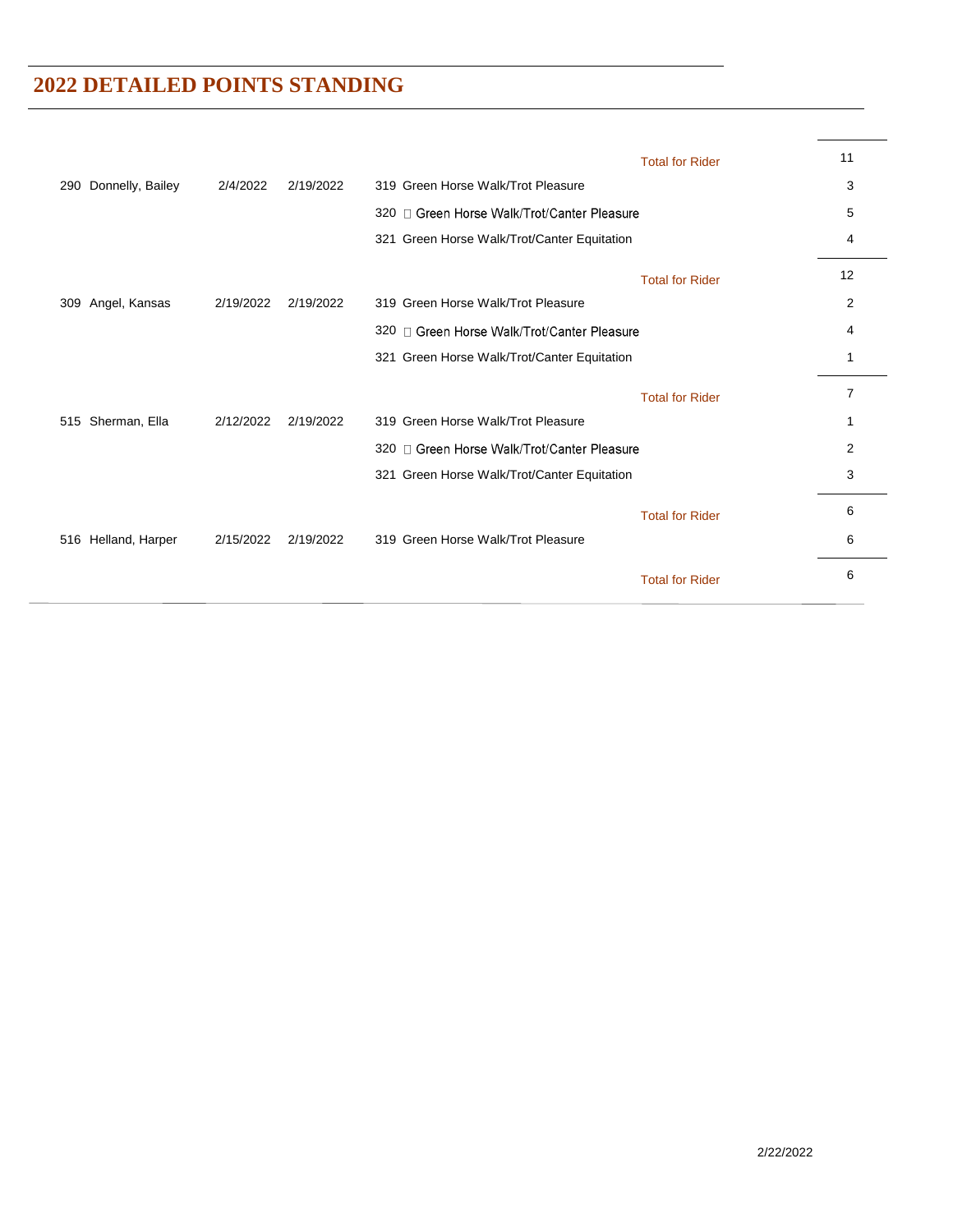# 2022 DETAILED POINTS STANDING

| | | | | |
|---|---|---|---|---|
| | | | Total for Rider | 11 |
| 290 Donnelly, Bailey | 2/4/2022 | 2/19/2022 | 319 Green Horse Walk/Trot Pleasure | 3 |
| | | | 320 Green Horse Walk/Trot/Canter Pleasure | 5 |
| | | | 321 Green Horse Walk/Trot/Canter Equitation | 4 |
| | | | Total for Rider | 12 |
| 309 Angel, Kansas | 2/19/2022 | 2/19/2022 | 319 Green Horse Walk/Trot Pleasure | 2 |
| | | | 320 Green Horse Walk/Trot/Canter Pleasure | 4 |
| | | | 321 Green Horse Walk/Trot/Canter Equitation | 1 |
| | | | Total for Rider | 7 |
| 515 Sherman, Ella | 2/12/2022 | 2/19/2022 | 319 Green Horse Walk/Trot Pleasure | 1 |
| | | | 320 Green Horse Walk/Trot/Canter Pleasure | 2 |
| | | | 321 Green Horse Walk/Trot/Canter Equitation | 3 |
| | | | Total for Rider | 6 |
| 516 Helland, Harper | 2/15/2022 | 2/19/2022 | 319 Green Horse Walk/Trot Pleasure | 6 |
| | | | Total for Rider | 6 |

2/22/2022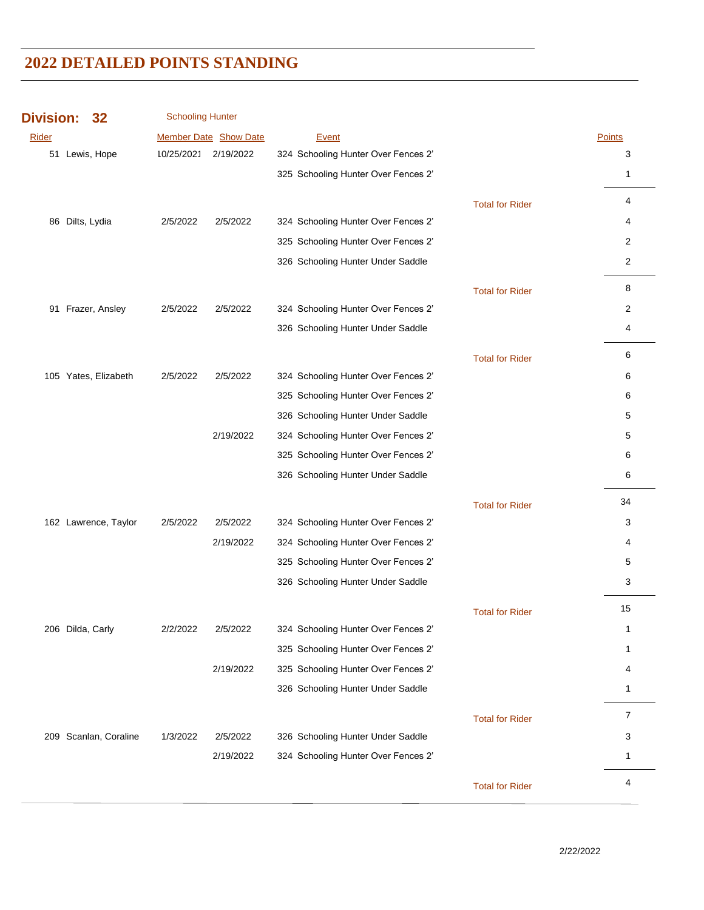# 2022 DETAILED POINTS STANDING

## Division: 32 Schooling Hunter

| Rider | Member Date | Show Date | Event | | Points |
|---|---|---|---|---|---|
| 51 Lewis, Hope | 10/25/2021 | 2/19/2022 | 324 Schooling Hunter Over Fences 2' | | 3 |
| | | | 325 Schooling Hunter Over Fences 2' | | 1 |
| | | | | Total for Rider | 4 |
| 86 Dilts, Lydia | 2/5/2022 | 2/5/2022 | 324 Schooling Hunter Over Fences 2' | | 4 |
| | | | 325 Schooling Hunter Over Fences 2' | | 2 |
| | | | 326 Schooling Hunter Under Saddle | | 2 |
| | | | | Total for Rider | 8 |
| 91 Frazer, Ansley | 2/5/2022 | 2/5/2022 | 324 Schooling Hunter Over Fences 2' | | 2 |
| | | | 326 Schooling Hunter Under Saddle | | 4 |
| | | | | Total for Rider | 6 |
| 105 Yates, Elizabeth | 2/5/2022 | 2/5/2022 | 324 Schooling Hunter Over Fences 2' | | 6 |
| | | | 325 Schooling Hunter Over Fences 2' | | 6 |
| | | | 326 Schooling Hunter Under Saddle | | 5 |
| | | 2/19/2022 | 324 Schooling Hunter Over Fences 2' | | 5 |
| | | | 325 Schooling Hunter Over Fences 2' | | 6 |
| | | | 326 Schooling Hunter Under Saddle | | 6 |
| | | | | Total for Rider | 34 |
| 162 Lawrence, Taylor | 2/5/2022 | 2/5/2022 | 324 Schooling Hunter Over Fences 2' | | 3 |
| | | 2/19/2022 | 324 Schooling Hunter Over Fences 2' | | 4 |
| | | | 325 Schooling Hunter Over Fences 2' | | 5 |
| | | | 326 Schooling Hunter Under Saddle | | 3 |
| | | | | Total for Rider | 15 |
| 206 Dilda, Carly | 2/2/2022 | 2/5/2022 | 324 Schooling Hunter Over Fences 2' | | 1 |
| | | | 325 Schooling Hunter Over Fences 2' | | 1 |
| | | 2/19/2022 | 325 Schooling Hunter Over Fences 2' | | 4 |
| | | | 326 Schooling Hunter Under Saddle | | 1 |
| | | | | Total for Rider | 7 |
| 209 Scanlan, Coraline | 1/3/2022 | 2/5/2022 | 326 Schooling Hunter Under Saddle | | 3 |
| | | 2/19/2022 | 324 Schooling Hunter Over Fences 2' | | 1 |
| | | | | Total for Rider | 4 |

2/22/2022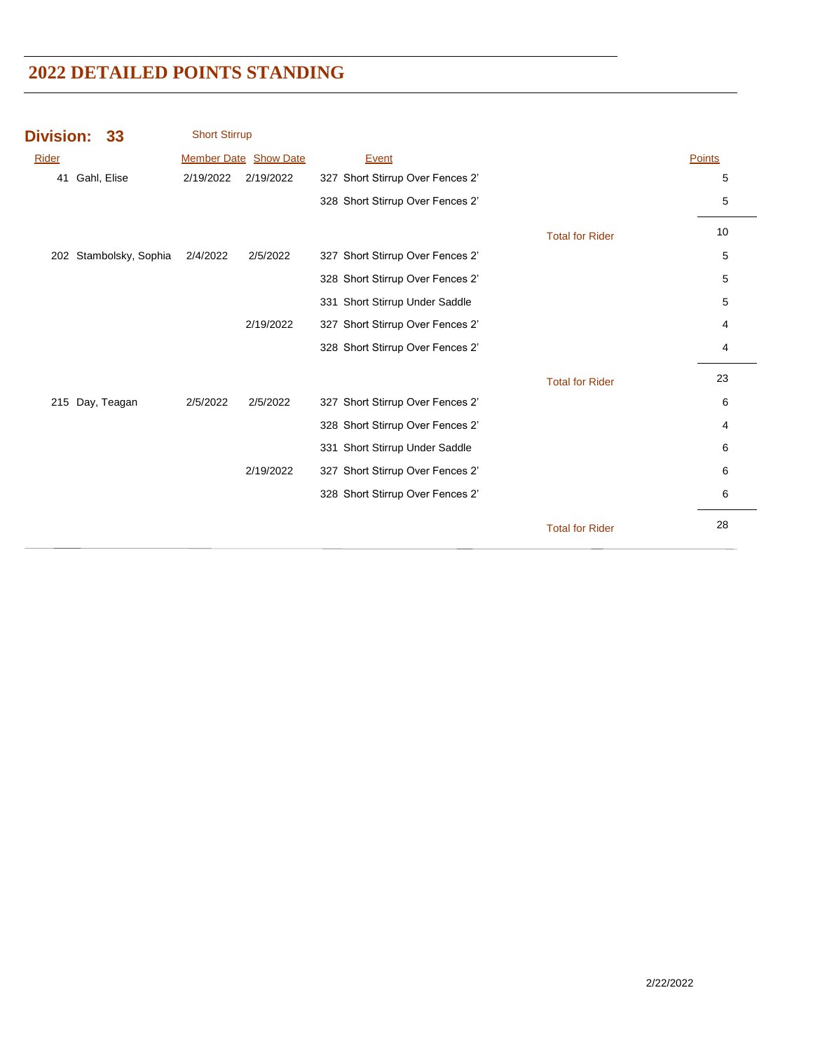# 2022 DETAILED POINTS STANDING

## Division: 33 Short Stirrup

| Rider | Member Date | Show Date | Event | | Points |
|---|---|---|---|---|---|
| 41 Gahl, Elise | 2/19/2022 | 2/19/2022 | 327 Short Stirrup Over Fences 2' | | 5 |
| | | | 328 Short Stirrup Over Fences 2' | | 5 |
| | | | | Total for Rider | 10 |
| 202 Stambolsky, Sophia | 2/4/2022 | 2/5/2022 | 327 Short Stirrup Over Fences 2' | | 5 |
| | | | 328 Short Stirrup Over Fences 2' | | 5 |
| | | | 331 Short Stirrup Under Saddle | | 5 |
| | | 2/19/2022 | 327 Short Stirrup Over Fences 2' | | 4 |
| | | | 328 Short Stirrup Over Fences 2' | | 4 |
| | | | | Total for Rider | 23 |
| 215 Day, Teagan | 2/5/2022 | 2/5/2022 | 327 Short Stirrup Over Fences 2' | | 6 |
| | | | 328 Short Stirrup Over Fences 2' | | 4 |
| | | | 331 Short Stirrup Under Saddle | | 6 |
| | | 2/19/2022 | 327 Short Stirrup Over Fences 2' | | 6 |
| | | | 328 Short Stirrup Over Fences 2' | | 6 |
| | | | | Total for Rider | 28 |

2/22/2022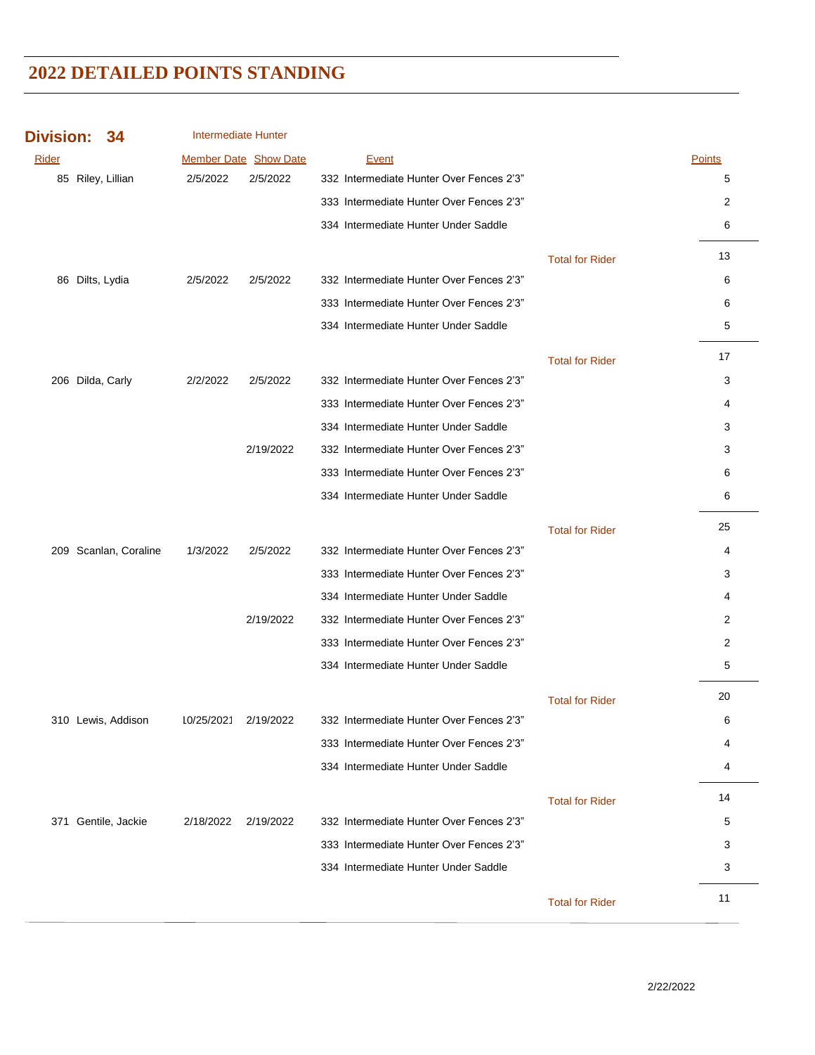# 2022 DETAILED POINTS STANDING

**Division: 34** Intermediate Hunter

| Rider | Member Date | Show Date | Event | | Points |
|---|---|---|---|---|---|
| 85 Riley, Lillian | 2/5/2022 | 2/5/2022 | 332 Intermediate Hunter Over Fences 2'3" | | 5 |
| | | | 333 Intermediate Hunter Over Fences 2'3" | | 2 |
| | | | 334 Intermediate Hunter Under Saddle | | 6 |
| | | | | Total for Rider | 13 |
| 86 Dilts, Lydia | 2/5/2022 | 2/5/2022 | 332 Intermediate Hunter Over Fences 2'3" | | 6 |
| | | | 333 Intermediate Hunter Over Fences 2'3" | | 6 |
| | | | 334 Intermediate Hunter Under Saddle | | 5 |
| | | | | Total for Rider | 17 |
| 206 Dilda, Carly | 2/2/2022 | 2/5/2022 | 332 Intermediate Hunter Over Fences 2'3" | | 3 |
| | | | 333 Intermediate Hunter Over Fences 2'3" | | 4 |
| | | | 334 Intermediate Hunter Under Saddle | | 3 |
| | | 2/19/2022 | 332 Intermediate Hunter Over Fences 2'3" | | 3 |
| | | | 333 Intermediate Hunter Over Fences 2'3" | | 6 |
| | | | 334 Intermediate Hunter Under Saddle | | 6 |
| | | | | Total for Rider | 25 |
| 209 Scanlan, Coraline | 1/3/2022 | 2/5/2022 | 332 Intermediate Hunter Over Fences 2'3" | | 4 |
| | | | 333 Intermediate Hunter Over Fences 2'3" | | 3 |
| | | | 334 Intermediate Hunter Under Saddle | | 4 |
| | | 2/19/2022 | 332 Intermediate Hunter Over Fences 2'3" | | 2 |
| | | | 333 Intermediate Hunter Over Fences 2'3" | | 2 |
| | | | 334 Intermediate Hunter Under Saddle | | 5 |
| | | | | Total for Rider | 20 |
| 310 Lewis, Addison | 10/25/2021 | 2/19/2022 | 332 Intermediate Hunter Over Fences 2'3" | | 6 |
| | | | 333 Intermediate Hunter Over Fences 2'3" | | 4 |
| | | | 334 Intermediate Hunter Under Saddle | | 4 |
| | | | | Total for Rider | 14 |
| 371 Gentile, Jackie | 2/18/2022 | 2/19/2022 | 332 Intermediate Hunter Over Fences 2'3" | | 5 |
| | | | 333 Intermediate Hunter Over Fences 2'3" | | 3 |
| | | | 334 Intermediate Hunter Under Saddle | | 3 |
| | | | | Total for Rider | 11 |

2/22/2022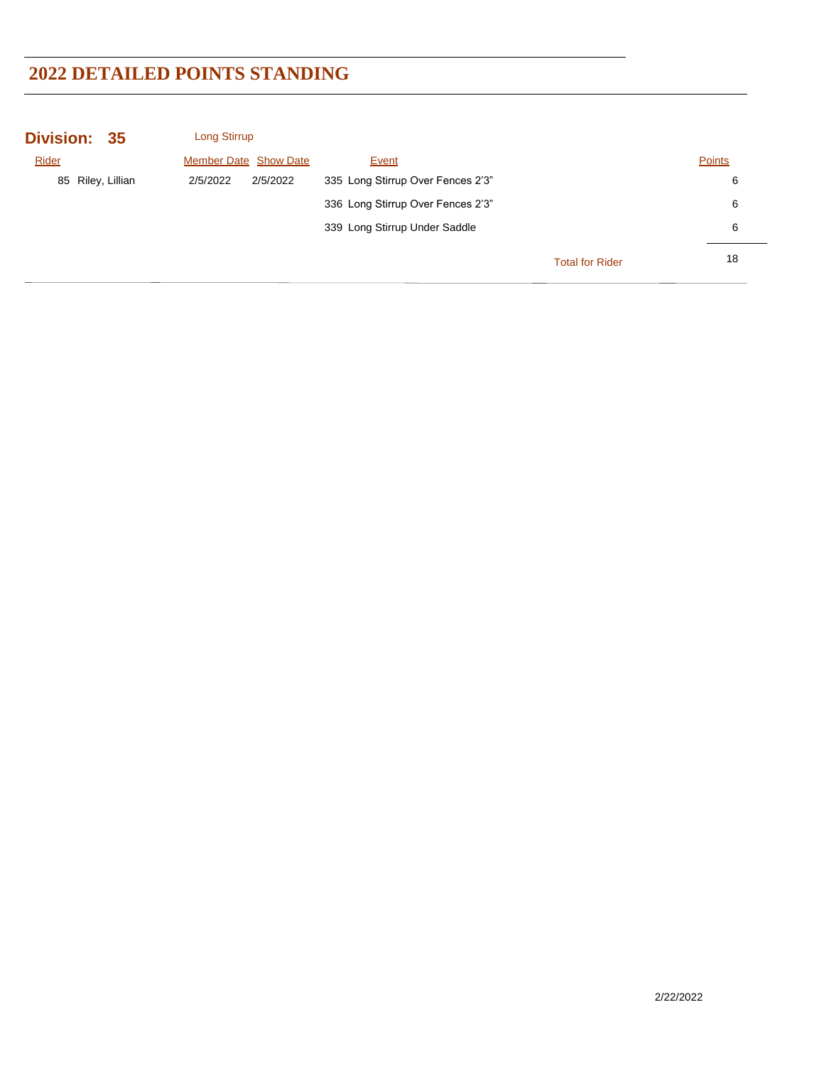# 2022 DETAILED POINTS STANDING

## Division: 35 Long Stirrup

| Rider | Member Date | Show Date | Event | Points |
|---|---|---|---|---|
| 85 Riley, Lillian | 2/5/2022 | 2/5/2022 | 335 Long Stirrup Over Fences 2'3" | 6 |
| | | | 336 Long Stirrup Over Fences 2'3" | 6 |
| | | | 339 Long Stirrup Under Saddle | 6 |
| | | | Total for Rider | 18 |

2/22/2022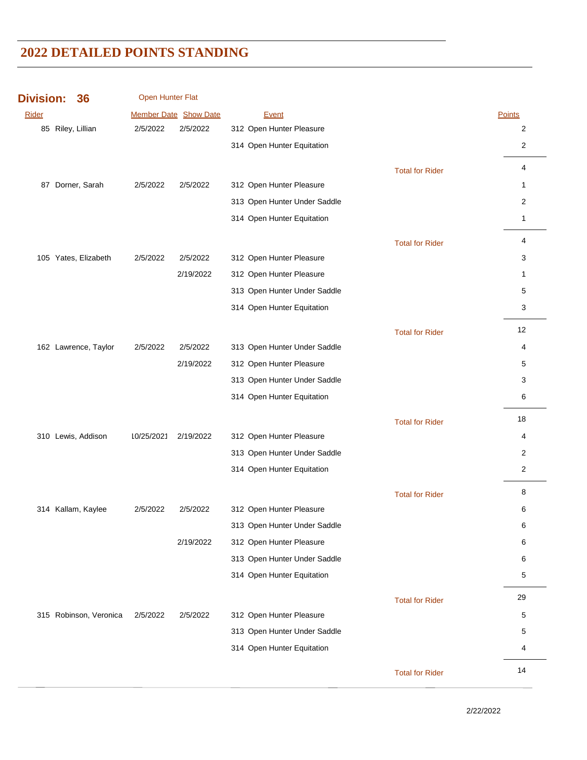# 2022 DETAILED POINTS STANDING

## Division: 36 Open Hunter Flat

| Rider | | Member Date | Show Date | Event | | Points |
|---|---|---|---|---|---|---|
| 85 | Riley, Lillian | 2/5/2022 | 2/5/2022 | 312 Open Hunter Pleasure | | 2 |
| | | | | 314 Open Hunter Equitation | | 2 |
| | | | | | Total for Rider | 4 |
| 87 | Dorner, Sarah | 2/5/2022 | 2/5/2022 | 312 Open Hunter Pleasure | | 1 |
| | | | | 313 Open Hunter Under Saddle | | 2 |
| | | | | 314 Open Hunter Equitation | | 1 |
| | | | | | Total for Rider | 4 |
| 105 | Yates, Elizabeth | 2/5/2022 | 2/5/2022 | 312 Open Hunter Pleasure | | 3 |
| | | | 2/19/2022 | 312 Open Hunter Pleasure | | 1 |
| | | | | 313 Open Hunter Under Saddle | | 5 |
| | | | | 314 Open Hunter Equitation | | 3 |
| | | | | | Total for Rider | 12 |
| 162 | Lawrence, Taylor | 2/5/2022 | 2/5/2022 | 313 Open Hunter Under Saddle | | 4 |
| | | | 2/19/2022 | 312 Open Hunter Pleasure | | 5 |
| | | | | 313 Open Hunter Under Saddle | | 3 |
| | | | | 314 Open Hunter Equitation | | 6 |
| | | | | | Total for Rider | 18 |
| 310 | Lewis, Addison | 10/25/2021 | 2/19/2022 | 312 Open Hunter Pleasure | | 4 |
| | | | | 313 Open Hunter Under Saddle | | 2 |
| | | | | 314 Open Hunter Equitation | | 2 |
| | | | | | Total for Rider | 8 |
| 314 | Kallam, Kaylee | 2/5/2022 | 2/5/2022 | 312 Open Hunter Pleasure | | 6 |
| | | | | 313 Open Hunter Under Saddle | | 6 |
| | | | 2/19/2022 | 312 Open Hunter Pleasure | | 6 |
| | | | | 313 Open Hunter Under Saddle | | 6 |
| | | | | 314 Open Hunter Equitation | | 5 |
| | | | | | Total for Rider | 29 |
| 315 | Robinson, Veronica | 2/5/2022 | 2/5/2022 | 312 Open Hunter Pleasure | | 5 |
| | | | | 313 Open Hunter Under Saddle | | 5 |
| | | | | 314 Open Hunter Equitation | | 4 |
| | | | | | Total for Rider | 14 |

2/22/2022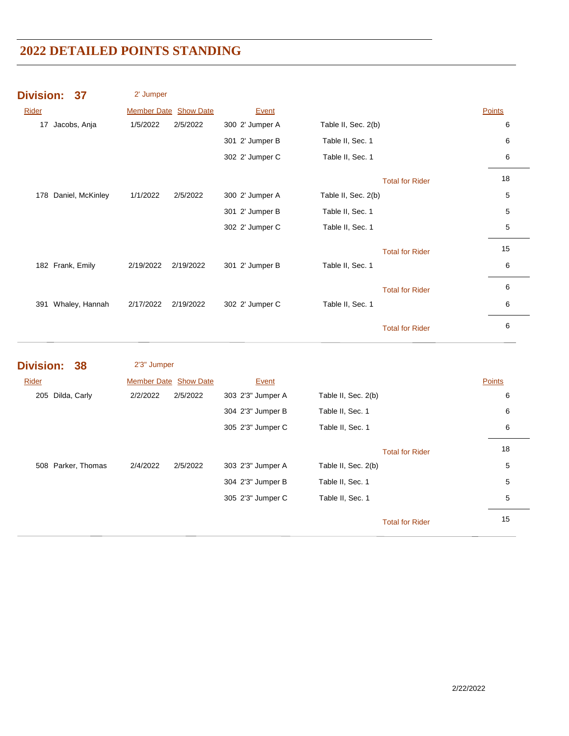# 2022 DETAILED POINTS STANDING

## Division: 37 — 2' Jumper

| Rider | | Member Date | Show Date | Event | | Points |
|---|---|---|---|---|---|---|
| 17 | Jacobs, Anja | 1/5/2022 | 2/5/2022 | 300 2' Jumper A | Table II, Sec. 2(b) | 6 |
| | | | | 301 2' Jumper B | Table II, Sec. 1 | 6 |
| | | | | 302 2' Jumper C | Table II, Sec. 1 | 6 |
| | | | | | Total for Rider | 18 |
| 178 | Daniel, McKinley | 1/1/2022 | 2/5/2022 | 300 2' Jumper A | Table II, Sec. 2(b) | 5 |
| | | | | 301 2' Jumper B | Table II, Sec. 1 | 5 |
| | | | | 302 2' Jumper C | Table II, Sec. 1 | 5 |
| | | | | | Total for Rider | 15 |
| 182 | Frank, Emily | 2/19/2022 | 2/19/2022 | 301 2' Jumper B | Table II, Sec. 1 | 6 |
| | | | | | Total for Rider | 6 |
| 391 | Whaley, Hannah | 2/17/2022 | 2/19/2022 | 302 2' Jumper C | Table II, Sec. 1 | 6 |
| | | | | | Total for Rider | 6 |

## Division: 38 — 2'3" Jumper

| Rider | | Member Date | Show Date | Event | | Points |
|---|---|---|---|---|---|---|
| 205 | Dilda, Carly | 2/2/2022 | 2/5/2022 | 303 2'3" Jumper A | Table II, Sec. 2(b) | 6 |
| | | | | 304 2'3" Jumper B | Table II, Sec. 1 | 6 |
| | | | | 305 2'3" Jumper C | Table II, Sec. 1 | 6 |
| | | | | | Total for Rider | 18 |
| 508 | Parker, Thomas | 2/4/2022 | 2/5/2022 | 303 2'3" Jumper A | Table II, Sec. 2(b) | 5 |
| | | | | 304 2'3" Jumper B | Table II, Sec. 1 | 5 |
| | | | | 305 2'3" Jumper C | Table II, Sec. 1 | 5 |
| | | | | | Total for Rider | 15 |

2/22/2022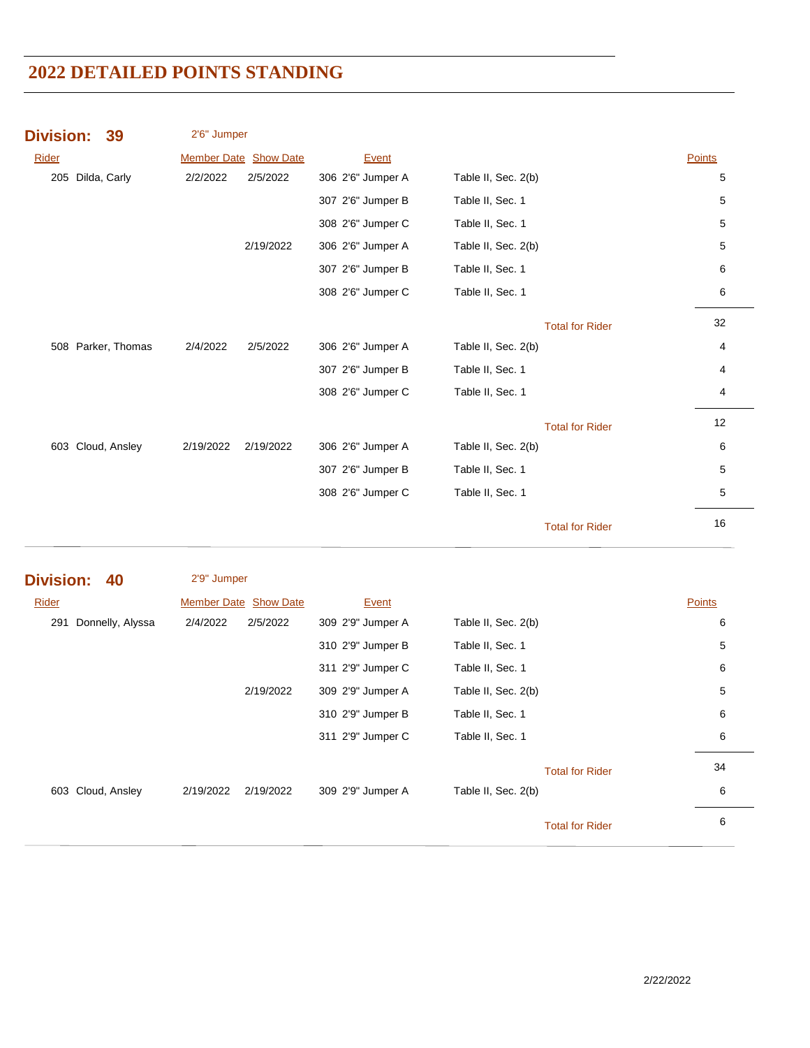# 2022 DETAILED POINTS STANDING

## Division: 39 — 2'6" Jumper

| Rider | Member Date | Show Date | Event | | Points |
|---|---|---|---|---|---|
| 205 Dilda, Carly | 2/2/2022 | 2/5/2022 | 306 2'6" Jumper A | Table II, Sec. 2(b) | 5 |
| | | | 307 2'6" Jumper B | Table II, Sec. 1 | 5 |
| | | | 308 2'6" Jumper C | Table II, Sec. 1 | 5 |
| | | 2/19/2022 | 306 2'6" Jumper A | Table II, Sec. 2(b) | 5 |
| | | | 307 2'6" Jumper B | Table II, Sec. 1 | 6 |
| | | | 308 2'6" Jumper C | Table II, Sec. 1 | 6 |
| | | | | Total for Rider | 32 |
| 508 Parker, Thomas | 2/4/2022 | 2/5/2022 | 306 2'6" Jumper A | Table II, Sec. 2(b) | 4 |
| | | | 307 2'6" Jumper B | Table II, Sec. 1 | 4 |
| | | | 308 2'6" Jumper C | Table II, Sec. 1 | 4 |
| | | | | Total for Rider | 12 |
| 603 Cloud, Ansley | 2/19/2022 | 2/19/2022 | 306 2'6" Jumper A | Table II, Sec. 2(b) | 6 |
| | | | 307 2'6" Jumper B | Table II, Sec. 1 | 5 |
| | | | 308 2'6" Jumper C | Table II, Sec. 1 | 5 |
| | | | | Total for Rider | 16 |

## Division: 40 — 2'9" Jumper

| Rider | Member Date | Show Date | Event | | Points |
|---|---|---|---|---|---|
| 291 Donnelly, Alyssa | 2/4/2022 | 2/5/2022 | 309 2'9" Jumper A | Table II, Sec. 2(b) | 6 |
| | | | 310 2'9" Jumper B | Table II, Sec. 1 | 5 |
| | | | 311 2'9" Jumper C | Table II, Sec. 1 | 6 |
| | | 2/19/2022 | 309 2'9" Jumper A | Table II, Sec. 2(b) | 5 |
| | | | 310 2'9" Jumper B | Table II, Sec. 1 | 6 |
| | | | 311 2'9" Jumper C | Table II, Sec. 1 | 6 |
| | | | | Total for Rider | 34 |
| 603 Cloud, Ansley | 2/19/2022 | 2/19/2022 | 309 2'9" Jumper A | Table II, Sec. 2(b) | 6 |
| | | | | Total for Rider | 6 |

2/22/2022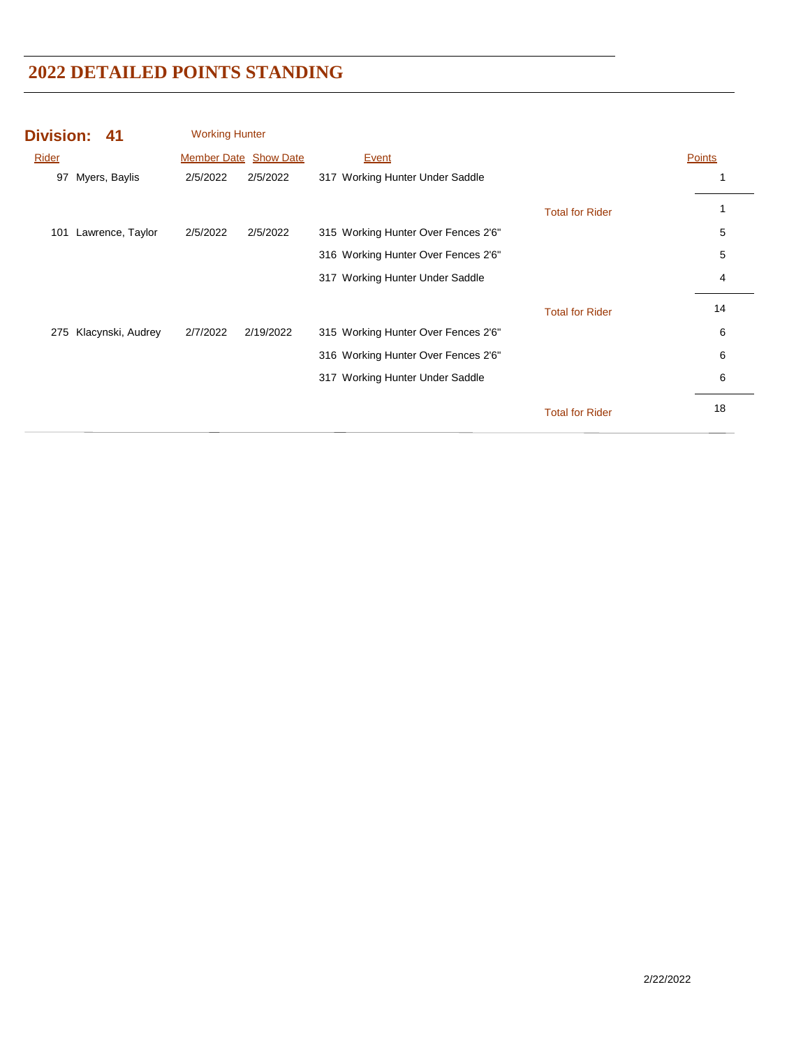# 2022 DETAILED POINTS STANDING

**Division: 41** Working Hunter

| Rider | Member Date | Show Date | Event | | Points |
|---|---|---|---|---|---|
| 97 Myers, Baylis | 2/5/2022 | 2/5/2022 | 317 Working Hunter Under Saddle | | 1 |
| | | | | Total for Rider | 1 |
| 101 Lawrence, Taylor | 2/5/2022 | 2/5/2022 | 315 Working Hunter Over Fences 2'6" | | 5 |
| | | | 316 Working Hunter Over Fences 2'6" | | 5 |
| | | | 317 Working Hunter Under Saddle | | 4 |
| | | | | Total for Rider | 14 |
| 275 Klacynski, Audrey | 2/7/2022 | 2/19/2022 | 315 Working Hunter Over Fences 2'6" | | 6 |
| | | | 316 Working Hunter Over Fences 2'6" | | 6 |
| | | | 317 Working Hunter Under Saddle | | 6 |
| | | | | Total for Rider | 18 |

2/22/2022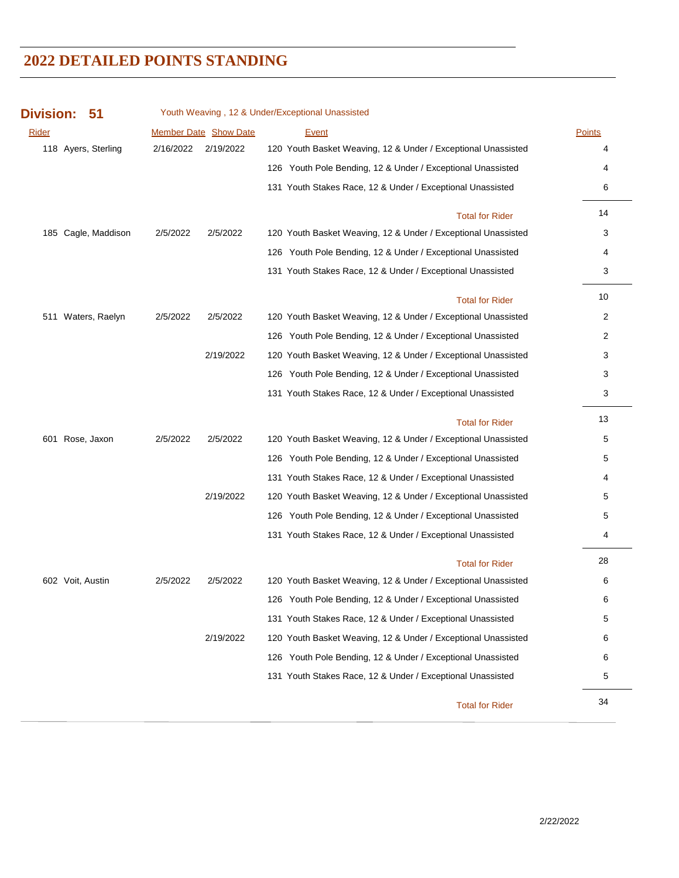# 2022 DETAILED POINTS STANDING

**Division: 51** Youth Weaving , 12 & Under/Exceptional Unassisted

| Rider | Member Date | Show Date | Event | Points |
|---|---|---|---|---|
| 118 Ayers, Sterling | 2/16/2022 | 2/19/2022 | 120 Youth Basket Weaving, 12 & Under / Exceptional Unassisted | 4 |
| | | | 126 Youth Pole Bending, 12 & Under / Exceptional Unassisted | 4 |
| | | | 131 Youth Stakes Race, 12 & Under / Exceptional Unassisted | 6 |
| | | | Total for Rider | 14 |
| 185 Cagle, Maddison | 2/5/2022 | 2/5/2022 | 120 Youth Basket Weaving, 12 & Under / Exceptional Unassisted | 3 |
| | | | 126 Youth Pole Bending, 12 & Under / Exceptional Unassisted | 4 |
| | | | 131 Youth Stakes Race, 12 & Under / Exceptional Unassisted | 3 |
| | | | Total for Rider | 10 |
| 511 Waters, Raelyn | 2/5/2022 | 2/5/2022 | 120 Youth Basket Weaving, 12 & Under / Exceptional Unassisted | 2 |
| | | | 126 Youth Pole Bending, 12 & Under / Exceptional Unassisted | 2 |
| | | 2/19/2022 | 120 Youth Basket Weaving, 12 & Under / Exceptional Unassisted | 3 |
| | | | 126 Youth Pole Bending, 12 & Under / Exceptional Unassisted | 3 |
| | | | 131 Youth Stakes Race, 12 & Under / Exceptional Unassisted | 3 |
| | | | Total for Rider | 13 |
| 601 Rose, Jaxon | 2/5/2022 | 2/5/2022 | 120 Youth Basket Weaving, 12 & Under / Exceptional Unassisted | 5 |
| | | | 126 Youth Pole Bending, 12 & Under / Exceptional Unassisted | 5 |
| | | | 131 Youth Stakes Race, 12 & Under / Exceptional Unassisted | 4 |
| | | 2/19/2022 | 120 Youth Basket Weaving, 12 & Under / Exceptional Unassisted | 5 |
| | | | 126 Youth Pole Bending, 12 & Under / Exceptional Unassisted | 5 |
| | | | 131 Youth Stakes Race, 12 & Under / Exceptional Unassisted | 4 |
| | | | Total for Rider | 28 |
| 602 Voit, Austin | 2/5/2022 | 2/5/2022 | 120 Youth Basket Weaving, 12 & Under / Exceptional Unassisted | 6 |
| | | | 126 Youth Pole Bending, 12 & Under / Exceptional Unassisted | 6 |
| | | | 131 Youth Stakes Race, 12 & Under / Exceptional Unassisted | 5 |
| | | 2/19/2022 | 120 Youth Basket Weaving, 12 & Under / Exceptional Unassisted | 6 |
| | | | 126 Youth Pole Bending, 12 & Under / Exceptional Unassisted | 6 |
| | | | 131 Youth Stakes Race, 12 & Under / Exceptional Unassisted | 5 |
| | | | Total for Rider | 34 |

2/22/2022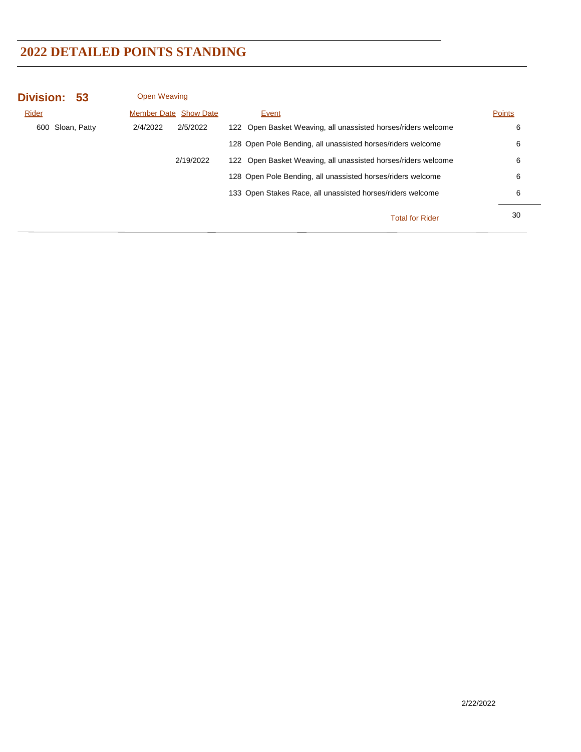# 2022 DETAILED POINTS STANDING

**Division: 53** Open Weaving

| Rider | Member Date | Show Date | Event | Points |
|---|---|---|---|---|
| 600 Sloan, Patty | 2/4/2022 | 2/5/2022 | 122 Open Basket Weaving, all unassisted horses/riders welcome | 6 |
| | | | 128 Open Pole Bending, all unassisted horses/riders welcome | 6 |
| | | 2/19/2022 | 122 Open Basket Weaving, all unassisted horses/riders welcome | 6 |
| | | | 128 Open Pole Bending, all unassisted horses/riders welcome | 6 |
| | | | 133 Open Stakes Race, all unassisted horses/riders welcome | 6 |
| | | | Total for Rider | 30 |

2/22/2022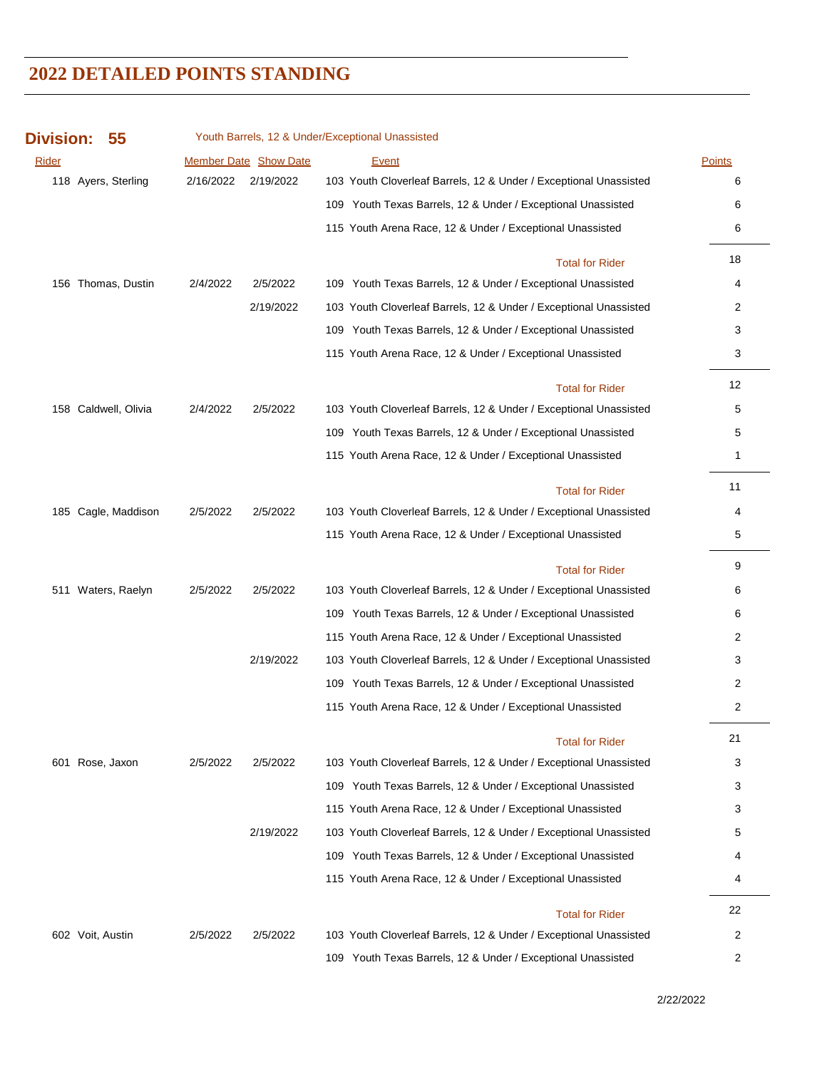# 2022 DETAILED POINTS STANDING

**Division: 55** Youth Barrels, 12 & Under/Exceptional Unassisted

| Rider | Member Date | Show Date | Event | Points |
|---|---|---|---|---|
| 118 Ayers, Sterling | 2/16/2022 | 2/19/2022 | 103 Youth Cloverleaf Barrels, 12 & Under / Exceptional Unassisted | 6 |
| | | | 109 Youth Texas Barrels, 12 & Under / Exceptional Unassisted | 6 |
| | | | 115 Youth Arena Race, 12 & Under / Exceptional Unassisted | 6 |
| | | | Total for Rider | 18 |
| 156 Thomas, Dustin | 2/4/2022 | 2/5/2022 | 109 Youth Texas Barrels, 12 & Under / Exceptional Unassisted | 4 |
| | | 2/19/2022 | 103 Youth Cloverleaf Barrels, 12 & Under / Exceptional Unassisted | 2 |
| | | | 109 Youth Texas Barrels, 12 & Under / Exceptional Unassisted | 3 |
| | | | 115 Youth Arena Race, 12 & Under / Exceptional Unassisted | 3 |
| | | | Total for Rider | 12 |
| 158 Caldwell, Olivia | 2/4/2022 | 2/5/2022 | 103 Youth Cloverleaf Barrels, 12 & Under / Exceptional Unassisted | 5 |
| | | | 109 Youth Texas Barrels, 12 & Under / Exceptional Unassisted | 5 |
| | | | 115 Youth Arena Race, 12 & Under / Exceptional Unassisted | 1 |
| | | | Total for Rider | 11 |
| 185 Cagle, Maddison | 2/5/2022 | 2/5/2022 | 103 Youth Cloverleaf Barrels, 12 & Under / Exceptional Unassisted | 4 |
| | | | 115 Youth Arena Race, 12 & Under / Exceptional Unassisted | 5 |
| | | | Total for Rider | 9 |
| 511 Waters, Raelyn | 2/5/2022 | 2/5/2022 | 103 Youth Cloverleaf Barrels, 12 & Under / Exceptional Unassisted | 6 |
| | | | 109 Youth Texas Barrels, 12 & Under / Exceptional Unassisted | 6 |
| | | | 115 Youth Arena Race, 12 & Under / Exceptional Unassisted | 2 |
| | | 2/19/2022 | 103 Youth Cloverleaf Barrels, 12 & Under / Exceptional Unassisted | 3 |
| | | | 109 Youth Texas Barrels, 12 & Under / Exceptional Unassisted | 2 |
| | | | 115 Youth Arena Race, 12 & Under / Exceptional Unassisted | 2 |
| | | | Total for Rider | 21 |
| 601 Rose, Jaxon | 2/5/2022 | 2/5/2022 | 103 Youth Cloverleaf Barrels, 12 & Under / Exceptional Unassisted | 3 |
| | | | 109 Youth Texas Barrels, 12 & Under / Exceptional Unassisted | 3 |
| | | | 115 Youth Arena Race, 12 & Under / Exceptional Unassisted | 3 |
| | | 2/19/2022 | 103 Youth Cloverleaf Barrels, 12 & Under / Exceptional Unassisted | 5 |
| | | | 109 Youth Texas Barrels, 12 & Under / Exceptional Unassisted | 4 |
| | | | 115 Youth Arena Race, 12 & Under / Exceptional Unassisted | 4 |
| | | | Total for Rider | 22 |
| 602 Voit, Austin | 2/5/2022 | 2/5/2022 | 103 Youth Cloverleaf Barrels, 12 & Under / Exceptional Unassisted | 2 |
| | | | 109 Youth Texas Barrels, 12 & Under / Exceptional Unassisted | 2 |

2/22/2022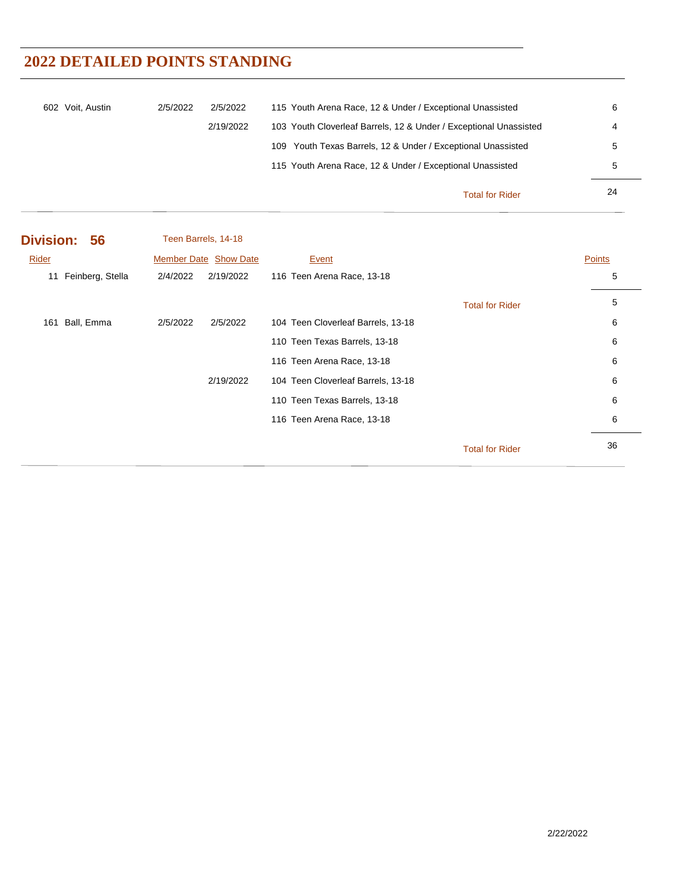# 2022 DETAILED POINTS STANDING

| Rider | Member Date | Show Date | Event | Points |
|---|---|---|---|---|
| 602 Voit, Austin | 2/5/2022 | 2/5/2022 | 115 Youth Arena Race, 12 & Under / Exceptional Unassisted | 6 |
| | | 2/19/2022 | 103 Youth Cloverleaf Barrels, 12 & Under / Exceptional Unassisted | 4 |
| | | | 109 Youth Texas Barrels, 12 & Under / Exceptional Unassisted | 5 |
| | | | 115 Youth Arena Race, 12 & Under / Exceptional Unassisted | 5 |
| | | | Total for Rider | 24 |

## Division: 56

Teen Barrels, 14-18

| Rider | Member Date | Show Date | Event | Points |
|---|---|---|---|---|
| 11 Feinberg, Stella | 2/4/2022 | 2/19/2022 | 116 Teen Arena Race, 13-18 | 5 |
| | | | Total for Rider | 5 |
| 161 Ball, Emma | 2/5/2022 | 2/5/2022 | 104 Teen Cloverleaf Barrels, 13-18 | 6 |
| | | | 110 Teen Texas Barrels, 13-18 | 6 |
| | | | 116 Teen Arena Race, 13-18 | 6 |
| | | 2/19/2022 | 104 Teen Cloverleaf Barrels, 13-18 | 6 |
| | | | 110 Teen Texas Barrels, 13-18 | 6 |
| | | | 116 Teen Arena Race, 13-18 | 6 |
| | | | Total for Rider | 36 |

2/22/2022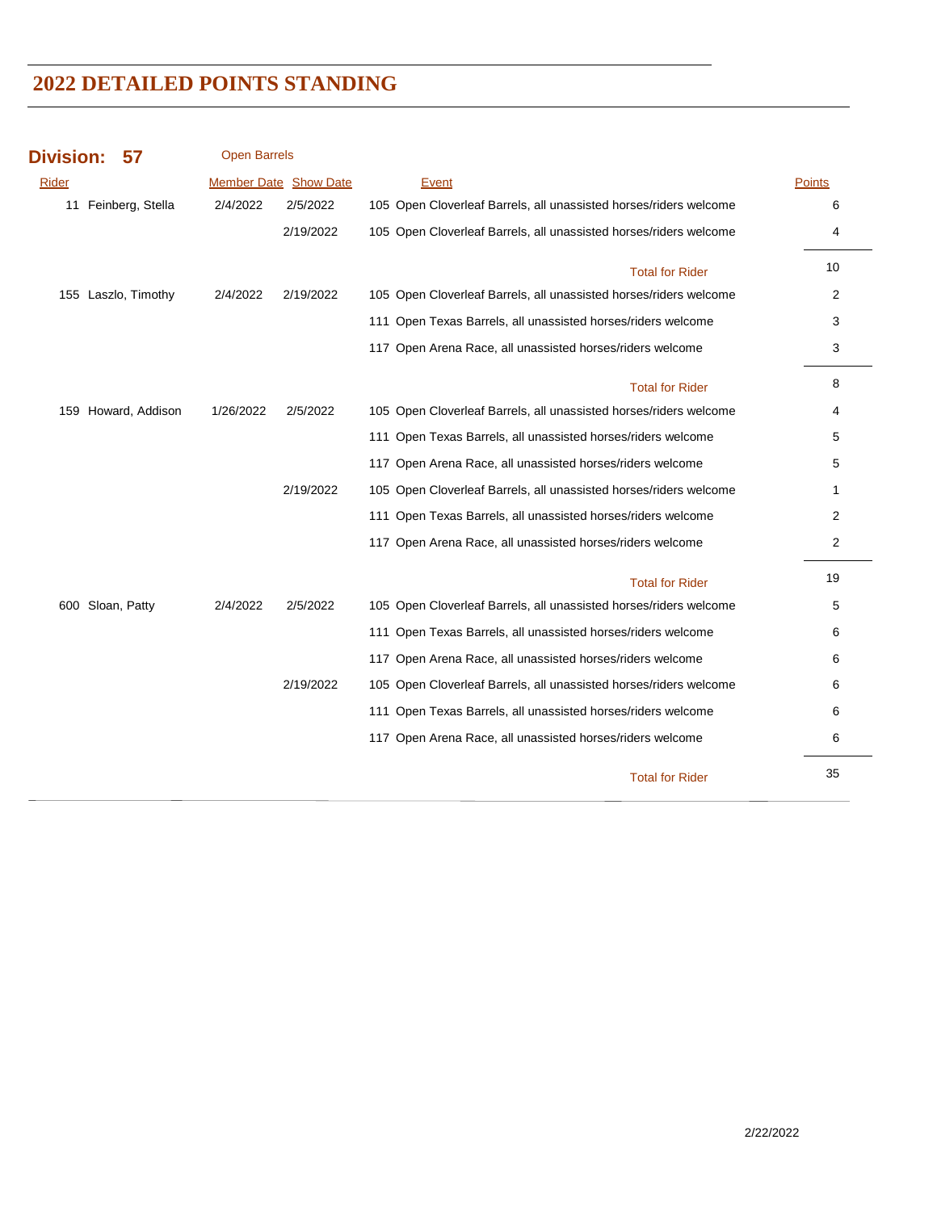# 2022 DETAILED POINTS STANDING

**Division: 57** Open Barrels

| Rider | Member Date | Show Date | Event | Points |
|---|---|---|---|---|
| 11 Feinberg, Stella | 2/4/2022 | 2/5/2022 | 105 Open Cloverleaf Barrels, all unassisted horses/riders welcome | 6 |
| | | 2/19/2022 | 105 Open Cloverleaf Barrels, all unassisted horses/riders welcome | 4 |
| | | | Total for Rider | 10 |
| 155 Laszlo, Timothy | 2/4/2022 | 2/19/2022 | 105 Open Cloverleaf Barrels, all unassisted horses/riders welcome | 2 |
| | | | 111 Open Texas Barrels, all unassisted horses/riders welcome | 3 |
| | | | 117 Open Arena Race, all unassisted horses/riders welcome | 3 |
| | | | Total for Rider | 8 |
| 159 Howard, Addison | 1/26/2022 | 2/5/2022 | 105 Open Cloverleaf Barrels, all unassisted horses/riders welcome | 4 |
| | | | 111 Open Texas Barrels, all unassisted horses/riders welcome | 5 |
| | | | 117 Open Arena Race, all unassisted horses/riders welcome | 5 |
| | | 2/19/2022 | 105 Open Cloverleaf Barrels, all unassisted horses/riders welcome | 1 |
| | | | 111 Open Texas Barrels, all unassisted horses/riders welcome | 2 |
| | | | 117 Open Arena Race, all unassisted horses/riders welcome | 2 |
| | | | Total for Rider | 19 |
| 600 Sloan, Patty | 2/4/2022 | 2/5/2022 | 105 Open Cloverleaf Barrels, all unassisted horses/riders welcome | 5 |
| | | | 111 Open Texas Barrels, all unassisted horses/riders welcome | 6 |
| | | | 117 Open Arena Race, all unassisted horses/riders welcome | 6 |
| | | 2/19/2022 | 105 Open Cloverleaf Barrels, all unassisted horses/riders welcome | 6 |
| | | | 111 Open Texas Barrels, all unassisted horses/riders welcome | 6 |
| | | | 117 Open Arena Race, all unassisted horses/riders welcome | 6 |
| | | | Total for Rider | 35 |

2/22/2022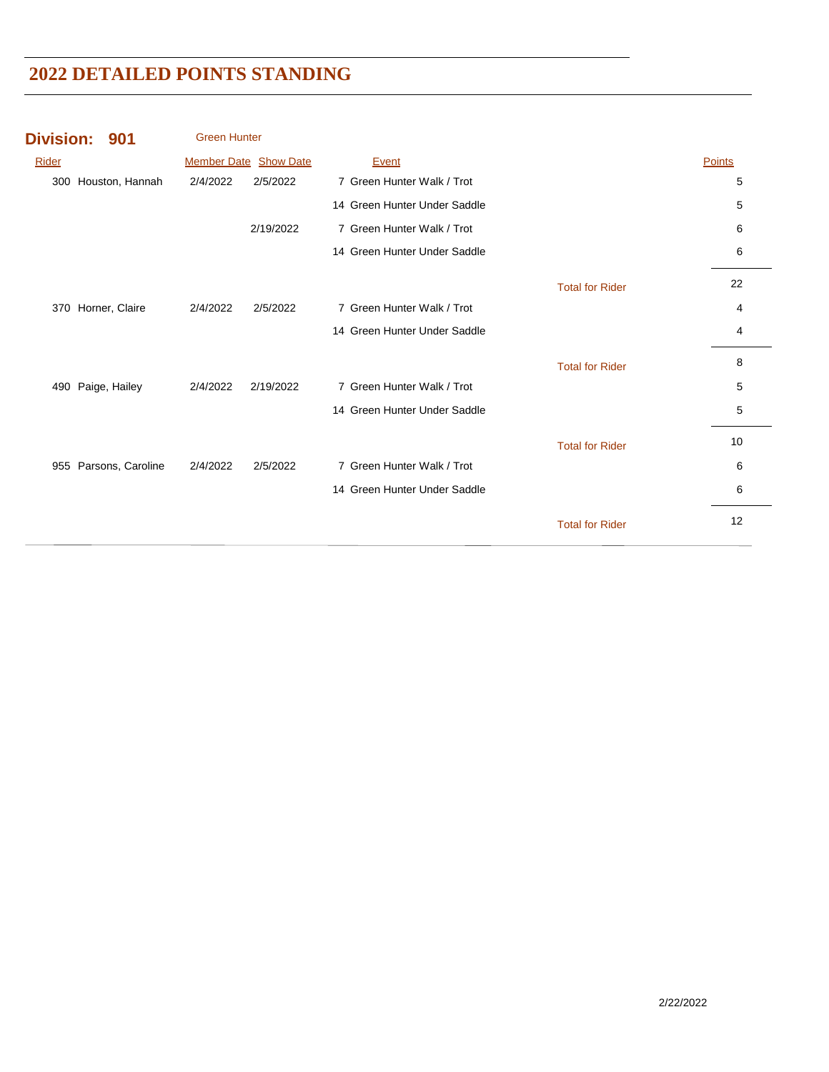# 2022 DETAILED POINTS STANDING

## Division: 901 Green Hunter

| Rider | Member Date | Show Date | Event | | Points |
|---|---|---|---|---|---|
| 300 Houston, Hannah | 2/4/2022 | 2/5/2022 | 7 Green Hunter Walk / Trot | | 5 |
| | | | 14 Green Hunter Under Saddle | | 5 |
| | | 2/19/2022 | 7 Green Hunter Walk / Trot | | 6 |
| | | | 14 Green Hunter Under Saddle | | 6 |
| | | | | Total for Rider | 22 |
| 370 Horner, Claire | 2/4/2022 | 2/5/2022 | 7 Green Hunter Walk / Trot | | 4 |
| | | | 14 Green Hunter Under Saddle | | 4 |
| | | | | Total for Rider | 8 |
| 490 Paige, Hailey | 2/4/2022 | 2/19/2022 | 7 Green Hunter Walk / Trot | | 5 |
| | | | 14 Green Hunter Under Saddle | | 5 |
| | | | | Total for Rider | 10 |
| 955 Parsons, Caroline | 2/4/2022 | 2/5/2022 | 7 Green Hunter Walk / Trot | | 6 |
| | | | 14 Green Hunter Under Saddle | | 6 |
| | | | | Total for Rider | 12 |

2/22/2022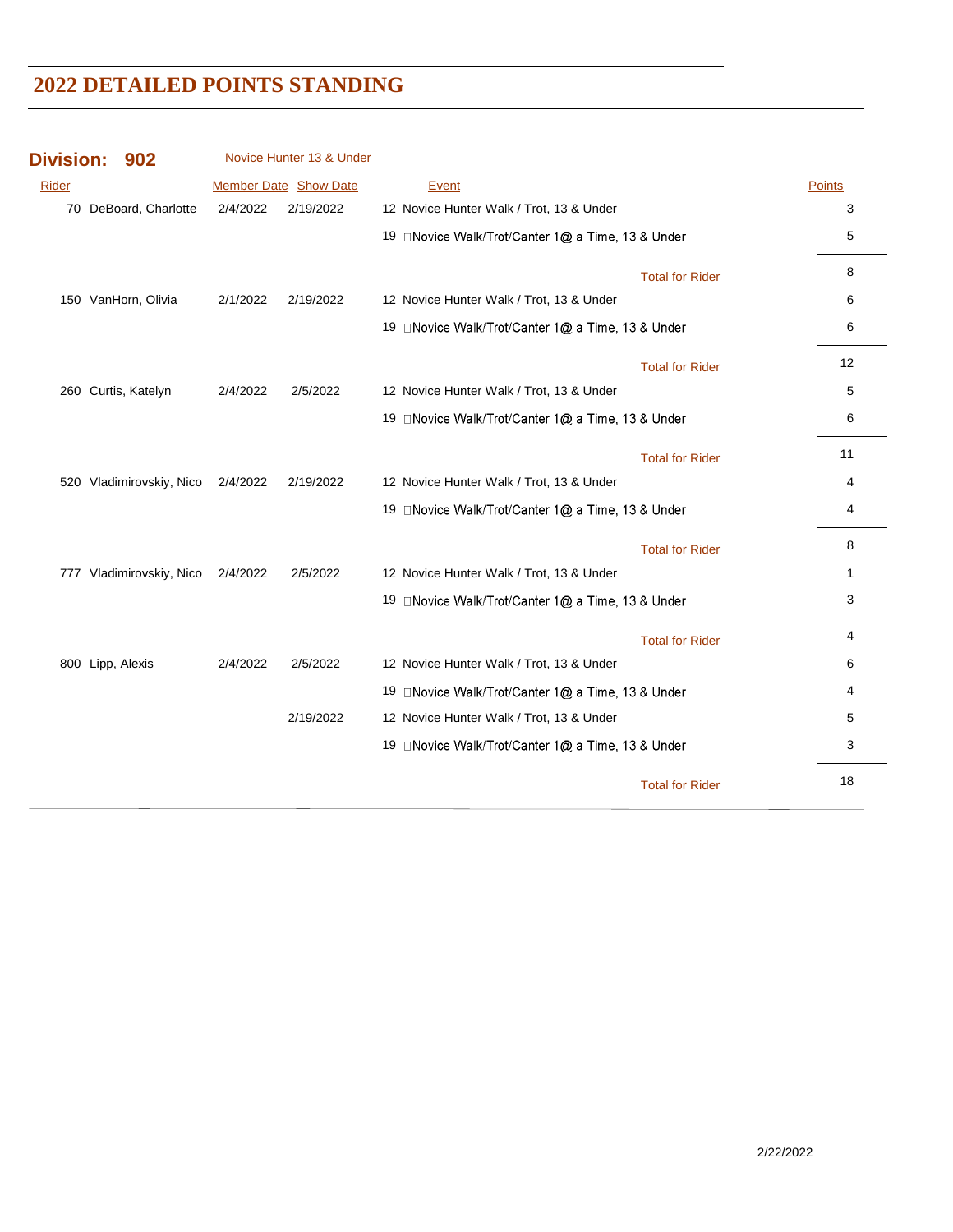# 2022 DETAILED POINTS STANDING

## Division: 902 Novice Hunter 13 & Under

| Rider | Member Date | Show Date | Event | Points |
|---|---|---|---|---|
| 70 DeBoard, Charlotte | 2/4/2022 | 2/19/2022 | 12 Novice Hunter Walk / Trot, 13 & Under | 3 |
| | | | 19 Novice Walk/Trot/Canter 1@ a Time, 13 & Under | 5 |
| | | | Total for Rider | 8 |
| 150 VanHorn, Olivia | 2/1/2022 | 2/19/2022 | 12 Novice Hunter Walk / Trot, 13 & Under | 6 |
| | | | 19 Novice Walk/Trot/Canter 1@ a Time, 13 & Under | 6 |
| | | | Total for Rider | 12 |
| 260 Curtis, Katelyn | 2/4/2022 | 2/5/2022 | 12 Novice Hunter Walk / Trot, 13 & Under | 5 |
| | | | 19 Novice Walk/Trot/Canter 1@ a Time, 13 & Under | 6 |
| | | | Total for Rider | 11 |
| 520 Vladimirovskiy, Nico | 2/4/2022 | 2/19/2022 | 12 Novice Hunter Walk / Trot, 13 & Under | 4 |
| | | | 19 Novice Walk/Trot/Canter 1@ a Time, 13 & Under | 4 |
| | | | Total for Rider | 8 |
| 777 Vladimirovskiy, Nico | 2/4/2022 | 2/5/2022 | 12 Novice Hunter Walk / Trot, 13 & Under | 1 |
| | | | 19 Novice Walk/Trot/Canter 1@ a Time, 13 & Under | 3 |
| | | | Total for Rider | 4 |
| 800 Lipp, Alexis | 2/4/2022 | 2/5/2022 | 12 Novice Hunter Walk / Trot, 13 & Under | 6 |
| | | | 19 Novice Walk/Trot/Canter 1@ a Time, 13 & Under | 4 |
| | | 2/19/2022 | 12 Novice Hunter Walk / Trot, 13 & Under | 5 |
| | | | 19 Novice Walk/Trot/Canter 1@ a Time, 13 & Under | 3 |
| | | | Total for Rider | 18 |

2/22/2022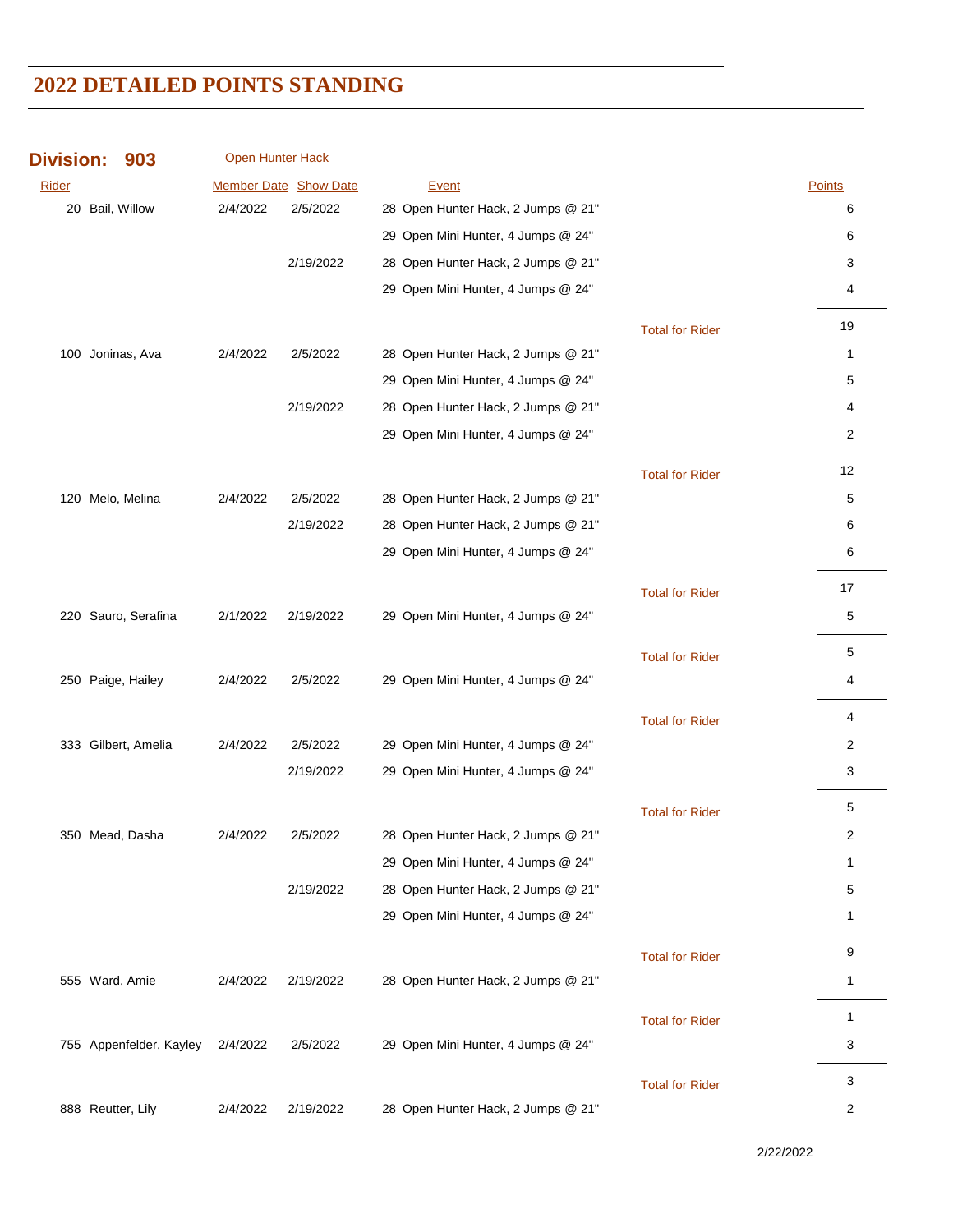# 2022 DETAILED POINTS STANDING

**Division: 903** Open Hunter Hack

| Rider | Member Date | Show Date | Event | | Points |
|---|---|---|---|---|---|
| 20 Bail, Willow | 2/4/2022 | 2/5/2022 | 28 Open Hunter Hack, 2 Jumps @ 21" | | 6 |
| | | | 29 Open Mini Hunter, 4 Jumps @ 24" | | 6 |
| | | 2/19/2022 | 28 Open Hunter Hack, 2 Jumps @ 21" | | 3 |
| | | | 29 Open Mini Hunter, 4 Jumps @ 24" | | 4 |
| | | | | Total for Rider | 19 |
| 100 Joninas, Ava | 2/4/2022 | 2/5/2022 | 28 Open Hunter Hack, 2 Jumps @ 21" | | 1 |
| | | | 29 Open Mini Hunter, 4 Jumps @ 24" | | 5 |
| | | 2/19/2022 | 28 Open Hunter Hack, 2 Jumps @ 21" | | 4 |
| | | | 29 Open Mini Hunter, 4 Jumps @ 24" | | 2 |
| | | | | Total for Rider | 12 |
| 120 Melo, Melina | 2/4/2022 | 2/5/2022 | 28 Open Hunter Hack, 2 Jumps @ 21" | | 5 |
| | | 2/19/2022 | 28 Open Hunter Hack, 2 Jumps @ 21" | | 6 |
| | | | 29 Open Mini Hunter, 4 Jumps @ 24" | | 6 |
| | | | | Total for Rider | 17 |
| 220 Sauro, Serafina | 2/1/2022 | 2/19/2022 | 29 Open Mini Hunter, 4 Jumps @ 24" | | 5 |
| | | | | Total for Rider | 5 |
| 250 Paige, Hailey | 2/4/2022 | 2/5/2022 | 29 Open Mini Hunter, 4 Jumps @ 24" | | 4 |
| | | | | Total for Rider | 4 |
| 333 Gilbert, Amelia | 2/4/2022 | 2/5/2022 | 29 Open Mini Hunter, 4 Jumps @ 24" | | 2 |
| | | 2/19/2022 | 29 Open Mini Hunter, 4 Jumps @ 24" | | 3 |
| | | | | Total for Rider | 5 |
| 350 Mead, Dasha | 2/4/2022 | 2/5/2022 | 28 Open Hunter Hack, 2 Jumps @ 21" | | 2 |
| | | | 29 Open Mini Hunter, 4 Jumps @ 24" | | 1 |
| | | 2/19/2022 | 28 Open Hunter Hack, 2 Jumps @ 21" | | 5 |
| | | | 29 Open Mini Hunter, 4 Jumps @ 24" | | 1 |
| | | | | Total for Rider | 9 |
| 555 Ward, Amie | 2/4/2022 | 2/19/2022 | 28 Open Hunter Hack, 2 Jumps @ 21" | | 1 |
| | | | | Total for Rider | 1 |
| 755 Appenfelder, Kayley | 2/4/2022 | 2/5/2022 | 29 Open Mini Hunter, 4 Jumps @ 24" | | 3 |
| | | | | Total for Rider | 3 |
| 888 Reutter, Lily | 2/4/2022 | 2/19/2022 | 28 Open Hunter Hack, 2 Jumps @ 21" | | 2 |

2/22/2022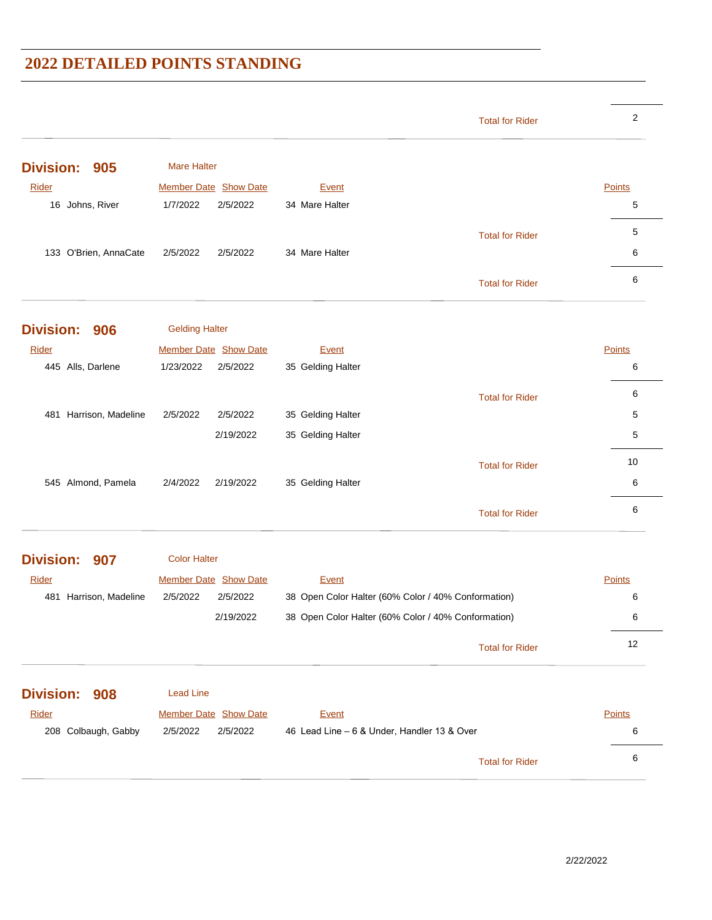## 2022 DETAILED POINTS STANDING

| | | | | Points |
|---|---|---|---|---|
| | | | Total for Rider | 2 |

### Division: 905 — Mare Halter

| Rider | Member Date | Show Date | Event | Points |
|---|---|---|---|---|
| 16 Johns, River | 1/7/2022 | 2/5/2022 | 34 Mare Halter | 5 |
| | | | Total for Rider | 5 |
| 133 O'Brien, AnnaCate | 2/5/2022 | 2/5/2022 | 34 Mare Halter | 6 |
| | | | Total for Rider | 6 |

### Division: 906 — Gelding Halter

| Rider | Member Date | Show Date | Event | Points |
|---|---|---|---|---|
| 445 Alls, Darlene | 1/23/2022 | 2/5/2022 | 35 Gelding Halter | 6 |
| | | | Total for Rider | 6 |
| 481 Harrison, Madeline | 2/5/2022 | 2/5/2022 | 35 Gelding Halter | 5 |
| | | 2/19/2022 | 35 Gelding Halter | 5 |
| | | | Total for Rider | 10 |
| 545 Almond, Pamela | 2/4/2022 | 2/19/2022 | 35 Gelding Halter | 6 |
| | | | Total for Rider | 6 |

### Division: 907 — Color Halter

| Rider | Member Date | Show Date | Event | Points |
|---|---|---|---|---|
| 481 Harrison, Madeline | 2/5/2022 | 2/5/2022 | 38 Open Color Halter (60% Color / 40% Conformation) | 6 |
| | | 2/19/2022 | 38 Open Color Halter (60% Color / 40% Conformation) | 6 |
| | | | Total for Rider | 12 |

### Division: 908 — Lead Line

| Rider | Member Date | Show Date | Event | Points |
|---|---|---|---|---|
| 208 Colbaugh, Gabby | 2/5/2022 | 2/5/2022 | 46 Lead Line – 6 & Under, Handler 13 & Over | 6 |
| | | | Total for Rider | 6 |

2/22/2022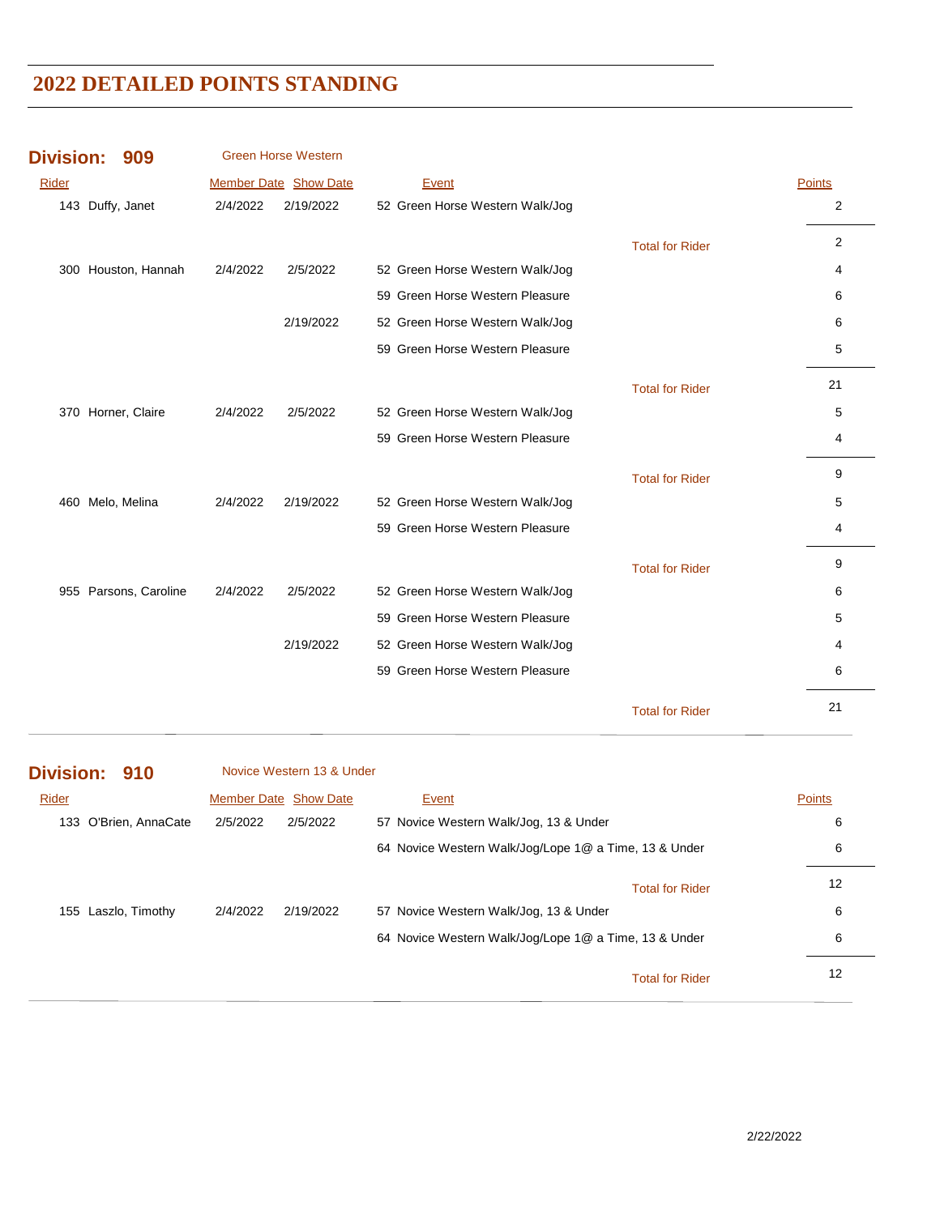# 2022 DETAILED POINTS STANDING

## Division: 909 Green Horse Western

| Rider | Member Date | Show Date | Event | | Points |
|---|---|---|---|---|---|
| 143 Duffy, Janet | 2/4/2022 | 2/19/2022 | 52 Green Horse Western Walk/Jog | | 2 |
| | | | | Total for Rider | 2 |
| 300 Houston, Hannah | 2/4/2022 | 2/5/2022 | 52 Green Horse Western Walk/Jog | | 4 |
| | | | 59 Green Horse Western Pleasure | | 6 |
| | | 2/19/2022 | 52 Green Horse Western Walk/Jog | | 6 |
| | | | 59 Green Horse Western Pleasure | | 5 |
| | | | | Total for Rider | 21 |
| 370 Horner, Claire | 2/4/2022 | 2/5/2022 | 52 Green Horse Western Walk/Jog | | 5 |
| | | | 59 Green Horse Western Pleasure | | 4 |
| | | | | Total for Rider | 9 |
| 460 Melo, Melina | 2/4/2022 | 2/19/2022 | 52 Green Horse Western Walk/Jog | | 5 |
| | | | 59 Green Horse Western Pleasure | | 4 |
| | | | | Total for Rider | 9 |
| 955 Parsons, Caroline | 2/4/2022 | 2/5/2022 | 52 Green Horse Western Walk/Jog | | 6 |
| | | | 59 Green Horse Western Pleasure | | 5 |
| | | 2/19/2022 | 52 Green Horse Western Walk/Jog | | 4 |
| | | | 59 Green Horse Western Pleasure | | 6 |
| | | | | Total for Rider | 21 |

## Division: 910 Novice Western 13 & Under

| Rider | Member Date | Show Date | Event | | Points |
|---|---|---|---|---|---|
| 133 O'Brien, AnnaCate | 2/5/2022 | 2/5/2022 | 57 Novice Western Walk/Jog, 13 & Under | | 6 |
| | | | 64 Novice Western Walk/Jog/Lope 1@ a Time, 13 & Under | | 6 |
| | | | | Total for Rider | 12 |
| 155 Laszlo, Timothy | 2/4/2022 | 2/19/2022 | 57 Novice Western Walk/Jog, 13 & Under | | 6 |
| | | | 64 Novice Western Walk/Jog/Lope 1@ a Time, 13 & Under | | 6 |
| | | | | Total for Rider | 12 |

2/22/2022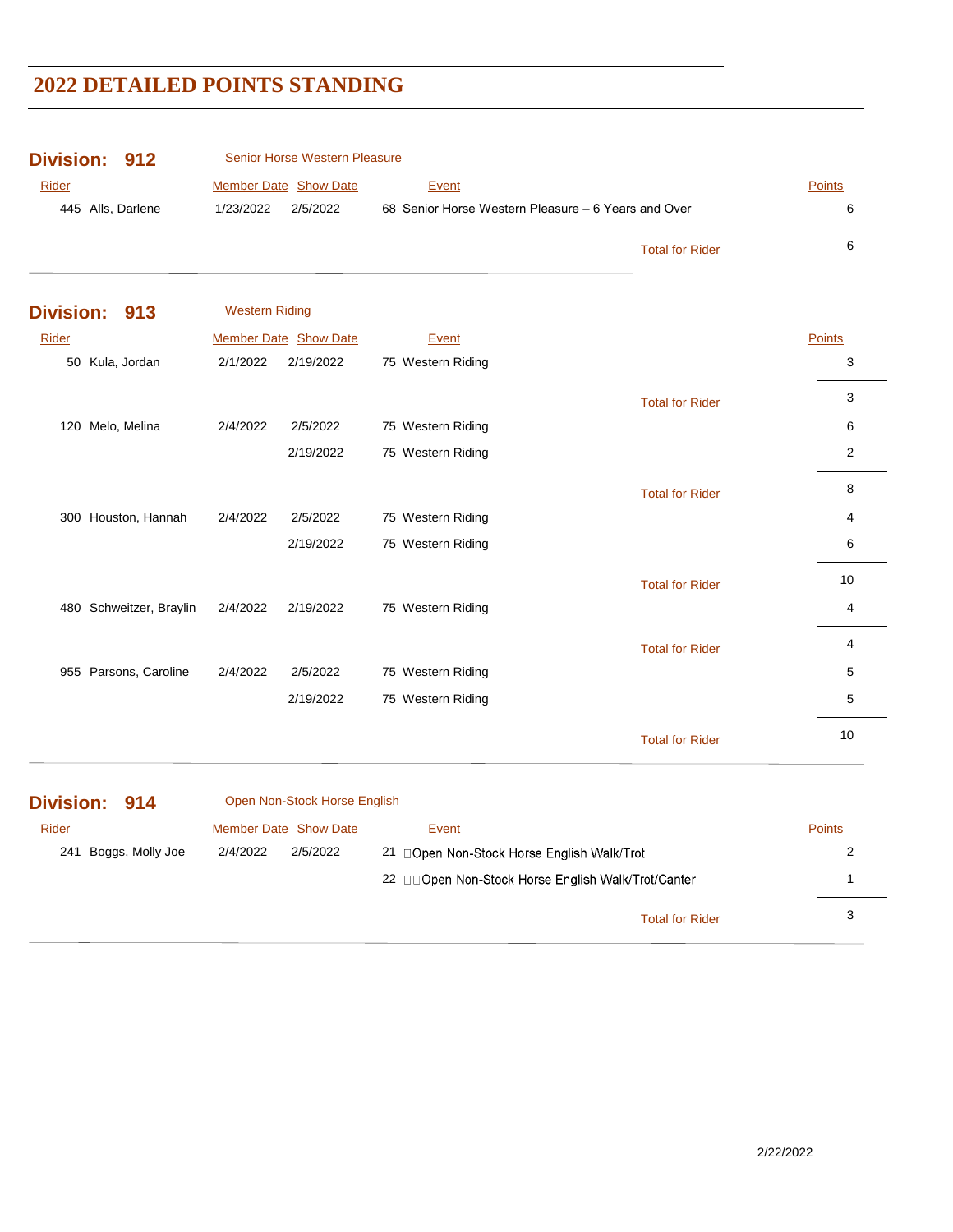# 2022 DETAILED POINTS STANDING

## Division: 912 Senior Horse Western Pleasure

| Rider | Member Date | Show Date | Event | Points |
|---|---|---|---|---|
| 445 Alls, Darlene | 1/23/2022 | 2/5/2022 | 68 Senior Horse Western Pleasure – 6 Years and Over | 6 |
| | | | Total for Rider | 6 |

## Division: 913 Western Riding

| Rider | Member Date | Show Date | Event | Points |
|---|---|---|---|---|
| 50 Kula, Jordan | 2/1/2022 | 2/19/2022 | 75 Western Riding | 3 |
| | | | Total for Rider | 3 |
| 120 Melo, Melina | 2/4/2022 | 2/5/2022 | 75 Western Riding | 6 |
| | | 2/19/2022 | 75 Western Riding | 2 |
| | | | Total for Rider | 8 |
| 300 Houston, Hannah | 2/4/2022 | 2/5/2022 | 75 Western Riding | 4 |
| | | 2/19/2022 | 75 Western Riding | 6 |
| | | | Total for Rider | 10 |
| 480 Schweitzer, Braylin | 2/4/2022 | 2/19/2022 | 75 Western Riding | 4 |
| | | | Total for Rider | 4 |
| 955 Parsons, Caroline | 2/4/2022 | 2/5/2022 | 75 Western Riding | 5 |
| | | 2/19/2022 | 75 Western Riding | 5 |
| | | | Total for Rider | 10 |

## Division: 914 Open Non-Stock Horse English

| Rider | Member Date | Show Date | Event | Points |
|---|---|---|---|---|
| 241 Boggs, Molly Joe | 2/4/2022 | 2/5/2022 | 21 Open Non-Stock Horse English Walk/Trot | 2 |
| | | | 22 Open Non-Stock Horse English Walk/Trot/Canter | 1 |
| | | | Total for Rider | 3 |

2/22/2022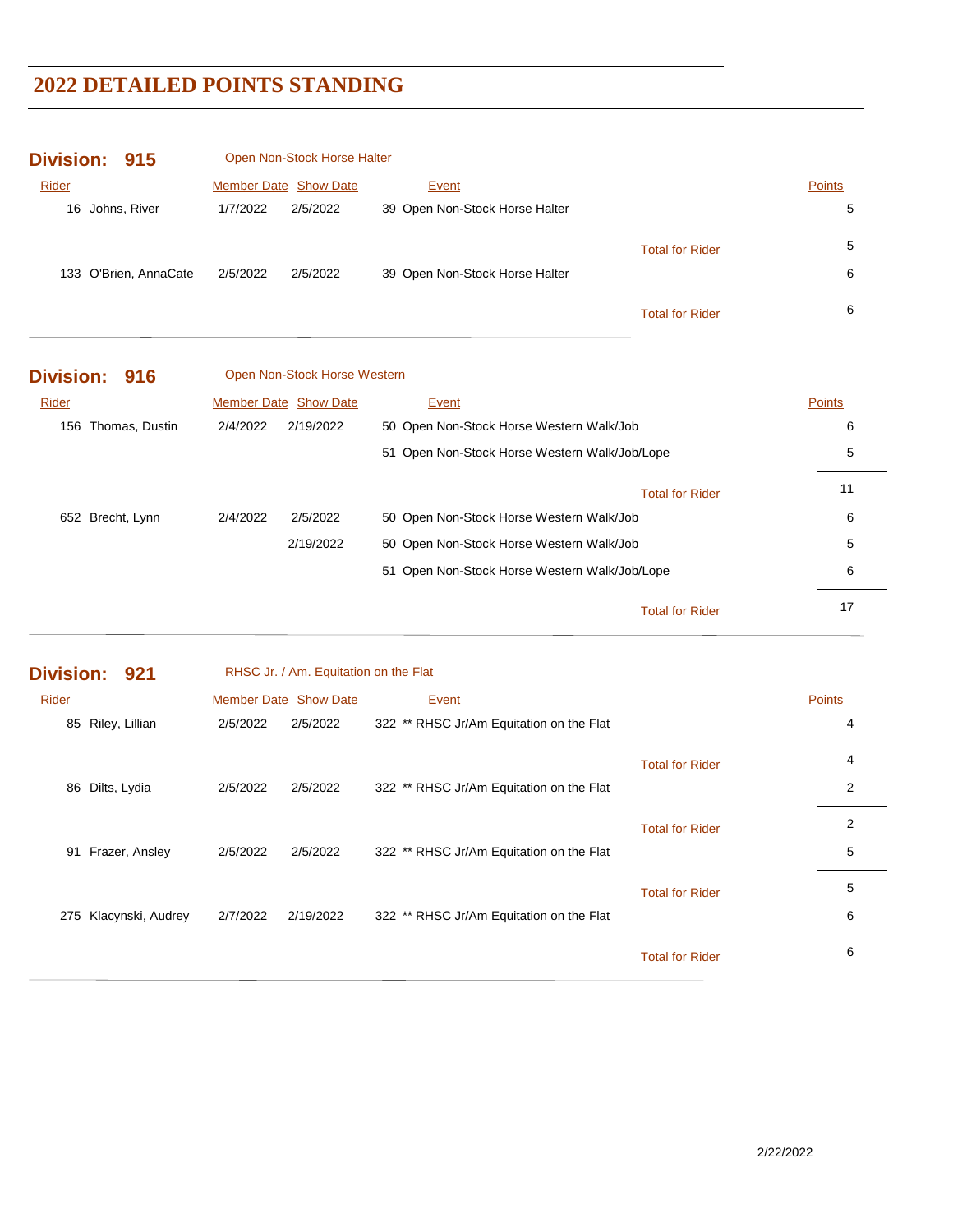# 2022 DETAILED POINTS STANDING

## Division: 915 — Open Non-Stock Horse Halter

| Rider | Member Date | Show Date | Event | | Points |
|---|---|---|---|---|---|
| 16 Johns, River | 1/7/2022 | 2/5/2022 | 39 Open Non-Stock Horse Halter | | 5 |
| | | | | Total for Rider | 5 |
| 133 O'Brien, AnnaCate | 2/5/2022 | 2/5/2022 | 39 Open Non-Stock Horse Halter | | 6 |
| | | | | Total for Rider | 6 |

## Division: 916 — Open Non-Stock Horse Western

| Rider | Member Date | Show Date | Event | | Points |
|---|---|---|---|---|---|
| 156 Thomas, Dustin | 2/4/2022 | 2/19/2022 | 50 Open Non-Stock Horse Western Walk/Job | | 6 |
| | | | 51 Open Non-Stock Horse Western Walk/Job/Lope | | 5 |
| | | | | Total for Rider | 11 |
| 652 Brecht, Lynn | 2/4/2022 | 2/5/2022 | 50 Open Non-Stock Horse Western Walk/Job | | 6 |
| | | 2/19/2022 | 50 Open Non-Stock Horse Western Walk/Job | | 5 |
| | | | 51 Open Non-Stock Horse Western Walk/Job/Lope | | 6 |
| | | | | Total for Rider | 17 |

## Division: 921 — RHSC Jr. / Am. Equitation on the Flat

| Rider | Member Date | Show Date | Event | | Points |
|---|---|---|---|---|---|
| 85 Riley, Lillian | 2/5/2022 | 2/5/2022 | 322 ** RHSC Jr/Am Equitation on the Flat | | 4 |
| | | | | Total for Rider | 4 |
| 86 Dilts, Lydia | 2/5/2022 | 2/5/2022 | 322 ** RHSC Jr/Am Equitation on the Flat | | 2 |
| | | | | Total for Rider | 2 |
| 91 Frazer, Ansley | 2/5/2022 | 2/5/2022 | 322 ** RHSC Jr/Am Equitation on the Flat | | 5 |
| | | | | Total for Rider | 5 |
| 275 Klacynski, Audrey | 2/7/2022 | 2/19/2022 | 322 ** RHSC Jr/Am Equitation on the Flat | | 6 |
| | | | | Total for Rider | 6 |

2/22/2022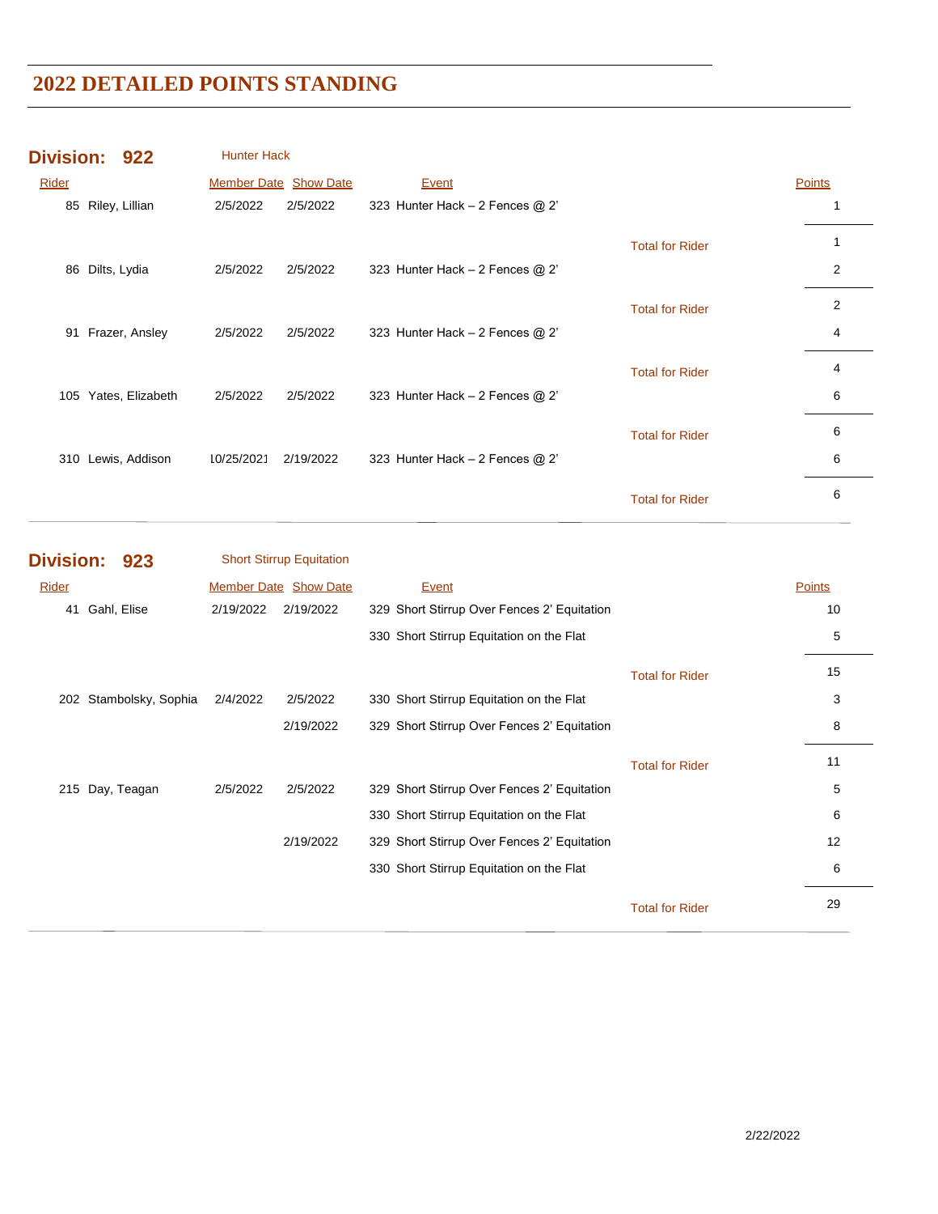# 2022 DETAILED POINTS STANDING

## Division: 922 Hunter Hack

| Rider | Member Date | Show Date | Event | | Points |
|---|---|---|---|---|---|
| 85 Riley, Lillian | 2/5/2022 | 2/5/2022 | 323 Hunter Hack – 2 Fences @ 2' | | 1 |
| | | | | Total for Rider | 1 |
| 86 Dilts, Lydia | 2/5/2022 | 2/5/2022 | 323 Hunter Hack – 2 Fences @ 2' | | 2 |
| | | | | Total for Rider | 2 |
| 91 Frazer, Ansley | 2/5/2022 | 2/5/2022 | 323 Hunter Hack – 2 Fences @ 2' | | 4 |
| | | | | Total for Rider | 4 |
| 105 Yates, Elizabeth | 2/5/2022 | 2/5/2022 | 323 Hunter Hack – 2 Fences @ 2' | | 6 |
| | | | | Total for Rider | 6 |
| 310 Lewis, Addison | 10/25/2021 | 2/19/2022 | 323 Hunter Hack – 2 Fences @ 2' | | 6 |
| | | | | Total for Rider | 6 |

## Division: 923 Short Stirrup Equitation

| Rider | Member Date | Show Date | Event | | Points |
|---|---|---|---|---|---|
| 41 Gahl, Elise | 2/19/2022 | 2/19/2022 | 329 Short Stirrup Over Fences 2' Equitation | | 10 |
| | | | 330 Short Stirrup Equitation on the Flat | | 5 |
| | | | | Total for Rider | 15 |
| 202 Stambolsky, Sophia | 2/4/2022 | 2/5/2022 | 330 Short Stirrup Equitation on the Flat | | 3 |
| | | 2/19/2022 | 329 Short Stirrup Over Fences 2' Equitation | | 8 |
| | | | | Total for Rider | 11 |
| 215 Day, Teagan | 2/5/2022 | 2/5/2022 | 329 Short Stirrup Over Fences 2' Equitation | | 5 |
| | | | 330 Short Stirrup Equitation on the Flat | | 6 |
| | | 2/19/2022 | 329 Short Stirrup Over Fences 2' Equitation | | 12 |
| | | | 330 Short Stirrup Equitation on the Flat | | 6 |
| | | | | Total for Rider | 29 |

2/22/2022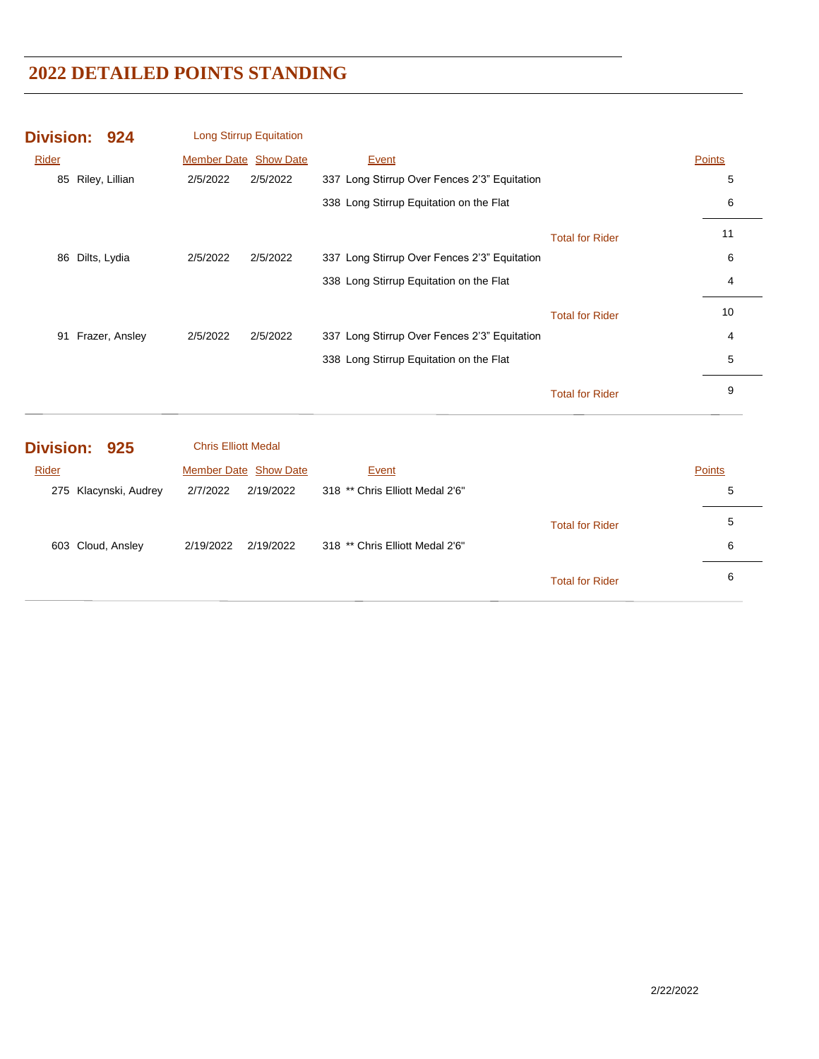# 2022 DETAILED POINTS STANDING

## Division: 924 Long Stirrup Equitation

| Rider | Member Date | Show Date | Event | | Points |
|---|---|---|---|---|---|
| 85 Riley, Lillian | 2/5/2022 | 2/5/2022 | 337 Long Stirrup Over Fences 2'3" Equitation | | 5 |
| | | | 338 Long Stirrup Equitation on the Flat | | 6 |
| | | | | Total for Rider | 11 |
| 86 Dilts, Lydia | 2/5/2022 | 2/5/2022 | 337 Long Stirrup Over Fences 2'3" Equitation | | 6 |
| | | | 338 Long Stirrup Equitation on the Flat | | 4 |
| | | | | Total for Rider | 10 |
| 91 Frazer, Ansley | 2/5/2022 | 2/5/2022 | 337 Long Stirrup Over Fences 2'3" Equitation | | 4 |
| | | | 338 Long Stirrup Equitation on the Flat | | 5 |
| | | | | Total for Rider | 9 |

## Division: 925 Chris Elliott Medal

| Rider | Member Date | Show Date | Event | | Points |
|---|---|---|---|---|---|
| 275 Klacynski, Audrey | 2/7/2022 | 2/19/2022 | 318 ** Chris Elliott Medal 2'6" | | 5 |
| | | | | Total for Rider | 5 |
| 603 Cloud, Ansley | 2/19/2022 | 2/19/2022 | 318 ** Chris Elliott Medal 2'6" | | 6 |
| | | | | Total for Rider | 6 |

2/22/2022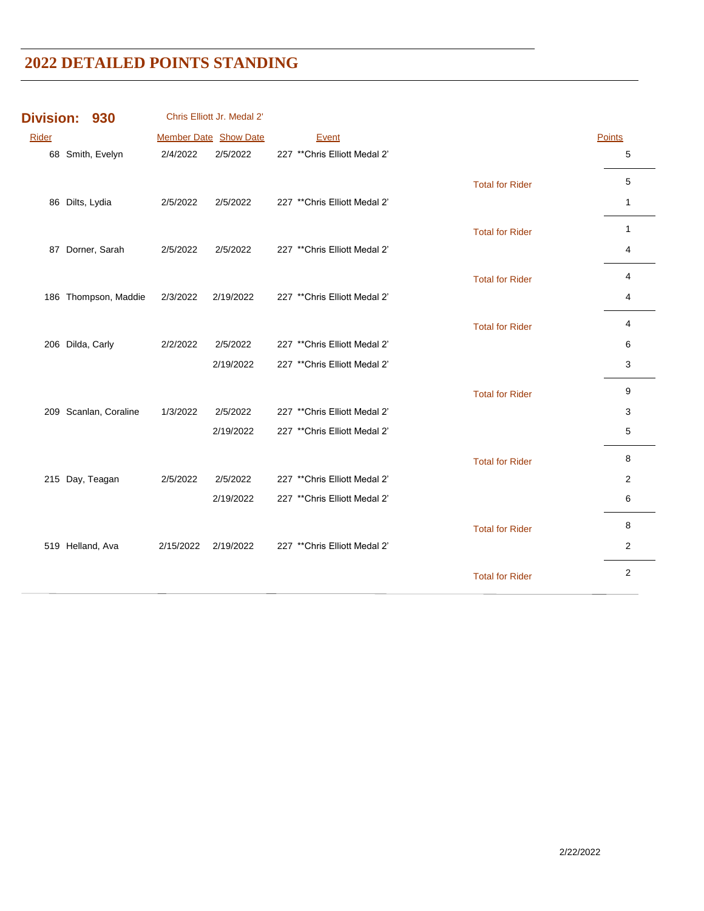# 2022 DETAILED POINTS STANDING

**Division: 930** Chris Elliott Jr. Medal 2'

| Rider | Member Date | Show Date | Event | | Points |
|---|---|---|---|---|---|
| 68 Smith, Evelyn | 2/4/2022 | 2/5/2022 | 227 **Chris Elliott Medal 2' | | 5 |
| | | | | Total for Rider | 5 |
| 86 Dilts, Lydia | 2/5/2022 | 2/5/2022 | 227 **Chris Elliott Medal 2' | | 1 |
| | | | | Total for Rider | 1 |
| 87 Dorner, Sarah | 2/5/2022 | 2/5/2022 | 227 **Chris Elliott Medal 2' | | 4 |
| | | | | Total for Rider | 4 |
| 186 Thompson, Maddie | 2/3/2022 | 2/19/2022 | 227 **Chris Elliott Medal 2' | | 4 |
| | | | | Total for Rider | 4 |
| 206 Dilda, Carly | 2/2/2022 | 2/5/2022 | 227 **Chris Elliott Medal 2' | | 6 |
| | | 2/19/2022 | 227 **Chris Elliott Medal 2' | | 3 |
| | | | | Total for Rider | 9 |
| 209 Scanlan, Coraline | 1/3/2022 | 2/5/2022 | 227 **Chris Elliott Medal 2' | | 3 |
| | | 2/19/2022 | 227 **Chris Elliott Medal 2' | | 5 |
| | | | | Total for Rider | 8 |
| 215 Day, Teagan | 2/5/2022 | 2/5/2022 | 227 **Chris Elliott Medal 2' | | 2 |
| | | 2/19/2022 | 227 **Chris Elliott Medal 2' | | 6 |
| | | | | Total for Rider | 8 |
| 519 Helland, Ava | 2/15/2022 | 2/19/2022 | 227 **Chris Elliott Medal 2' | | 2 |
| | | | | Total for Rider | 2 |

2/22/2022